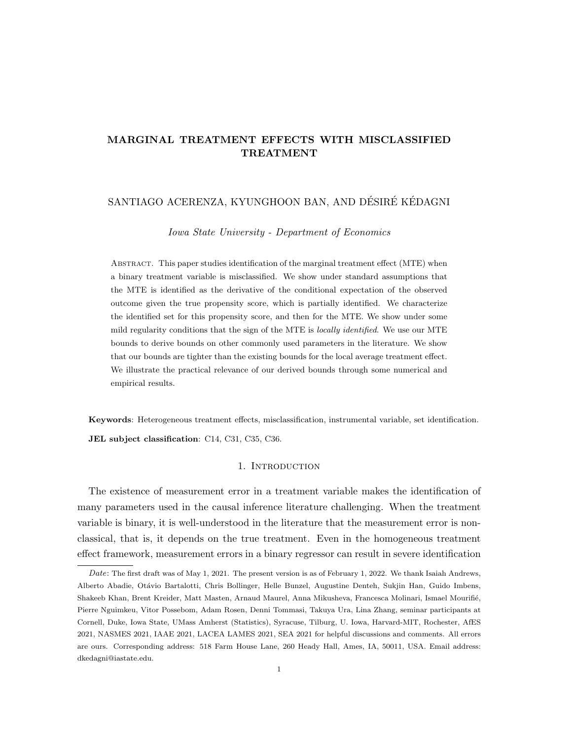# MARGINAL TREATMENT EFFECTS WITH MISCLASSIFIED TREATMENT

SANTIAGO ACERENZA, KYUNGHOON BAN, AND DÉSIRÉ KÉDAGNI

*Iowa State University - Department of Economics*

Abstract. This paper studies identification of the marginal treatment effect (MTE) when a binary treatment variable is misclassified. We show under standard assumptions that the MTE is identified as the derivative of the conditional expectation of the observed outcome given the true propensity score, which is partially identified. We characterize the identified set for this propensity score, and then for the MTE. We show under some mild regularity conditions that the sign of the MTE is *locally identified*. We use our MTE bounds to derive bounds on other commonly used parameters in the literature. We show that our bounds are tighter than the existing bounds for the local average treatment effect. We illustrate the practical relevance of our derived bounds through some numerical and empirical results.

**Keywords**: Heterogeneous treatment effects, misclassification, instrumental variable, set identification.

**JEL subject classification**: C14, C31, C35, C36.

## 1. Introduction

The existence of measurement error in a treatment variable makes the identification of many parameters used in the causal inference literature challenging. When the treatment variable is binary, it is well-understood in the literature that the measurement error is non-classical, that is, it depends on the true treatment. Even in the homogeneous treatment effect framework, measurement errors in a binary regressor can result in severe identification

*Date*: The first draft was of May 1, 2021. The present version is as of February 1, 2022. We thank Isaiah Andrews, Alberto Abadie, Otávio Bartalotti, Chris Bollinger, Helle Bunzel, Augustine Denteh, Sukjin Han, Guido Imbens, Shakeeb Khan, Brent Kreider, Matt Masten, Arnaud Maurel, Anna Mikusheva, Francesca Molinari, Ismael Mourifié, Pierre Nguimkeu, Vitor Possebom, Adam Rosen, Denni Tommasi, Takuya Ura, Lina Zhang, seminar participants at Cornell, Duke, Iowa State, UMass Amherst (Statistics), Syracuse, Tilburg, U. Iowa, Harvard-MIT, Rochester, AfES 2021, NASMES 2021, IAAE 2021, LACEA LAMES 2021, SEA 2021 for helpful discussions and comments. All errors are ours. Corresponding address: 518 Farm House Lane, 260 Heady Hall, Ames, IA, 50011, USA. Email address: dkedagni@iastate.edu.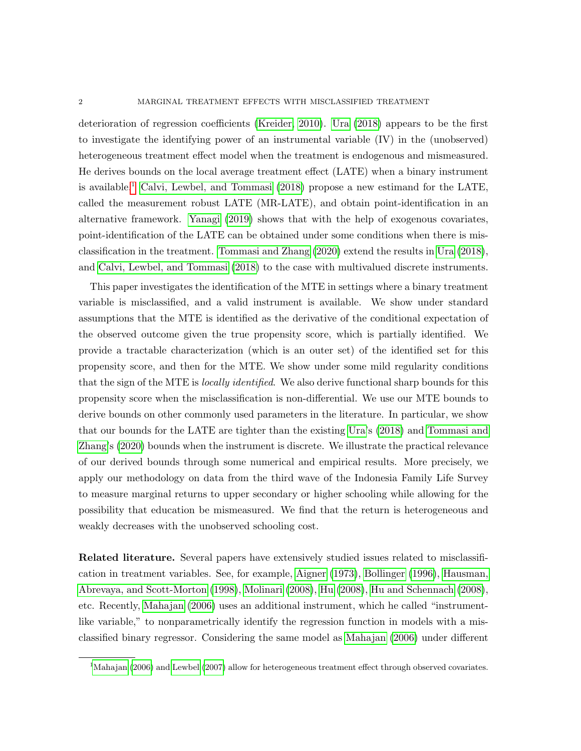deterioration of regression coefficients (Kreider, 2010). Ura (2018) appears to be the first to investigate the identifying power of an instrumental variable (IV) in the (unobserved) heterogeneous treatment effect model when the treatment is endogenous and mismeasured. He derives bounds on the local average treatment effect (LATE) when a binary instrument is available.[1] Calvi, Lewbel, and Tommasi (2018) propose a new estimand for the LATE, called the measurement robust LATE (MR-LATE), and obtain point-identification in an alternative framework. Yanagi (2019) shows that with the help of exogenous covariates, point-identification of the LATE can be obtained under some conditions when there is misclassification in the treatment. Tommasi and Zhang (2020) extend the results in Ura (2018), and Calvi, Lewbel, and Tommasi (2018) to the case with multivalued discrete instruments.

This paper investigates the identification of the MTE in settings where a binary treatment variable is misclassified, and a valid instrument is available. We show under standard assumptions that the MTE is identified as the derivative of the conditional expectation of the observed outcome given the true propensity score, which is partially identified. We provide a tractable characterization (which is an outer set) of the identified set for this propensity score, and then for the MTE. We show under some mild regularity conditions that the sign of the MTE is *locally identified*. We also derive functional sharp bounds for this propensity score when the misclassification is non-differential. We use our MTE bounds to derive bounds on other commonly used parameters in the literature. In particular, we show that our bounds for the LATE are tighter than the existing Ura's (2018) and Tommasi and Zhang's (2020) bounds when the instrument is discrete. We illustrate the practical relevance of our derived bounds through some numerical and empirical results. More precisely, we apply our methodology on data from the third wave of the Indonesia Family Life Survey to measure marginal returns to upper secondary or higher schooling while allowing for the possibility that education be mismeasured. We find that the return is heterogeneous and weakly decreases with the unobserved schooling cost.

**Related literature.** Several papers have extensively studied issues related to misclassification in treatment variables. See, for example, Aigner (1973), Bollinger (1996), Hausman, Abrevaya, and Scott-Morton (1998), Molinari (2008), Hu (2008), Hu and Schennach (2008), etc. Recently, Mahajan (2006) uses an additional instrument, which he called "instrument-like variable," to nonparametrically identify the regression function in models with a misclassified binary regressor. Considering the same model as Mahajan (2006) under different

[1] Mahajan (2006) and Lewbel (2007) allow for heterogeneous treatment effect through observed covariates.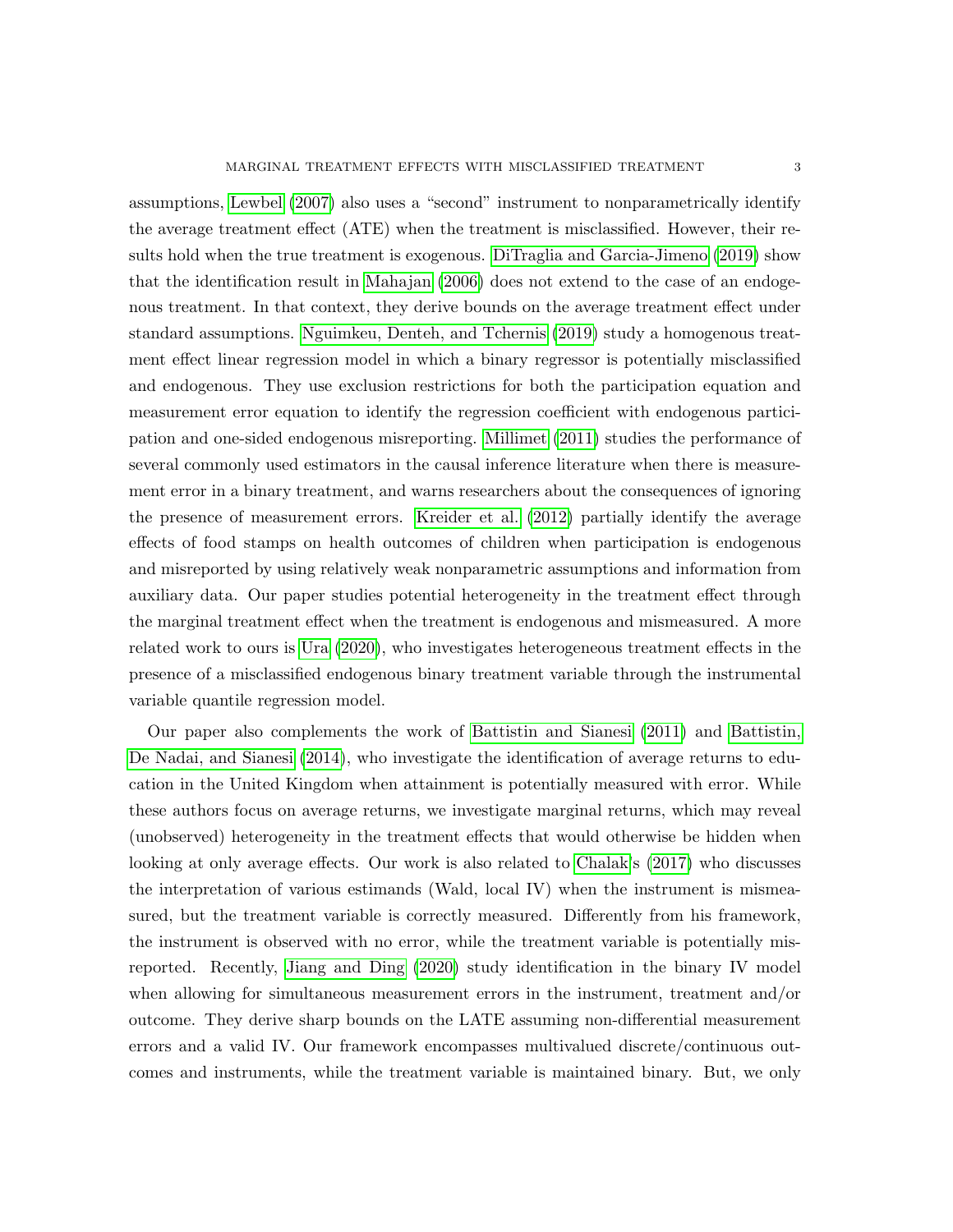assumptions, Lewbel (2007) also uses a "second" instrument to nonparametrically identify the average treatment effect (ATE) when the treatment is misclassified. However, their results hold when the true treatment is exogenous. DiTraglia and Garcia-Jimeno (2019) show that the identification result in Mahajan (2006) does not extend to the case of an endogenous treatment. In that context, they derive bounds on the average treatment effect under standard assumptions. Nguimkeu, Denteh, and Tchernis (2019) study a homogenous treatment effect linear regression model in which a binary regressor is potentially misclassified and endogenous. They use exclusion restrictions for both the participation equation and measurement error equation to identify the regression coefficient with endogenous participation and one-sided endogenous misreporting. Millimet (2011) studies the performance of several commonly used estimators in the causal inference literature when there is measurement error in a binary treatment, and warns researchers about the consequences of ignoring the presence of measurement errors. Kreider et al. (2012) partially identify the average effects of food stamps on health outcomes of children when participation is endogenous and misreported by using relatively weak nonparametric assumptions and information from auxiliary data. Our paper studies potential heterogeneity in the treatment effect through the marginal treatment effect when the treatment is endogenous and mismeasured. A more related work to ours is Ura (2020), who investigates heterogeneous treatment effects in the presence of a misclassified endogenous binary treatment variable through the instrumental variable quantile regression model.

Our paper also complements the work of Battistin and Sianesi (2011) and Battistin, De Nadai, and Sianesi (2014), who investigate the identification of average returns to education in the United Kingdom when attainment is potentially measured with error. While these authors focus on average returns, we investigate marginal returns, which may reveal (unobserved) heterogeneity in the treatment effects that would otherwise be hidden when looking at only average effects. Our work is also related to Chalak's (2017) who discusses the interpretation of various estimands (Wald, local IV) when the instrument is mismeasured, but the treatment variable is correctly measured. Differently from his framework, the instrument is observed with no error, while the treatment variable is potentially misreported. Recently, Jiang and Ding (2020) study identification in the binary IV model when allowing for simultaneous measurement errors in the instrument, treatment and/or outcome. They derive sharp bounds on the LATE assuming non-differential measurement errors and a valid IV. Our framework encompasses multivalued discrete/continuous outcomes and instruments, while the treatment variable is maintained binary. But, we only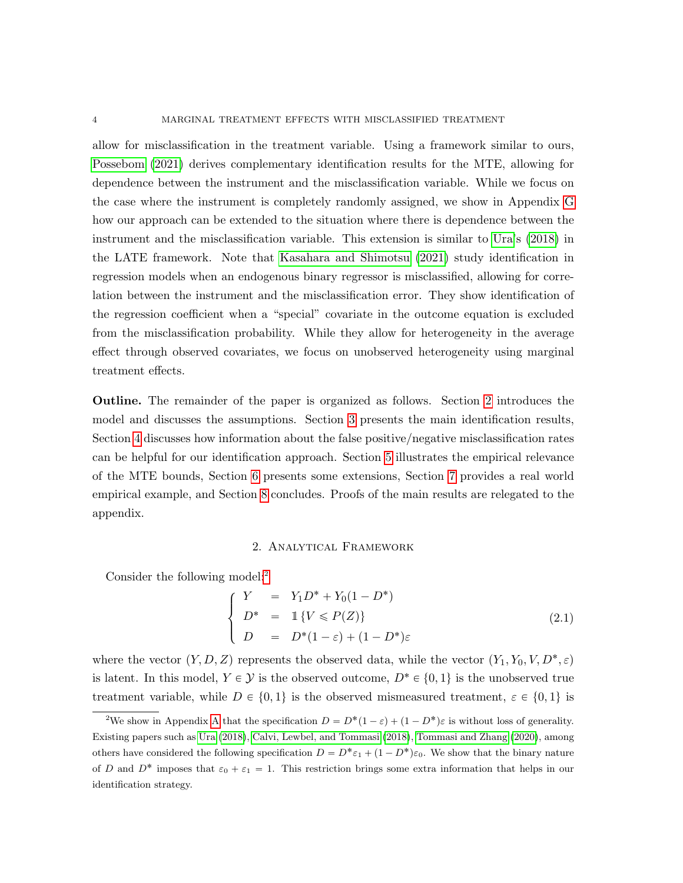allow for misclassification in the treatment variable. Using a framework similar to ours, Possebom (2021) derives complementary identification results for the MTE, allowing for dependence between the instrument and the misclassification variable. While we focus on the case where the instrument is completely randomly assigned, we show in Appendix G how our approach can be extended to the situation where there is dependence between the instrument and the misclassification variable. This extension is similar to Ura's (2018) in the LATE framework. Note that Kasahara and Shimotsu (2021) study identification in regression models when an endogenous binary regressor is misclassified, allowing for correlation between the instrument and the misclassification error. They show identification of the regression coefficient when a "special" covariate in the outcome equation is excluded from the misclassification probability. While they allow for heterogeneity in the average effect through observed covariates, we focus on unobserved heterogeneity using marginal treatment effects.

**Outline.** The remainder of the paper is organized as follows. Section 2 introduces the model and discusses the assumptions. Section 3 presents the main identification results, Section 4 discusses how information about the false positive/negative misclassification rates can be helpful for our identification approach. Section 5 illustrates the empirical relevance of the MTE bounds, Section 6 presents some extensions, Section 7 provides a real world empirical example, and Section 8 concludes. Proofs of the main results are relegated to the appendix.

## 2. Analytical Framework

Consider the following model:[2]

$$\left\{ \begin{array}{lcl} Y & = & Y_1 D^* + Y_0(1-D^*) \\ D^* & = & \mathbb{1}\{V \leqslant P(Z)\} \\ D & = & D^*(1-\varepsilon) + (1-D^*)\varepsilon \end{array} \right. \tag{2.1}$$

where the vector $(Y, D, Z)$ represents the observed data, while the vector $(Y_1, Y_0, V, D^*, \varepsilon)$ is latent. In this model, $Y \in \mathcal{Y}$ is the observed outcome, $D^* \in \{0,1\}$ is the unobserved true treatment variable, while $D \in \{0,1\}$ is the observed mismeasured treatment, $\varepsilon \in \{0,1\}$ is

[2] We show in Appendix A that the specification $D = D^*(1-\varepsilon) + (1-D^*)\varepsilon$ is without loss of generality. Existing papers such as Ura (2018), Calvi, Lewbel, and Tommasi (2018), Tommasi and Zhang (2020), among others have considered the following specification $D = D^*\varepsilon_1 + (1-D^*)\varepsilon_0$. We show that the binary nature of $D$ and $D^*$ imposes that $\varepsilon_0 + \varepsilon_1 = 1$. This restriction brings some extra information that helps in our identification strategy.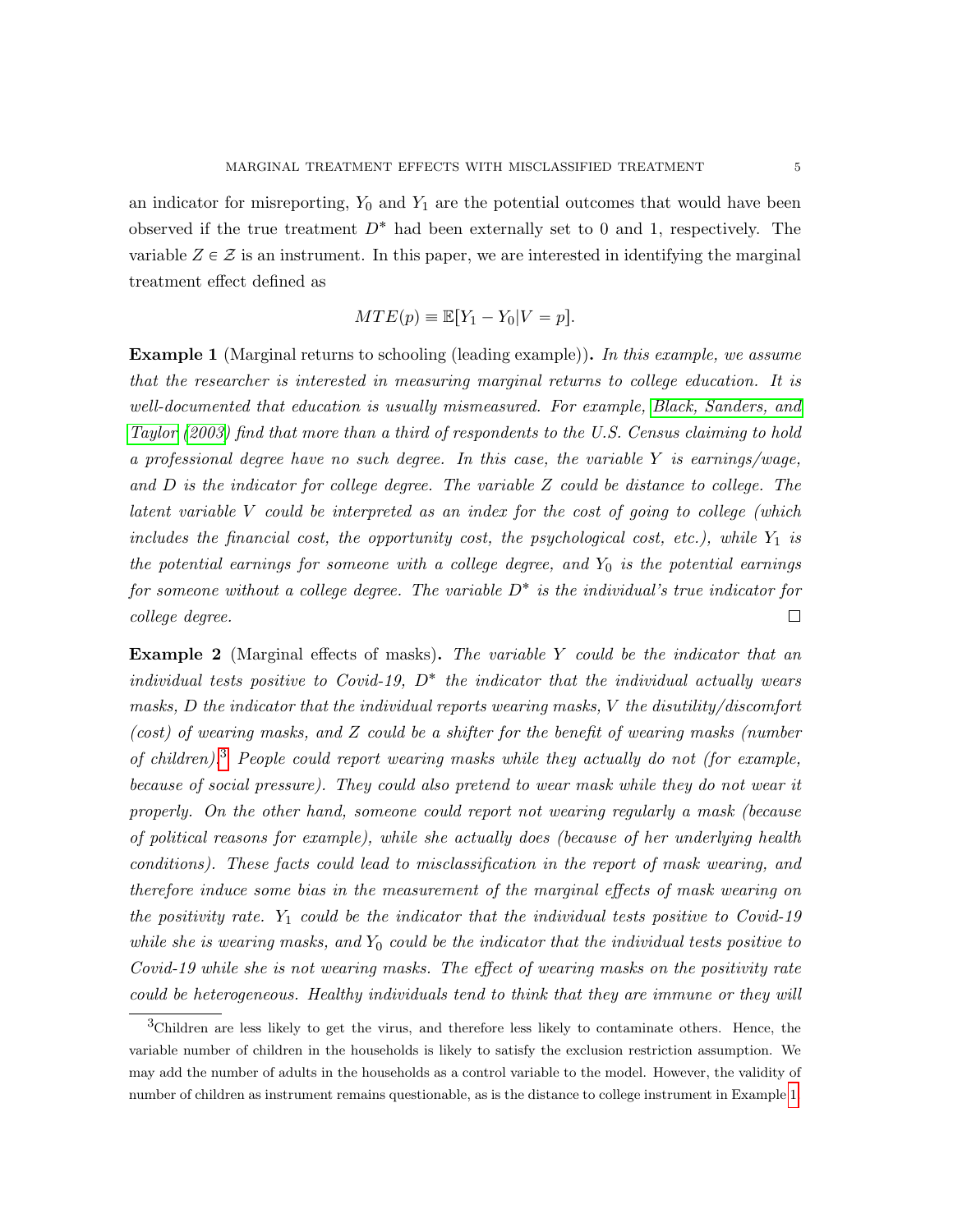an indicator for misreporting, $Y_0$ and $Y_1$ are the potential outcomes that would have been observed if the true treatment $D^*$ had been externally set to 0 and 1, respectively. The variable $Z \in \mathcal{Z}$ is an instrument. In this paper, we are interested in identifying the marginal treatment effect defined as

$$MTE(p) \equiv \mathbb{E}[Y_1 - Y_0 | V = p].$$

**Example 1** (Marginal returns to schooling (leading example))**.** *In this example, we assume that the researcher is interested in measuring marginal returns to college education. It is well-documented that education is usually mismeasured. For example, Black, Sanders, and Taylor (2003) find that more than a third of respondents to the U.S. Census claiming to hold a professional degree have no such degree. In this case, the variable $Y$ is earnings/wage, and $D$ is the indicator for college degree. The variable $Z$ could be distance to college. The latent variable $V$ could be interpreted as an index for the cost of going to college (which includes the financial cost, the opportunity cost, the psychological cost, etc.), while $Y_1$ is the potential earnings for someone with a college degree, and $Y_0$ is the potential earnings for someone without a college degree. The variable $D^*$ is the individual's true indicator for college degree.* □

**Example 2** (Marginal effects of masks)**.** *The variable $Y$ could be the indicator that an individual tests positive to Covid-19, $D^*$ the indicator that the individual actually wears masks, $D$ the indicator that the individual reports wearing masks, $V$ the disutility/discomfort (cost) of wearing masks, and $Z$ could be a shifter for the benefit of wearing masks (number of children).*[3] *People could report wearing masks while they actually do not (for example, because of social pressure). They could also pretend to wear mask while they do not wear it properly. On the other hand, someone could report not wearing regularly a mask (because of political reasons for example), while she actually does (because of her underlying health conditions). These facts could lead to misclassification in the report of mask wearing, and therefore induce some bias in the measurement of the marginal effects of mask wearing on the positivity rate. $Y_1$ could be the indicator that the individual tests positive to Covid-19 while she is wearing masks, and $Y_0$ could be the indicator that the individual tests positive to Covid-19 while she is not wearing masks. The effect of wearing masks on the positivity rate could be heterogeneous. Healthy individuals tend to think that they are immune or they will*

---

[3] Children are less likely to get the virus, and therefore less likely to contaminate others. Hence, the variable number of children in the households is likely to satisfy the exclusion restriction assumption. We may add the number of adults in the households as a control variable to the model. However, the validity of number of children as instrument remains questionable, as is the distance to college instrument in Example 1.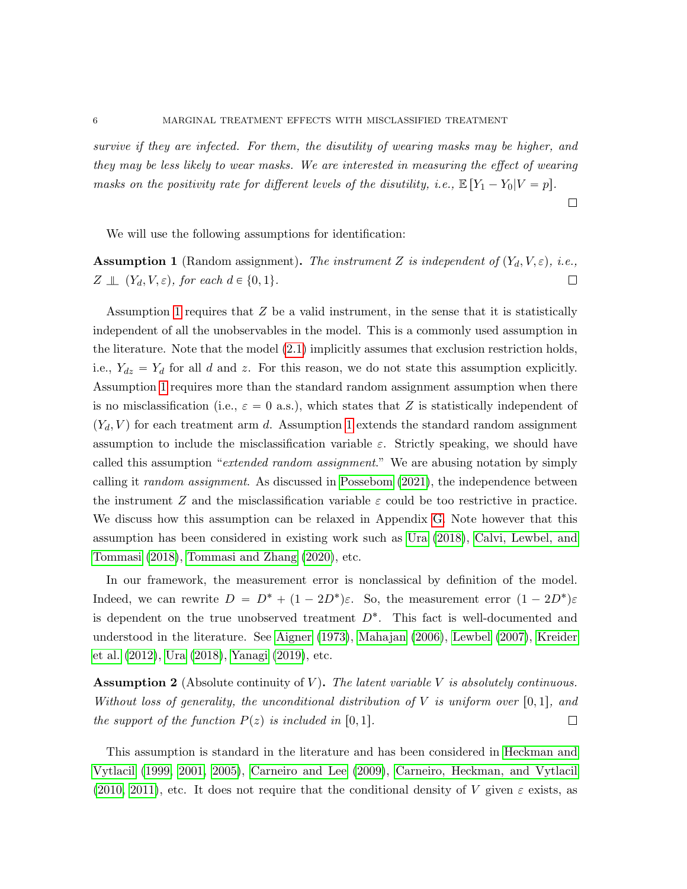*survive if they are infected. For them, the disutility of wearing masks may be higher, and they may be less likely to wear masks. We are interested in measuring the effect of wearing masks on the positivity rate for different levels of the disutility, i.e.,* $\mathbb{E}[Y_1 - Y_0 | V = p]$. □

We will use the following assumptions for identification:

**Assumption 1** (Random assignment)**.** *The instrument* $Z$ *is independent of* $(Y_d, V, \varepsilon)$*, i.e.,* $Z \perp\!\!\!\perp (Y_d, V, \varepsilon)$*, for each* $d \in \{0, 1\}$*.* □

Assumption 1 requires that $Z$ be a valid instrument, in the sense that it is statistically independent of all the unobservables in the model. This is a commonly used assumption in the literature. Note that the model (2.1) implicitly assumes that exclusion restriction holds, i.e., $Y_{dz} = Y_d$ for all $d$ and $z$. For this reason, we do not state this assumption explicitly. Assumption 1 requires more than the standard random assignment assumption when there is no misclassification (i.e., $\varepsilon = 0$ a.s.), which states that $Z$ is statistically independent of $(Y_d, V)$ for each treatment arm $d$. Assumption 1 extends the standard random assignment assumption to include the misclassification variable $\varepsilon$. Strictly speaking, we should have called this assumption "*extended random assignment*." We are abusing notation by simply calling it *random assignment*. As discussed in Possebom (2021), the independence between the instrument $Z$ and the misclassification variable $\varepsilon$ could be too restrictive in practice. We discuss how this assumption can be relaxed in Appendix G. Note however that this assumption has been considered in existing work such as Ura (2018), Calvi, Lewbel, and Tommasi (2018), Tommasi and Zhang (2020), etc.

In our framework, the measurement error is nonclassical by definition of the model. Indeed, we can rewrite $D = D^* + (1 - 2D^*)\varepsilon$. So, the measurement error $(1 - 2D^*)\varepsilon$ is dependent on the true unobserved treatment $D^*$. This fact is well-documented and understood in the literature. See Aigner (1973), Mahajan (2006), Lewbel (2007), Kreider et al. (2012), Ura (2018), Yanagi (2019), etc.

**Assumption 2** (Absolute continuity of $V$)**.** *The latent variable* $V$ *is absolutely continuous. Without loss of generality, the unconditional distribution of* $V$ *is uniform over* $[0, 1]$*, and the support of the function* $P(z)$ *is included in* $[0, 1]$*.* □

This assumption is standard in the literature and has been considered in Heckman and Vytlacil (1999, 2001, 2005), Carneiro and Lee (2009), Carneiro, Heckman, and Vytlacil (2010, 2011), etc. It does not require that the conditional density of $V$ given $\varepsilon$ exists, as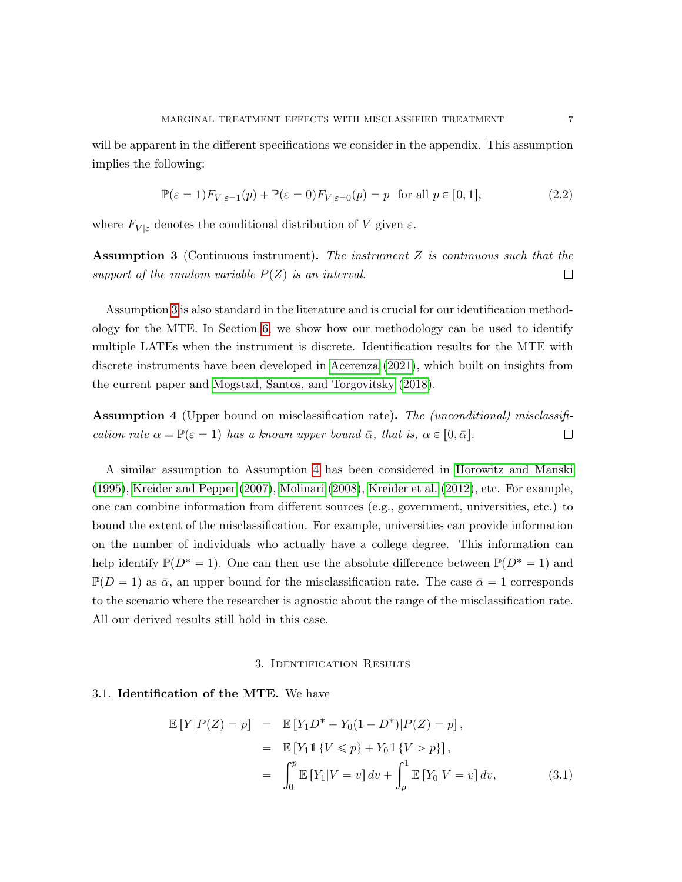will be apparent in the different specifications we consider in the appendix. This assumption implies the following:

$$\mathbb{P}(\varepsilon = 1)F_{V|\varepsilon=1}(p) + \mathbb{P}(\varepsilon = 0)F_{V|\varepsilon=0}(p) = p \;\text{ for all } p \in [0, 1], \tag{2.2}$$

where $F_{V|\varepsilon}$ denotes the conditional distribution of $V$ given $\varepsilon$.

**Assumption 3** (Continuous instrument)**.** *The instrument $Z$ is continuous such that the support of the random variable $P(Z)$ is an interval.* □

Assumption 3 is also standard in the literature and is crucial for our identification methodology for the MTE. In Section 6, we show how our methodology can be used to identify multiple LATEs when the instrument is discrete. Identification results for the MTE with discrete instruments have been developed in Acerenza (2021), which built on insights from the current paper and Mogstad, Santos, and Torgovitsky (2018).

**Assumption 4** (Upper bound on misclassification rate)**.** *The (unconditional) misclassification rate $\alpha \equiv \mathbb{P}(\varepsilon = 1)$ has a known upper bound $\bar{\alpha}$, that is, $\alpha \in [0, \bar{\alpha}]$.* □

A similar assumption to Assumption 4 has been considered in Horowitz and Manski (1995), Kreider and Pepper (2007), Molinari (2008), Kreider et al. (2012), etc. For example, one can combine information from different sources (e.g., government, universities, etc.) to bound the extent of the misclassification. For example, universities can provide information on the number of individuals who actually have a college degree. This information can help identify $\mathbb{P}(D^* = 1)$. One can then use the absolute difference between $\mathbb{P}(D^* = 1)$ and $\mathbb{P}(D = 1)$ as $\bar{\alpha}$, an upper bound for the misclassification rate. The case $\bar{\alpha} = 1$ corresponds to the scenario where the researcher is agnostic about the range of the misclassification rate. All our derived results still hold in this case.

## 3. Identification Results

### 3.1. Identification of the MTE.

We have

$$\begin{aligned}
\mathbb{E}[Y|P(Z) = p] &= \mathbb{E}[Y_1 D^* + Y_0(1 - D^*)|P(Z) = p], \\
&= \mathbb{E}[Y_1 \mathbb{1}\{V \leqslant p\} + Y_0 \mathbb{1}\{V > p\}], \\
&= \int_0^p \mathbb{E}[Y_1|V = v]\, dv + \int_p^1 \mathbb{E}[Y_0|V = v]\, dv,
\end{aligned} \tag{3.1}$$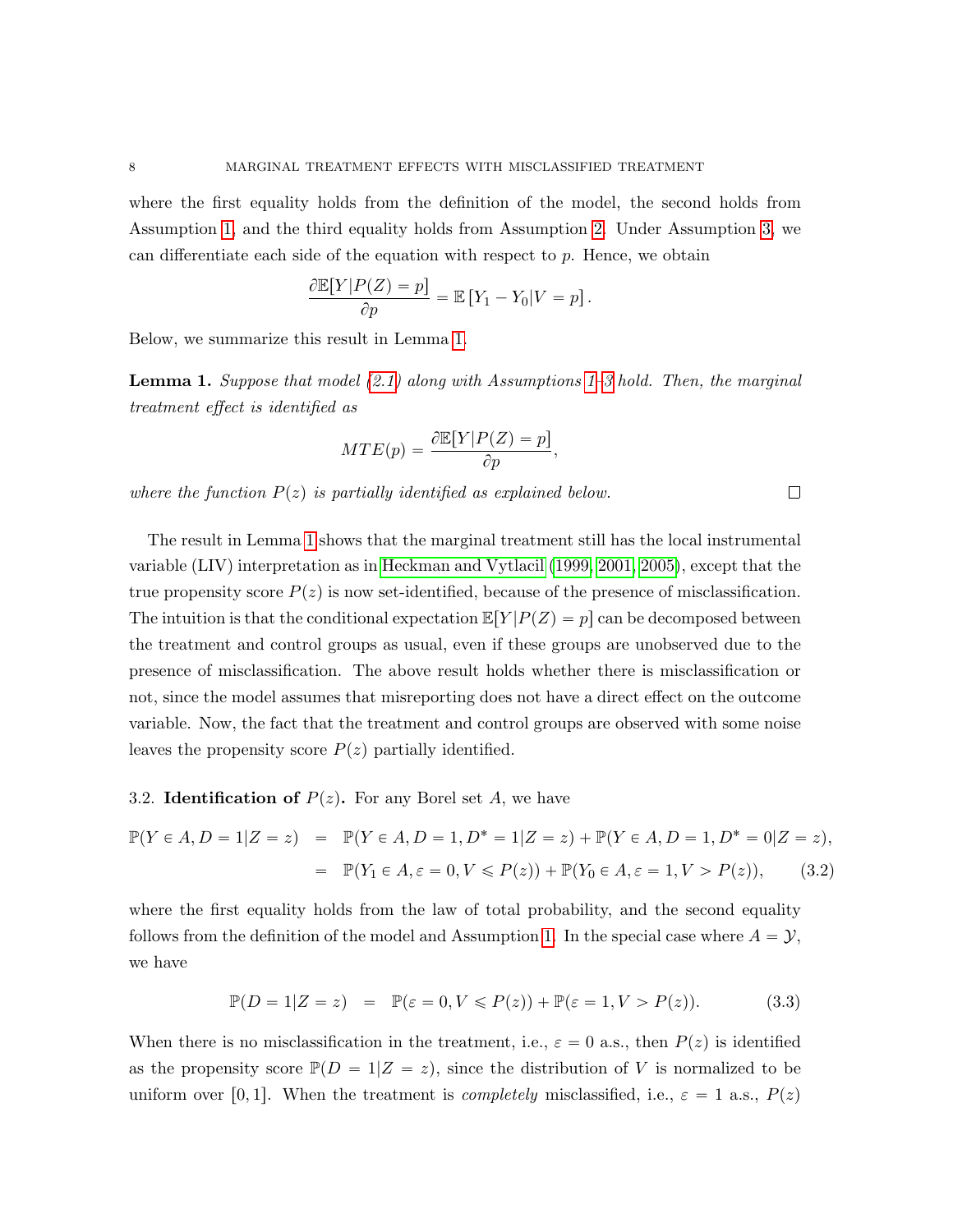where the first equality holds from the definition of the model, the second holds from Assumption 1, and the third equality holds from Assumption 2. Under Assumption 3, we can differentiate each side of the equation with respect to $p$. Hence, we obtain

$$\frac{\partial \mathbb{E}[Y|P(Z)=p]}{\partial p} = \mathbb{E}\left[Y_1 - Y_0 | V = p\right].$$

Below, we summarize this result in Lemma 1.

**Lemma 1.** *Suppose that model (2.1) along with Assumptions 1–3 hold. Then, the marginal treatment effect is identified as*

$$MTE(p) = \frac{\partial \mathbb{E}[Y|P(Z)=p]}{\partial p},$$

*where the function $P(z)$ is partially identified as explained below.* □

The result in Lemma 1 shows that the marginal treatment still has the local instrumental variable (LIV) interpretation as in Heckman and Vytlacil (1999, 2001, 2005), except that the true propensity score $P(z)$ is now set-identified, because of the presence of misclassification. The intuition is that the conditional expectation $\mathbb{E}[Y|P(Z)=p]$ can be decomposed between the treatment and control groups as usual, even if these groups are unobserved due to the presence of misclassification. The above result holds whether there is misclassification or not, since the model assumes that misreporting does not have a direct effect on the outcome variable. Now, the fact that the treatment and control groups are observed with some noise leaves the propensity score $P(z)$ partially identified.

### 3.2. Identification of $P(z)$.

For any Borel set $A$, we have

$$\begin{aligned}
\mathbb{P}(Y \in A, D=1|Z=z) &= \mathbb{P}(Y \in A, D=1, D^*=1|Z=z) + \mathbb{P}(Y \in A, D=1, D^*=0|Z=z), \\
&= \mathbb{P}(Y_1 \in A, \varepsilon=0, V \leqslant P(z)) + \mathbb{P}(Y_0 \in A, \varepsilon=1, V > P(z)), \qquad (3.2)
\end{aligned}$$

where the first equality holds from the law of total probability, and the second equality follows from the definition of the model and Assumption 1. In the special case where $A = \mathcal{Y}$, we have

$$\mathbb{P}(D=1|Z=z) = \mathbb{P}(\varepsilon=0, V \leqslant P(z)) + \mathbb{P}(\varepsilon=1, V > P(z)). \qquad (3.3)$$

When there is no misclassification in the treatment, i.e., $\varepsilon = 0$ a.s., then $P(z)$ is identified as the propensity score $\mathbb{P}(D=1|Z=z)$, since the distribution of $V$ is normalized to be uniform over $[0,1]$. When the treatment is *completely* misclassified, i.e., $\varepsilon = 1$ a.s., $P(z)$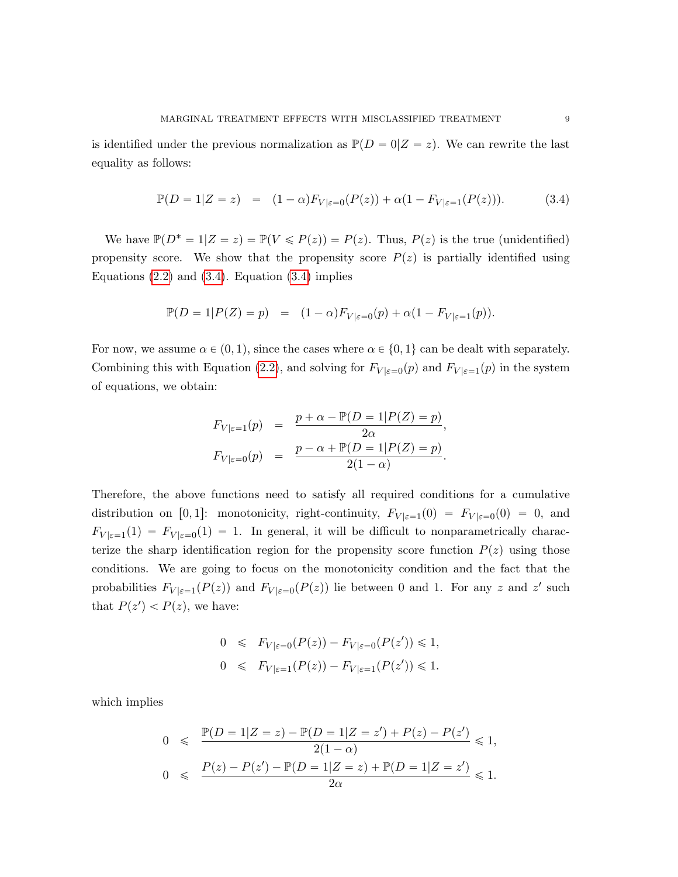is identified under the previous normalization as $\mathbb{P}(D=0|Z=z)$. We can rewrite the last equality as follows:

$$\mathbb{P}(D=1|Z=z) \quad = \quad (1-\alpha)F_{V|\varepsilon=0}(P(z)) + \alpha(1-F_{V|\varepsilon=1}(P(z))). \tag{3.4}$$

We have $\mathbb{P}(D^*=1|Z=z) = \mathbb{P}(V \leqslant P(z)) = P(z)$. Thus, $P(z)$ is the true (unidentified) propensity score. We show that the propensity score $P(z)$ is partially identified using Equations (2.2) and (3.4). Equation (3.4) implies

$$\mathbb{P}(D=1|P(Z)=p) \quad = \quad (1-\alpha)F_{V|\varepsilon=0}(p) + \alpha(1-F_{V|\varepsilon=1}(p)).$$

For now, we assume $\alpha \in (0,1)$, since the cases where $\alpha \in \{0,1\}$ can be dealt with separately. Combining this with Equation (2.2), and solving for $F_{V|\varepsilon=0}(p)$ and $F_{V|\varepsilon=1}(p)$ in the system of equations, we obtain:

$$\begin{aligned}
F_{V|\varepsilon=1}(p) &= \frac{p+\alpha-\mathbb{P}(D=1|P(Z)=p)}{2\alpha}, \\
F_{V|\varepsilon=0}(p) &= \frac{p-\alpha+\mathbb{P}(D=1|P(Z)=p)}{2(1-\alpha)}.
\end{aligned}$$

Therefore, the above functions need to satisfy all required conditions for a cumulative distribution on $[0,1]$: monotonicity, right-continuity, $F_{V|\varepsilon=1}(0) = F_{V|\varepsilon=0}(0) = 0$, and $F_{V|\varepsilon=1}(1) = F_{V|\varepsilon=0}(1) = 1$. In general, it will be difficult to nonparametrically characterize the sharp identification region for the propensity score function $P(z)$ using those conditions. We are going to focus on the monotonicity condition and the fact that the probabilities $F_{V|\varepsilon=1}(P(z))$ and $F_{V|\varepsilon=0}(P(z))$ lie between 0 and 1. For any $z$ and $z'$ such that $P(z') < P(z)$, we have:

$$\begin{aligned}
0 &\leqslant F_{V|\varepsilon=0}(P(z)) - F_{V|\varepsilon=0}(P(z')) \leqslant 1, \\
0 &\leqslant F_{V|\varepsilon=1}(P(z)) - F_{V|\varepsilon=1}(P(z')) \leqslant 1.
\end{aligned}$$

which implies

$$\begin{aligned}
0 &\leqslant \frac{\mathbb{P}(D=1|Z=z) - \mathbb{P}(D=1|Z=z') + P(z) - P(z')}{2(1-\alpha)} \leqslant 1, \\
0 &\leqslant \frac{P(z) - P(z') - \mathbb{P}(D=1|Z=z) + \mathbb{P}(D=1|Z=z')}{2\alpha} \leqslant 1.
\end{aligned}$$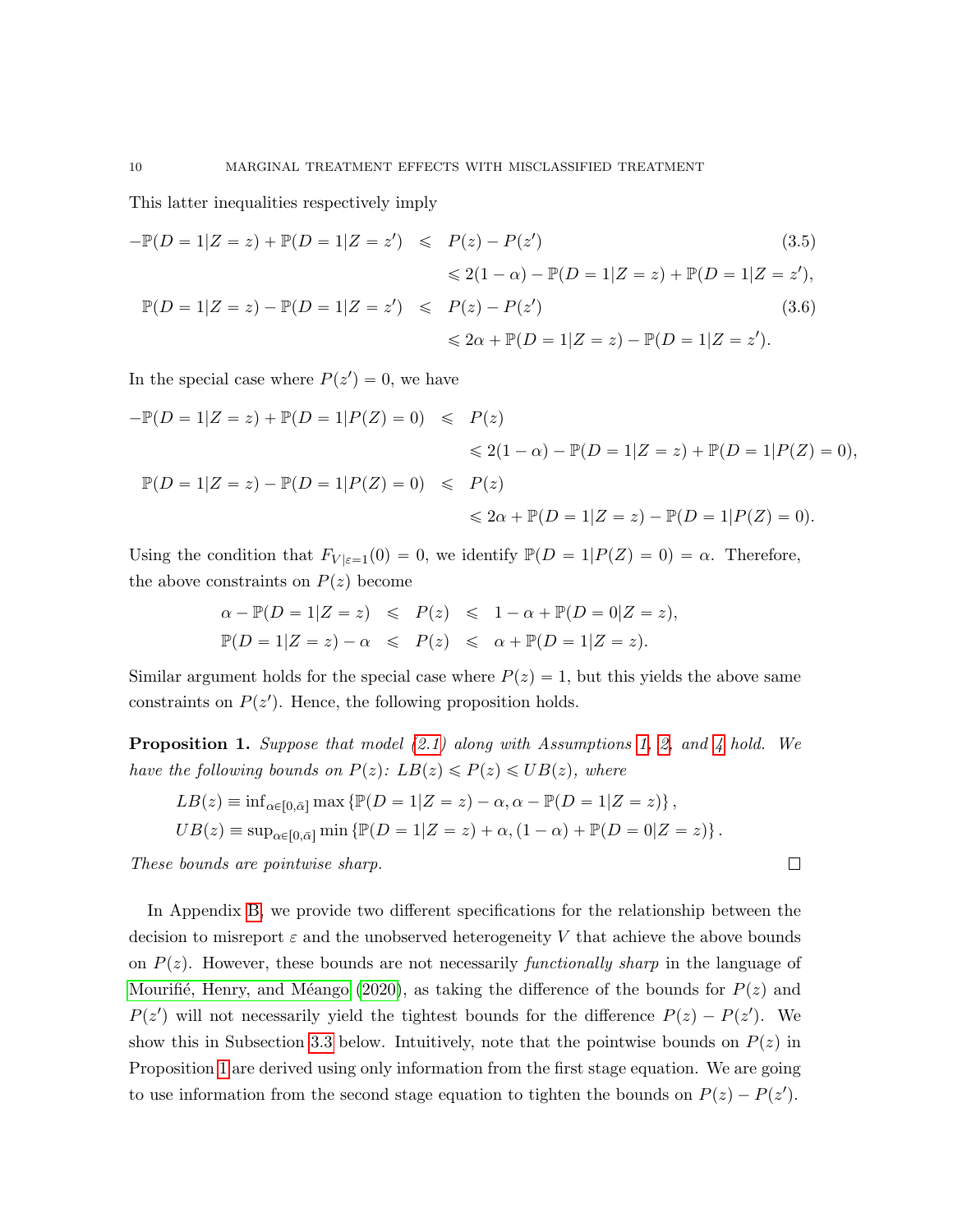This latter inequalities respectively imply

$$
\begin{aligned}
-\mathbb{P}(D=1|Z=z)+\mathbb{P}(D=1|Z=z') &\leqslant P(z)-P(z') \qquad (3.5)\\
&\leqslant 2(1-\alpha)-\mathbb{P}(D=1|Z=z)+\mathbb{P}(D=1|Z=z'),\\
\mathbb{P}(D=1|Z=z)-\mathbb{P}(D=1|Z=z') &\leqslant P(z)-P(z') \qquad (3.6)\\
&\leqslant 2\alpha+\mathbb{P}(D=1|Z=z)-\mathbb{P}(D=1|Z=z').
\end{aligned}
$$

In the special case where $P(z')=0$, we have

$$
\begin{aligned}
-\mathbb{P}(D=1|Z=z)+\mathbb{P}(D=1|P(Z)=0) &\leqslant P(z)\\
&\leqslant 2(1-\alpha)-\mathbb{P}(D=1|Z=z)+\mathbb{P}(D=1|P(Z)=0),\\
\mathbb{P}(D=1|Z=z)-\mathbb{P}(D=1|P(Z)=0) &\leqslant P(z)\\
&\leqslant 2\alpha+\mathbb{P}(D=1|Z=z)-\mathbb{P}(D=1|P(Z)=0).
\end{aligned}
$$

Using the condition that $F_{V|\varepsilon=1}(0)=0$, we identify $\mathbb{P}(D=1|P(Z)=0)=\alpha$. Therefore, the above constraints on $P(z)$ become

$$
\begin{aligned}
\alpha-\mathbb{P}(D=1|Z=z) &\leqslant P(z) \leqslant 1-\alpha+\mathbb{P}(D=0|Z=z),\\
\mathbb{P}(D=1|Z=z)-\alpha &\leqslant P(z) \leqslant \alpha+\mathbb{P}(D=1|Z=z).
\end{aligned}
$$

Similar argument holds for the special case where $P(z)=1$, but this yields the above same constraints on $P(z')$. Hence, the following proposition holds.

**Proposition 1.** *Suppose that model (2.1) along with Assumptions 1, 2, and 4 hold. We have the following bounds on $P(z)$: $LB(z)\leqslant P(z)\leqslant UB(z)$, where*

$$
\begin{aligned}
LB(z) &\equiv \inf_{\alpha\in[0,\bar{\alpha}]}\max\left\{\mathbb{P}(D=1|Z=z)-\alpha,\alpha-\mathbb{P}(D=1|Z=z)\right\},\\
UB(z) &\equiv \sup_{\alpha\in[0,\bar{\alpha}]}\min\left\{\mathbb{P}(D=1|Z=z)+\alpha,(1-\alpha)+\mathbb{P}(D=0|Z=z)\right\}.
\end{aligned}
$$

*These bounds are pointwise sharp.* □

In Appendix B, we provide two different specifications for the relationship between the decision to misreport $\varepsilon$ and the unobserved heterogeneity $V$ that achieve the above bounds on $P(z)$. However, these bounds are not necessarily *functionally sharp* in the language of Mourifié, Henry, and Méango (2020), as taking the difference of the bounds for $P(z)$ and $P(z')$ will not necessarily yield the tightest bounds for the difference $P(z)-P(z')$. We show this in Subsection 3.3 below. Intuitively, note that the pointwise bounds on $P(z)$ in Proposition 1 are derived using only information from the first stage equation. We are going to use information from the second stage equation to tighten the bounds on $P(z)-P(z')$.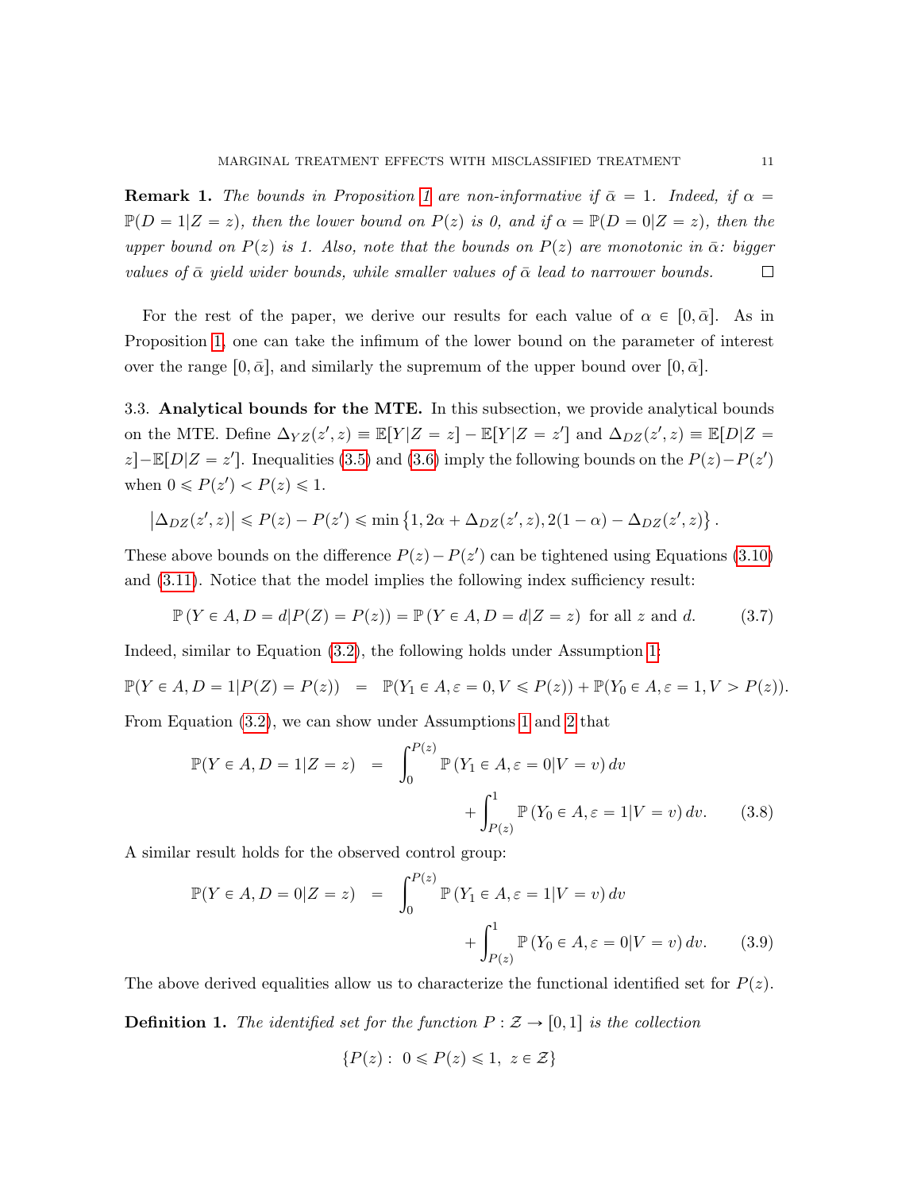**Remark 1.** *The bounds in Proposition 1 are non-informative if $\bar{\alpha} = 1$. Indeed, if $\alpha = \mathbb{P}(D = 1|Z = z)$, then the lower bound on $P(z)$ is 0, and if $\alpha = \mathbb{P}(D = 0|Z = z)$, then the upper bound on $P(z)$ is 1. Also, note that the bounds on $P(z)$ are monotonic in $\bar{\alpha}$: bigger values of $\bar{\alpha}$ yield wider bounds, while smaller values of $\bar{\alpha}$ lead to narrower bounds.* □

For the rest of the paper, we derive our results for each value of $\alpha \in [0, \bar{\alpha}]$. As in Proposition 1, one can take the infimum of the lower bound on the parameter of interest over the range $[0, \bar{\alpha}]$, and similarly the supremum of the upper bound over $[0, \bar{\alpha}]$.

3.3. **Analytical bounds for the MTE.** In this subsection, we provide analytical bounds on the MTE. Define $\Delta_{YZ}(z', z) \equiv \mathbb{E}[Y|Z = z] - \mathbb{E}[Y|Z = z']$ and $\Delta_{DZ}(z', z) \equiv \mathbb{E}[D|Z = z] - \mathbb{E}[D|Z = z']$. Inequalities (3.5) and (3.6) imply the following bounds on the $P(z) - P(z')$ when $0 \leqslant P(z') < P(z) \leqslant 1$.

$$\left|\Delta_{DZ}(z', z)\right| \leqslant P(z) - P(z') \leqslant \min\left\{1, 2\alpha + \Delta_{DZ}(z', z), 2(1-\alpha) - \Delta_{DZ}(z', z)\right\}.$$

These above bounds on the difference $P(z) - P(z')$ can be tightened using Equations (3.10) and (3.11). Notice that the model implies the following index sufficiency result:

$$\mathbb{P}\left(Y \in A, D = d | P(Z) = P(z)\right) = \mathbb{P}\left(Y \in A, D = d | Z = z\right) \text{ for all } z \text{ and } d. \tag{3.7}$$

Indeed, similar to Equation (3.2), the following holds under Assumption 1:

$$\mathbb{P}(Y \in A, D = 1 | P(Z) = P(z)) \;\; = \;\; \mathbb{P}(Y_1 \in A, \varepsilon = 0, V \leqslant P(z)) + \mathbb{P}(Y_0 \in A, \varepsilon = 1, V > P(z)).$$

From Equation (3.2), we can show under Assumptions 1 and 2 that

$$\mathbb{P}(Y \in A, D = 1 | Z = z) \;\; = \;\; \int_0^{P(z)} \mathbb{P}\left(Y_1 \in A, \varepsilon = 0 | V = v\right) dv + \int_{P(z)}^1 \mathbb{P}\left(Y_0 \in A, \varepsilon = 1 | V = v\right) dv. \tag{3.8}$$

A similar result holds for the observed control group:

$$\mathbb{P}(Y \in A, D = 0 | Z = z) \;\; = \;\; \int_0^{P(z)} \mathbb{P}\left(Y_1 \in A, \varepsilon = 1 | V = v\right) dv + \int_{P(z)}^1 \mathbb{P}\left(Y_0 \in A, \varepsilon = 0 | V = v\right) dv. \tag{3.9}$$

The above derived equalities allow us to characterize the functional identified set for $P(z)$.

**Definition 1.** *The identified set for the function $P : \mathcal{Z} \to [0, 1]$ is the collection*

$$\{P(z) : \; 0 \leqslant P(z) \leqslant 1, \; z \in \mathcal{Z}\}$$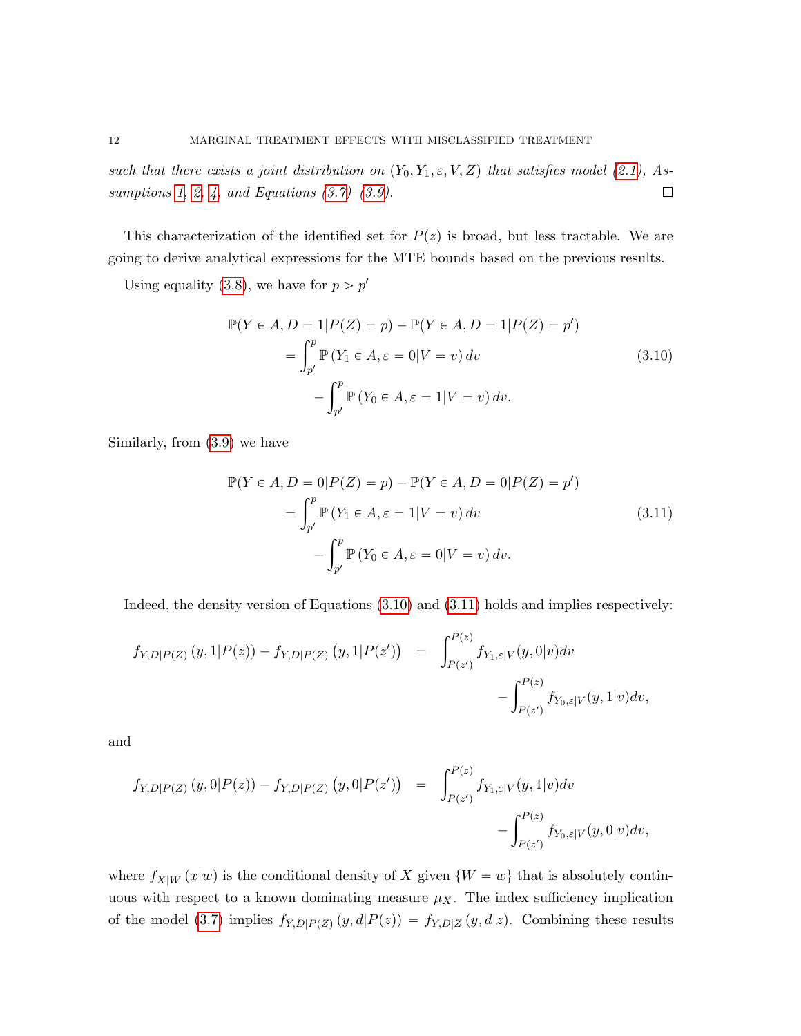*such that there exists a joint distribution on $(Y_0, Y_1, \varepsilon, V, Z)$ that satisfies model (2.1), Assumptions 1, 2, 4, and Equations (3.7)–(3.9).* □

This characterization of the identified set for $P(z)$ is broad, but less tractable. We are going to derive analytical expressions for the MTE bounds based on the previous results.

Using equality (3.8), we have for $p > p'$

$$
\begin{aligned}
&\mathbb{P}(Y \in A, D = 1 | P(Z) = p) - \mathbb{P}(Y \in A, D = 1 | P(Z) = p') \\
&= \int_{p'}^{p} \mathbb{P}\left(Y_1 \in A, \varepsilon = 0 | V = v\right) dv \\
&\quad - \int_{p'}^{p} \mathbb{P}\left(Y_0 \in A, \varepsilon = 1 | V = v\right) dv.
\end{aligned}
\tag{3.10}
$$

Similarly, from (3.9) we have

$$
\begin{aligned}
&\mathbb{P}(Y \in A, D = 0 | P(Z) = p) - \mathbb{P}(Y \in A, D = 0 | P(Z) = p') \\
&= \int_{p'}^{p} \mathbb{P}\left(Y_1 \in A, \varepsilon = 1 | V = v\right) dv \\
&\quad - \int_{p'}^{p} \mathbb{P}\left(Y_0 \in A, \varepsilon = 0 | V = v\right) dv.
\end{aligned}
\tag{3.11}
$$

Indeed, the density version of Equations (3.10) and (3.11) holds and implies respectively:

$$
f_{Y,D|P(Z)}\left(y, 1 | P(z)\right) - f_{Y,D|P(Z)}\left(y, 1 | P(z')\right) = \int_{P(z')}^{P(z)} f_{Y_1,\varepsilon|V}(y, 0|v) dv - \int_{P(z')}^{P(z)} f_{Y_0,\varepsilon|V}(y, 1|v) dv,
$$

and

$$
f_{Y,D|P(Z)}\left(y, 0 | P(z)\right) - f_{Y,D|P(Z)}\left(y, 0 | P(z')\right) = \int_{P(z')}^{P(z)} f_{Y_1,\varepsilon|V}(y, 1|v) dv - \int_{P(z')}^{P(z)} f_{Y_0,\varepsilon|V}(y, 0|v) dv,
$$

where $f_{X|W}\left(x|w\right)$ is the conditional density of $X$ given $\{W = w\}$ that is absolutely continuous with respect to a known dominating measure $\mu_X$. The index sufficiency implication of the model (3.7) implies $f_{Y,D|P(Z)}\left(y, d | P(z)\right) = f_{Y,D|Z}\left(y, d | z\right)$. Combining these results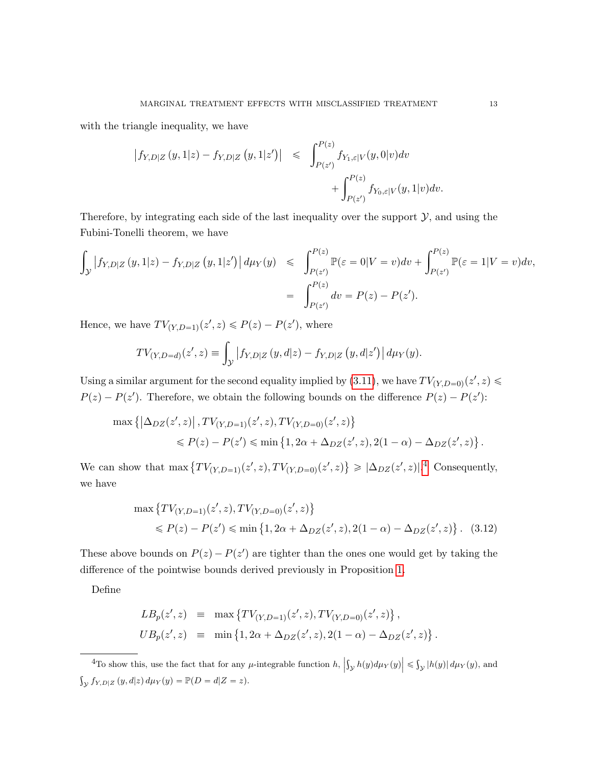with the triangle inequality, we have

$$
\begin{aligned}
\left|f_{Y,D|Z}\left(y,1|z\right)-f_{Y,D|Z}\left(y,1|z'\right)\right| \quad &\leqslant \quad \int_{P(z')}^{P(z)} f_{Y_1,\varepsilon|V}(y,0|v)dv \\
&\qquad\qquad + \int_{P(z')}^{P(z)} f_{Y_0,\varepsilon|V}(y,1|v)dv.
\end{aligned}
$$

Therefore, by integrating each side of the last inequality over the support $\mathcal{Y}$, and using the Fubini-Tonelli theorem, we have

$$
\begin{aligned}
\int_{\mathcal{Y}} \left|f_{Y,D|Z}\left(y,1|z\right)-f_{Y,D|Z}\left(y,1|z'\right)\right| d\mu_Y(y) \quad &\leqslant \quad \int_{P(z')}^{P(z)} \mathbb{P}(\varepsilon=0|V=v)dv + \int_{P(z')}^{P(z)} \mathbb{P}(\varepsilon=1|V=v)dv, \\
&= \quad \int_{P(z')}^{P(z)} dv = P(z)-P(z').
\end{aligned}
$$

Hence, we have $TV_{(Y,D=1)}(z',z) \leqslant P(z)-P(z')$, where

$$
TV_{(Y,D=d)}(z',z) \equiv \int_{\mathcal{Y}} \left|f_{Y,D|Z}\left(y,d|z\right)-f_{Y,D|Z}\left(y,d|z'\right)\right| d\mu_Y(y).
$$

Using a similar argument for the second equality implied by (3.11), we have $TV_{(Y,D=0)}(z',z) \leqslant P(z)-P(z')$. Therefore, we obtain the following bounds on the difference $P(z)-P(z')$:

$$
\begin{aligned}
\max\left\{\left|\Delta_{DZ}(z',z)\right|, TV_{(Y,D=1)}(z',z), TV_{(Y,D=0)}(z',z)\right\}& \\
\leqslant P(z)-P(z') \leqslant \min\left\{1, 2\alpha+\Delta_{DZ}(z',z), 2(1-\alpha)-\Delta_{DZ}(z',z)\right\}&.
\end{aligned}
$$

We can show that $\max\left\{TV_{(Y,D=1)}(z',z), TV_{(Y,D=0)}(z',z)\right\} \geqslant |\Delta_{DZ}(z',z)|$.[4] Consequently, we have

$$
\begin{aligned}
\max\left\{TV_{(Y,D=1)}(z',z), TV_{(Y,D=0)}(z',z)\right\}& \\
\leqslant P(z)-P(z') \leqslant \min\left\{1, 2\alpha+\Delta_{DZ}(z',z), 2(1-\alpha)-\Delta_{DZ}(z',z)\right\}&. \quad (3.12)
\end{aligned}
$$

These above bounds on $P(z)-P(z')$ are tighter than the ones one would get by taking the difference of the pointwise bounds derived previously in Proposition 1.

Define

$$
\begin{aligned}
LB_p(z',z) \quad &\equiv \quad \max\left\{TV_{(Y,D=1)}(z',z), TV_{(Y,D=0)}(z',z)\right\}, \\
UB_p(z',z) \quad &\equiv \quad \min\left\{1, 2\alpha+\Delta_{DZ}(z',z), 2(1-\alpha)-\Delta_{DZ}(z',z)\right\}.
\end{aligned}
$$

[4] To show this, use the fact that for any $\mu$-integrable function $h$, $\left|\int_{\mathcal{Y}} h(y)d\mu_Y(y)\right| \leqslant \int_{\mathcal{Y}} |h(y)|\, d\mu_Y(y)$, and $\int_{\mathcal{Y}} f_{Y,D|Z}\left(y,d|z\right) d\mu_Y(y) = \mathbb{P}(D=d|Z=z)$.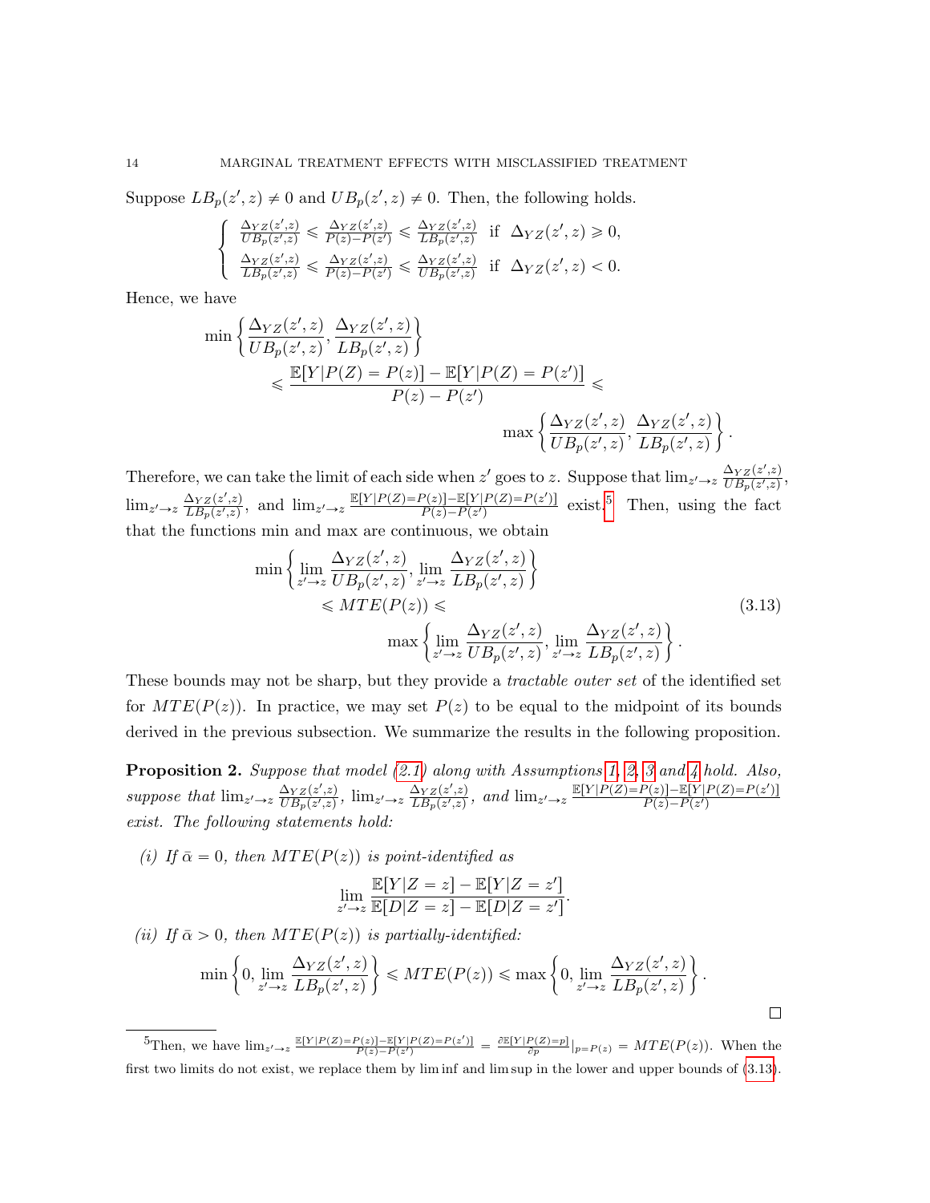Suppose $LB_p(z', z) \neq 0$ and $UB_p(z', z) \neq 0$. Then, the following holds.

$$
\begin{cases}
\frac{\Delta_{YZ}(z',z)}{UB_p(z',z)} \leqslant \frac{\Delta_{YZ}(z',z)}{P(z)-P(z')} \leqslant \frac{\Delta_{YZ}(z',z)}{LB_p(z',z)} & \text{if } \Delta_{YZ}(z',z) \geqslant 0, \\
\frac{\Delta_{YZ}(z',z)}{LB_p(z',z)} \leqslant \frac{\Delta_{YZ}(z',z)}{P(z)-P(z')} \leqslant \frac{\Delta_{YZ}(z',z)}{UB_p(z',z)} & \text{if } \Delta_{YZ}(z',z) < 0.
\end{cases}
$$

Hence, we have

$$
\begin{aligned}
\min & \left\{ \frac{\Delta_{YZ}(z',z)}{UB_p(z',z)}, \frac{\Delta_{YZ}(z',z)}{LB_p(z',z)} \right\} \\
& \leqslant \frac{\mathbb{E}[Y|P(Z) = P(z)] - \mathbb{E}[Y|P(Z) = P(z')]}{P(z) - P(z')} \leqslant \\
& \qquad \qquad \qquad \qquad \max \left\{ \frac{\Delta_{YZ}(z',z)}{UB_p(z',z)}, \frac{\Delta_{YZ}(z',z)}{LB_p(z',z)} \right\}.
\end{aligned}
$$

Therefore, we can take the limit of each side when $z'$ goes to $z$. Suppose that $\lim_{z' \to z} \frac{\Delta_{YZ}(z',z)}{UB_p(z',z)}$, $\lim_{z' \to z} \frac{\Delta_{YZ}(z',z)}{LB_p(z',z)}$, and $\lim_{z' \to z} \frac{\mathbb{E}[Y|P(Z)=P(z)] - \mathbb{E}[Y|P(Z)=P(z')]}{P(z)-P(z')}$ exist.[5] Then, using the fact that the functions min and max are continuous, we obtain

$$
\begin{aligned}
\min & \left\{ \lim_{z' \to z} \frac{\Delta_{YZ}(z',z)}{UB_p(z',z)}, \lim_{z' \to z} \frac{\Delta_{YZ}(z',z)}{LB_p(z',z)} \right\} \\
& \leqslant MTE(P(z)) \leqslant \\
& \qquad \qquad \max \left\{ \lim_{z' \to z} \frac{\Delta_{YZ}(z',z)}{UB_p(z',z)}, \lim_{z' \to z} \frac{\Delta_{YZ}(z',z)}{LB_p(z',z)} \right\}.
\end{aligned}
\tag{3.13}
$$

These bounds may not be sharp, but they provide a *tractable outer set* of the identified set for $MTE(P(z))$. In practice, we may set $P(z)$ to be equal to the midpoint of its bounds derived in the previous subsection. We summarize the results in the following proposition.

**Proposition 2.** *Suppose that model (2.1) along with Assumptions 1, 2, 3 and 4 hold. Also, suppose that* $\lim_{z' \to z} \frac{\Delta_{YZ}(z',z)}{UB_p(z',z)}$, $\lim_{z' \to z} \frac{\Delta_{YZ}(z',z)}{LB_p(z',z)}$, *and* $\lim_{z' \to z} \frac{\mathbb{E}[Y|P(Z)=P(z)] - \mathbb{E}[Y|P(Z)=P(z')]}{P(z)-P(z')}$ *exist. The following statements hold:*

*(i) If $\bar{\alpha} = 0$, then $MTE(P(z))$ is point-identified as*

$$
\lim_{z' \to z} \frac{\mathbb{E}[Y|Z = z] - \mathbb{E}[Y|Z = z']}{\mathbb{E}[D|Z = z] - \mathbb{E}[D|Z = z']}.
$$

*(ii) If $\bar{\alpha} > 0$, then $MTE(P(z))$ is partially-identified:*

$$
\min \left\{ 0, \lim_{z' \to z} \frac{\Delta_{YZ}(z',z)}{LB_p(z',z)} \right\} \leqslant MTE(P(z)) \leqslant \max \left\{ 0, \lim_{z' \to z} \frac{\Delta_{YZ}(z',z)}{LB_p(z',z)} \right\}.
$$

□

---

[5] Then, we have $\lim_{z' \to z} \frac{\mathbb{E}[Y|P(Z)=P(z)] - \mathbb{E}[Y|P(Z)=P(z')]}{P(z)-P(z')} = \frac{\partial \mathbb{E}[Y|P(Z)=p]}{\partial p}|_{p=P(z)} = MTE(P(z))$. When the first two limits do not exist, we replace them by lim inf and lim sup in the lower and upper bounds of (3.13).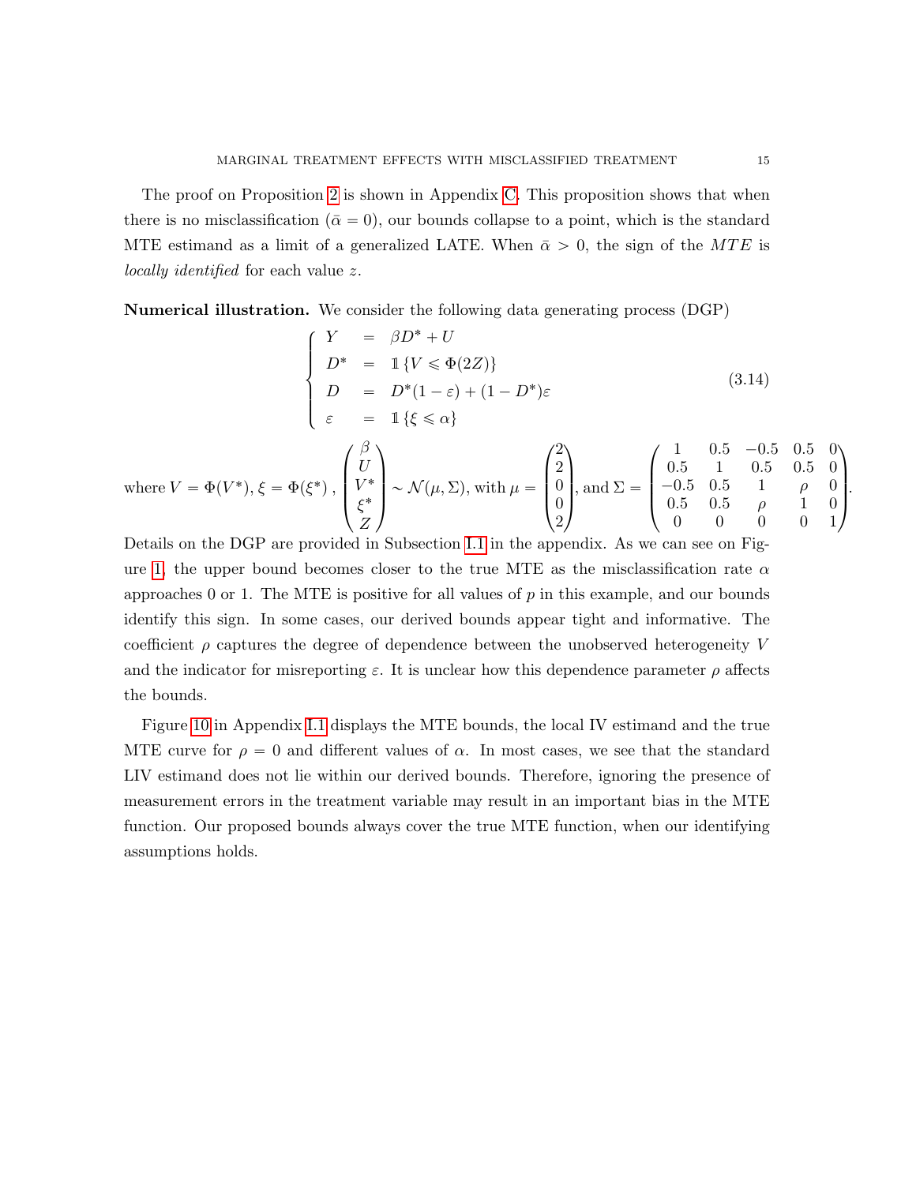The proof on Proposition 2 is shown in Appendix C. This proposition shows that when there is no misclassification ($\bar{\alpha} = 0$), our bounds collapse to a point, which is the standard MTE estimand as a limit of a generalized LATE. When $\bar{\alpha} > 0$, the sign of the $MTE$ is *locally identified* for each value $z$.

**Numerical illustration.** We consider the following data generating process (DGP)

$$
\left\{
\begin{array}{lcl}
Y & = & \beta D^* + U \\
D^* & = & \mathbb{1}\{V \leqslant \Phi(2Z)\} \\
D & = & D^*(1-\varepsilon) + (1-D^*)\varepsilon \\
\varepsilon & = & \mathbb{1}\{\xi \leqslant \alpha\}
\end{array}
\right. \tag{3.14}
$$

where $V = \Phi(V^*)$, $\xi = \Phi(\xi^*)$ , $\begin{pmatrix} \beta \\ U \\ V^* \\ \xi^* \\ Z \end{pmatrix} \sim \mathcal{N}(\mu, \Sigma)$, with $\mu = \begin{pmatrix} 2 \\ 2 \\ 0 \\ 0 \\ 2 \end{pmatrix}$, and $\Sigma = \begin{pmatrix} 1 & 0.5 & -0.5 & 0.5 & 0 \\ 0.5 & 1 & 0.5 & 0.5 & 0 \\ -0.5 & 0.5 & 1 & \rho & 0 \\ 0.5 & 0.5 & \rho & 1 & 0 \\ 0 & 0 & 0 & 0 & 1 \end{pmatrix}$.

Details on the DGP are provided in Subsection I.1 in the appendix. As we can see on Figure 1, the upper bound becomes closer to the true MTE as the misclassification rate $\alpha$ approaches 0 or 1. The MTE is positive for all values of $p$ in this example, and our bounds identify this sign. In some cases, our derived bounds appear tight and informative. The coefficient $\rho$ captures the degree of dependence between the unobserved heterogeneity $V$ and the indicator for misreporting $\varepsilon$. It is unclear how this dependence parameter $\rho$ affects the bounds.

Figure 10 in Appendix I.1 displays the MTE bounds, the local IV estimand and the true MTE curve for $\rho = 0$ and different values of $\alpha$. In most cases, we see that the standard LIV estimand does not lie within our derived bounds. Therefore, ignoring the presence of measurement errors in the treatment variable may result in an important bias in the MTE function. Our proposed bounds always cover the true MTE function, when our identifying assumptions holds.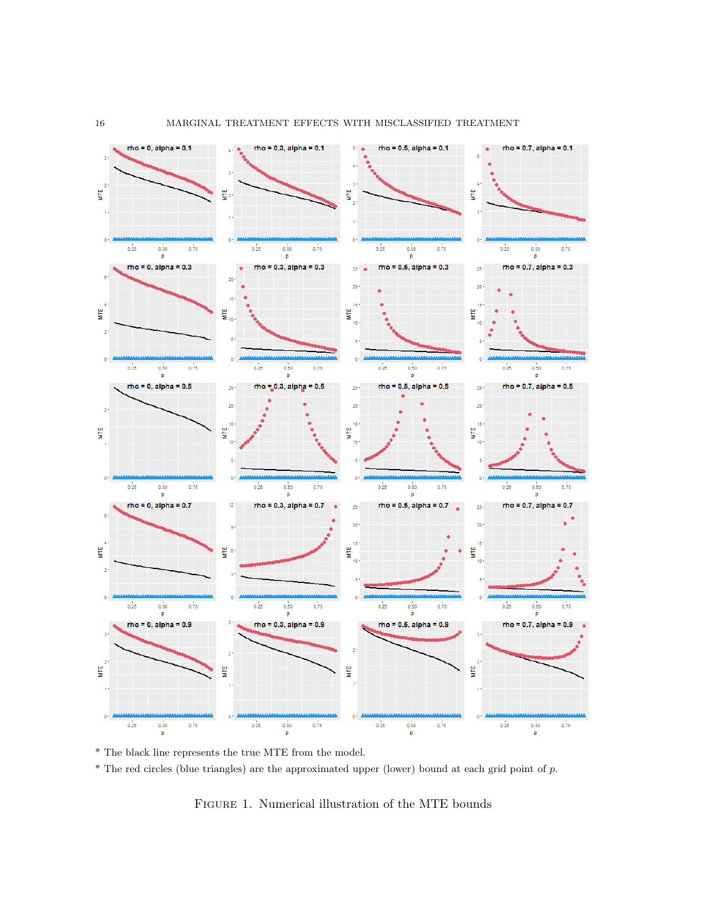* The black line represents the true MTE from the model.

* The red circles (blue triangles) are the approximated upper (lower) bound at each grid point of $p$.

Figure 1. Numerical illustration of the MTE bounds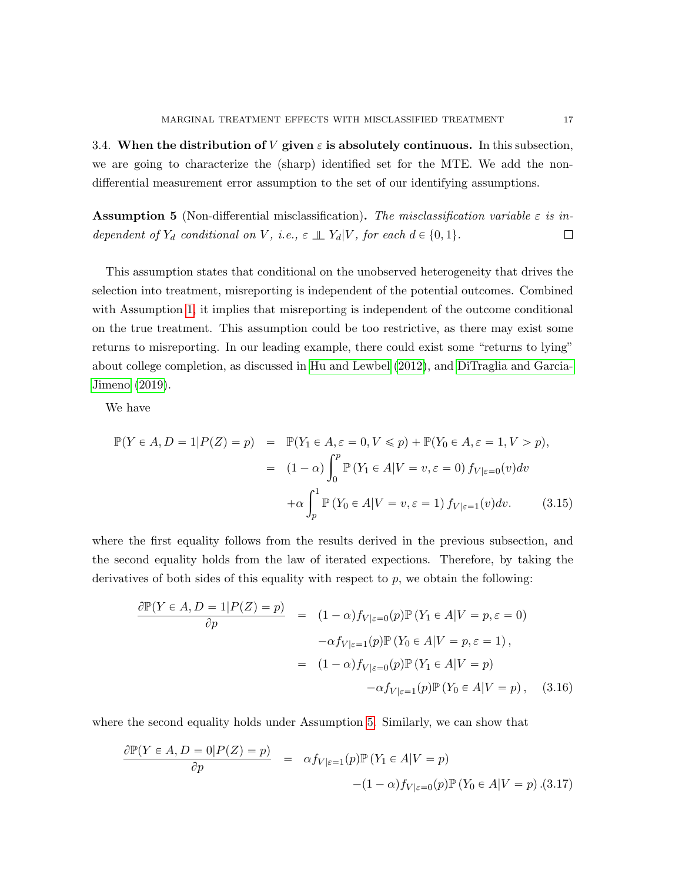3.4. **When the distribution of $V$ given $\varepsilon$ is absolutely continuous.** In this subsection, we are going to characterize the (sharp) identified set for the MTE. We add the non-differential measurement error assumption to the set of our identifying assumptions.

**Assumption 5** (Non-differential misclassification)**.** *The misclassification variable $\varepsilon$ is independent of $Y_d$ conditional on $V$, i.e., $\varepsilon \perp\!\!\!\perp Y_d | V$, for each $d \in \{0, 1\}$.* $\square$

This assumption states that conditional on the unobserved heterogeneity that drives the selection into treatment, misreporting is independent of the potential outcomes. Combined with Assumption 1, it implies that misreporting is independent of the outcome conditional on the true treatment. This assumption could be too restrictive, as there may exist some returns to misreporting. In our leading example, there could exist some "returns to lying" about college completion, as discussed in Hu and Lewbel (2012), and DiTraglia and Garcia-Jimeno (2019).

We have

$$
\begin{aligned}
\mathbb{P}(Y \in A, D = 1 | P(Z) = p) &= \mathbb{P}(Y_1 \in A, \varepsilon = 0, V \leqslant p) + \mathbb{P}(Y_0 \in A, \varepsilon = 1, V > p), \\
&= (1 - \alpha) \int_0^p \mathbb{P}\left(Y_1 \in A | V = v, \varepsilon = 0\right) f_{V|\varepsilon=0}(v) dv \\
&\quad + \alpha \int_p^1 \mathbb{P}\left(Y_0 \in A | V = v, \varepsilon = 1\right) f_{V|\varepsilon=1}(v) dv. \qquad (3.15)
\end{aligned}
$$

where the first equality follows from the results derived in the previous subsection, and the second equality holds from the law of iterated expectations. Therefore, by taking the derivatives of both sides of this equality with respect to $p$, we obtain the following:

$$
\begin{aligned}
\frac{\partial \mathbb{P}(Y \in A, D = 1 | P(Z) = p)}{\partial p} &= (1 - \alpha) f_{V|\varepsilon=0}(p) \mathbb{P}\left(Y_1 \in A | V = p, \varepsilon = 0\right) \\
&\quad - \alpha f_{V|\varepsilon=1}(p) \mathbb{P}\left(Y_0 \in A | V = p, \varepsilon = 1\right), \\
&= (1 - \alpha) f_{V|\varepsilon=0}(p) \mathbb{P}\left(Y_1 \in A | V = p\right) \\
&\quad - \alpha f_{V|\varepsilon=1}(p) \mathbb{P}\left(Y_0 \in A | V = p\right), \qquad (3.16)
\end{aligned}
$$

where the second equality holds under Assumption 5. Similarly, we can show that

$$
\begin{aligned}
\frac{\partial \mathbb{P}(Y \in A, D = 0 | P(Z) = p)}{\partial p} &= \alpha f_{V|\varepsilon=1}(p) \mathbb{P}\left(Y_1 \in A | V = p\right) \\
&\quad - (1 - \alpha) f_{V|\varepsilon=0}(p) \mathbb{P}\left(Y_0 \in A | V = p\right). \quad (3.17)
\end{aligned}
$$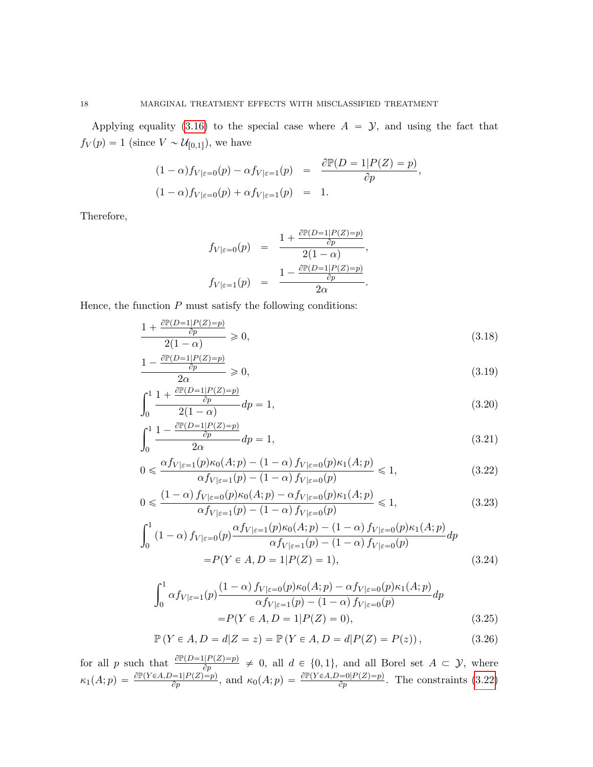Applying equality (3.16) to the special case where $A = \mathcal{Y}$, and using the fact that $f_V(p) = 1$ (since $V \sim \mathcal{U}_{[0,1]}$), we have

$$
\begin{aligned}
(1-\alpha) f_{V|\varepsilon=0}(p) - \alpha f_{V|\varepsilon=1}(p) &= \frac{\partial \mathbb{P}(D=1|P(Z)=p)}{\partial p}, \\
(1-\alpha) f_{V|\varepsilon=0}(p) + \alpha f_{V|\varepsilon=1}(p) &= 1.
\end{aligned}
$$

Therefore,

$$
\begin{aligned}
f_{V|\varepsilon=0}(p) &= \frac{1 + \frac{\partial \mathbb{P}(D=1|P(Z)=p)}{\partial p}}{2(1-\alpha)}, \\
f_{V|\varepsilon=1}(p) &= \frac{1 - \frac{\partial \mathbb{P}(D=1|P(Z)=p)}{\partial p}}{2\alpha}.
\end{aligned}
$$

Hence, the function $P$ must satisfy the following conditions:

$$
\frac{1 + \frac{\partial \mathbb{P}(D=1|P(Z)=p)}{\partial p}}{2(1-\alpha)} \geqslant 0, \tag{3.18}
$$

$$
\frac{1 - \frac{\partial \mathbb{P}(D=1|P(Z)=p)}{\partial p}}{2\alpha} \geqslant 0, \tag{3.19}
$$

$$
\int_0^1 \frac{1 + \frac{\partial \mathbb{P}(D=1|P(Z)=p)}{\partial p}}{2(1-\alpha)} dp = 1, \tag{3.20}
$$

$$
\int_0^1 \frac{1 - \frac{\partial \mathbb{P}(D=1|P(Z)=p)}{\partial p}}{2\alpha} dp = 1, \tag{3.21}
$$

$$
0 \leqslant \frac{\alpha f_{V|\varepsilon=1}(p)\kappa_0(A;p) - (1-\alpha) f_{V|\varepsilon=0}(p)\kappa_1(A;p)}{\alpha f_{V|\varepsilon=1}(p) - (1-\alpha) f_{V|\varepsilon=0}(p)} \leqslant 1, \tag{3.22}
$$

$$
0 \leqslant \frac{(1-\alpha) f_{V|\varepsilon=0}(p)\kappa_0(A;p) - \alpha f_{V|\varepsilon=0}(p)\kappa_1(A;p)}{\alpha f_{V|\varepsilon=1}(p) - (1-\alpha) f_{V|\varepsilon=0}(p)} \leqslant 1, \tag{3.23}
$$

$$
\begin{aligned}
\int_0^1 (1-\alpha) f_{V|\varepsilon=0}(p) &\frac{\alpha f_{V|\varepsilon=1}(p)\kappa_0(A;p) - (1-\alpha) f_{V|\varepsilon=0}(p)\kappa_1(A;p)}{\alpha f_{V|\varepsilon=1}(p) - (1-\alpha) f_{V|\varepsilon=0}(p)} dp \\
&= P(Y \in A, D=1 | P(Z)=1),
\end{aligned} \tag{3.24}
$$

$$
\begin{aligned}
\int_0^1 \alpha f_{V|\varepsilon=1}(p) &\frac{(1-\alpha) f_{V|\varepsilon=0}(p)\kappa_0(A;p) - \alpha f_{V|\varepsilon=0}(p)\kappa_1(A;p)}{\alpha f_{V|\varepsilon=1}(p) - (1-\alpha) f_{V|\varepsilon=0}(p)} dp \\
&= P(Y \in A, D=1 | P(Z)=0),
\end{aligned} \tag{3.25}
$$

$$
\mathbb{P}(Y \in A, D=d | Z=z) = \mathbb{P}(Y \in A, D=d | P(Z)=P(z)), \tag{3.26}
$$

for all $p$ such that $\frac{\partial \mathbb{P}(D=1|P(Z)=p)}{\partial p} \neq 0$, all $d \in \{0,1\}$, and all Borel set $A \subset \mathcal{Y}$, where $\kappa_1(A;p) = \frac{\partial \mathbb{P}(Y \in A, D=1|P(Z)=p)}{\partial p}$, and $\kappa_0(A;p) = \frac{\partial \mathbb{P}(Y \in A, D=0|P(Z)=p)}{\partial p}$. The constraints (3.22)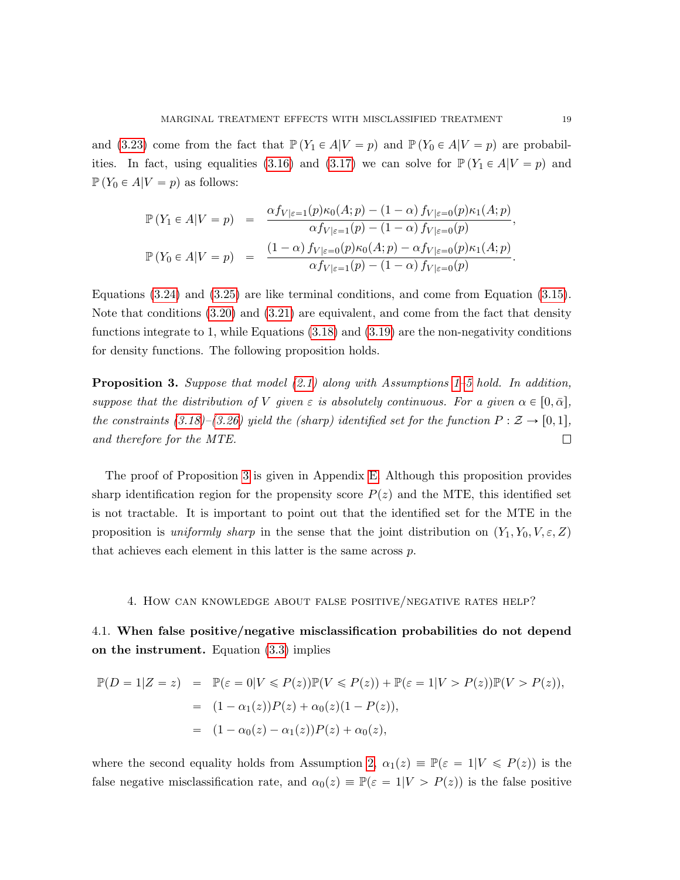and (3.23) come from the fact that $\mathbb{P}(Y_1 \in A|V = p)$ and $\mathbb{P}(Y_0 \in A|V = p)$ are probabilities. In fact, using equalities (3.16) and (3.17) we can solve for $\mathbb{P}(Y_1 \in A|V = p)$ and $\mathbb{P}(Y_0 \in A|V = p)$ as follows:

$$
\begin{aligned}
\mathbb{P}(Y_1 \in A|V = p) &= \frac{\alpha f_{V|\varepsilon=1}(p)\kappa_0(A;p) - (1-\alpha) f_{V|\varepsilon=0}(p)\kappa_1(A;p)}{\alpha f_{V|\varepsilon=1}(p) - (1-\alpha) f_{V|\varepsilon=0}(p)}, \\
\mathbb{P}(Y_0 \in A|V = p) &= \frac{(1-\alpha) f_{V|\varepsilon=0}(p)\kappa_0(A;p) - \alpha f_{V|\varepsilon=0}(p)\kappa_1(A;p)}{\alpha f_{V|\varepsilon=1}(p) - (1-\alpha) f_{V|\varepsilon=0}(p)}.
\end{aligned}
$$

Equations (3.24) and (3.25) are like terminal conditions, and come from Equation (3.15). Note that conditions (3.20) and (3.21) are equivalent, and come from the fact that density functions integrate to 1, while Equations (3.18) and (3.19) are the non-negativity conditions for density functions. The following proposition holds.

**Proposition 3.** *Suppose that model (2.1) along with Assumptions 1–5 hold. In addition, suppose that the distribution of $V$ given $\varepsilon$ is absolutely continuous. For a given $\alpha \in [0, \bar{\alpha}]$, the constraints (3.18)–(3.26) yield the (sharp) identified set for the function $P : \mathcal{Z} \to [0,1]$, and therefore for the MTE.* □

The proof of Proposition 3 is given in Appendix E. Although this proposition provides sharp identification region for the propensity score $P(z)$ and the MTE, this identified set is not tractable. It is important to point out that the identified set for the MTE in the proposition is *uniformly sharp* in the sense that the joint distribution on $(Y_1, Y_0, V, \varepsilon, Z)$ that achieves each element in this latter is the same across $p$.

## 4. How can knowledge about false positive/negative rates help?

### 4.1. When false positive/negative misclassification probabilities do not depend on the instrument.

Equation (3.3) implies

$$
\begin{aligned}
\mathbb{P}(D = 1|Z = z) &= \mathbb{P}(\varepsilon = 0|V \leqslant P(z))\mathbb{P}(V \leqslant P(z)) + \mathbb{P}(\varepsilon = 1|V > P(z))\mathbb{P}(V > P(z)), \\
&= (1 - \alpha_1(z))P(z) + \alpha_0(z)(1 - P(z)), \\
&= (1 - \alpha_0(z) - \alpha_1(z))P(z) + \alpha_0(z),
\end{aligned}
$$

where the second equality holds from Assumption 2, $\alpha_1(z) \equiv \mathbb{P}(\varepsilon = 1|V \leqslant P(z))$ is the false negative misclassification rate, and $\alpha_0(z) \equiv \mathbb{P}(\varepsilon = 1|V > P(z))$ is the false positive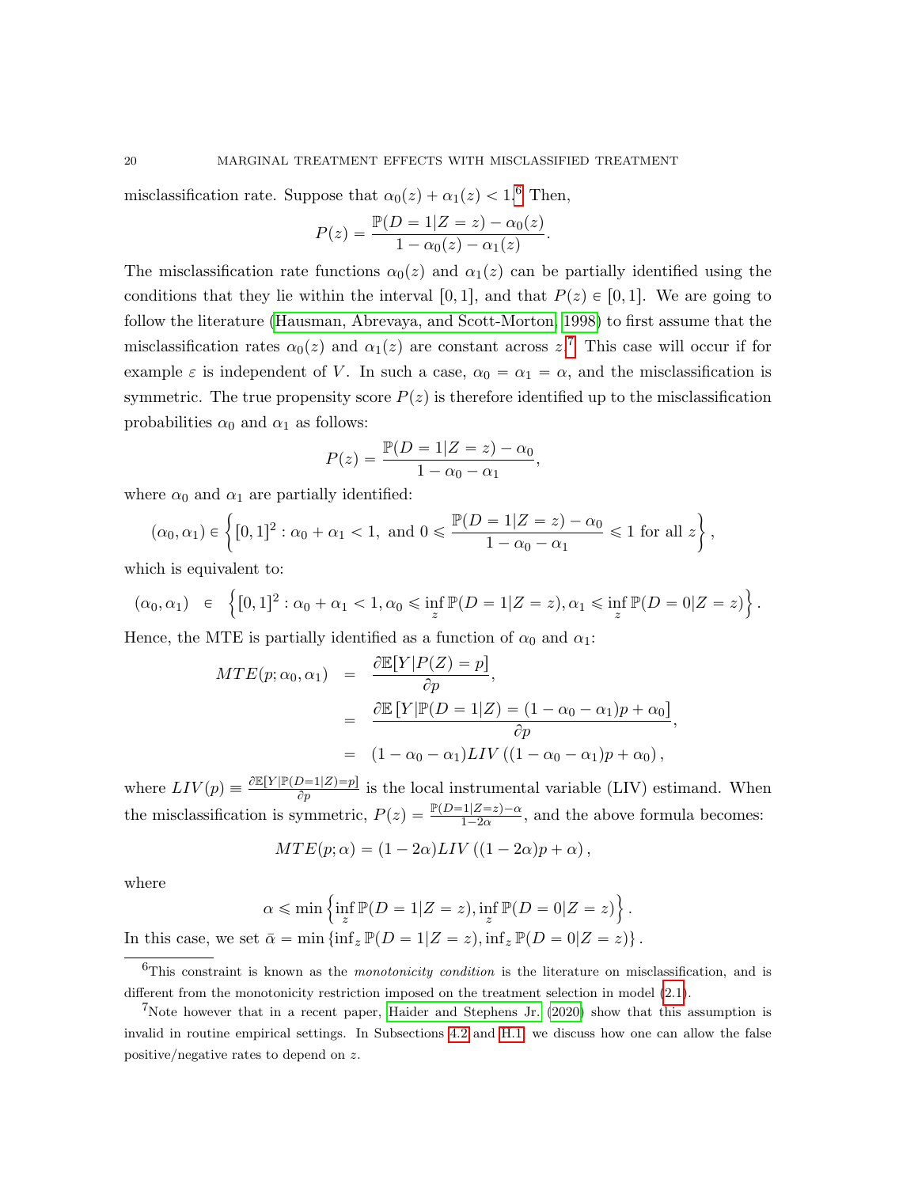misclassification rate. Suppose that $\alpha_0(z) + \alpha_1(z) < 1$.[6] Then,

$$P(z) = \frac{\mathbb{P}(D = 1|Z = z) - \alpha_0(z)}{1 - \alpha_0(z) - \alpha_1(z)}.$$

The misclassification rate functions $\alpha_0(z)$ and $\alpha_1(z)$ can be partially identified using the conditions that they lie within the interval $[0, 1]$, and that $P(z) \in [0, 1]$. We are going to follow the literature (Hausman, Abrevaya, and Scott-Morton, 1998) to first assume that the misclassification rates $\alpha_0(z)$ and $\alpha_1(z)$ are constant across $z$.[7] This case will occur if for example $\varepsilon$ is independent of $V$. In such a case, $\alpha_0 = \alpha_1 = \alpha$, and the misclassification is symmetric. The true propensity score $P(z)$ is therefore identified up to the misclassification probabilities $\alpha_0$ and $\alpha_1$ as follows:

$$P(z) = \frac{\mathbb{P}(D = 1|Z = z) - \alpha_0}{1 - \alpha_0 - \alpha_1},$$

where $\alpha_0$ and $\alpha_1$ are partially identified:

$$(\alpha_0, \alpha_1) \in \left\{ [0, 1]^2 : \alpha_0 + \alpha_1 < 1, \text{ and } 0 \leqslant \frac{\mathbb{P}(D = 1|Z = z) - \alpha_0}{1 - \alpha_0 - \alpha_1} \leqslant 1 \text{ for all } z \right\},$$

which is equivalent to:

$$(\alpha_0, \alpha_1) \in \left\{ [0, 1]^2 : \alpha_0 + \alpha_1 < 1, \alpha_0 \leqslant \inf_z \mathbb{P}(D = 1|Z = z), \alpha_1 \leqslant \inf_z \mathbb{P}(D = 0|Z = z) \right\}.$$

Hence, the MTE is partially identified as a function of $\alpha_0$ and $\alpha_1$:

$$\begin{aligned}
MTE(p; \alpha_0, \alpha_1) &= \frac{\partial \mathbb{E}[Y|P(Z) = p]}{\partial p}, \\
&= \frac{\partial \mathbb{E}\left[Y|\mathbb{P}(D = 1|Z) = (1 - \alpha_0 - \alpha_1)p + \alpha_0\right]}{\partial p}, \\
&= (1 - \alpha_0 - \alpha_1) LIV\left((1 - \alpha_0 - \alpha_1)p + \alpha_0\right),
\end{aligned}$$

where $LIV(p) \equiv \frac{\partial \mathbb{E}[Y|\mathbb{P}(D=1|Z)=p]}{\partial p}$ is the local instrumental variable (LIV) estimand. When the misclassification is symmetric, $P(z) = \frac{\mathbb{P}(D=1|Z=z) - \alpha}{1 - 2\alpha}$, and the above formula becomes:

$$MTE(p; \alpha) = (1 - 2\alpha) LIV\left((1 - 2\alpha)p + \alpha\right),$$

where

$$\alpha \leqslant \min\left\{ \inf_z \mathbb{P}(D = 1|Z = z), \inf_z \mathbb{P}(D = 0|Z = z) \right\}.$$

In this case, we set $\bar{\alpha} = \min\left\{\inf_z \mathbb{P}(D = 1|Z = z), \inf_z \mathbb{P}(D = 0|Z = z)\right\}$.

[6] This constraint is known as the *monotonicity condition* is the literature on misclassification, and is different from the monotonicity restriction imposed on the treatment selection in model (2.1).

[7] Note however that in a recent paper, Haider and Stephens Jr. (2020) show that this assumption is invalid in routine empirical settings. In Subsections 4.2 and H.1, we discuss how one can allow the false positive/negative rates to depend on $z$.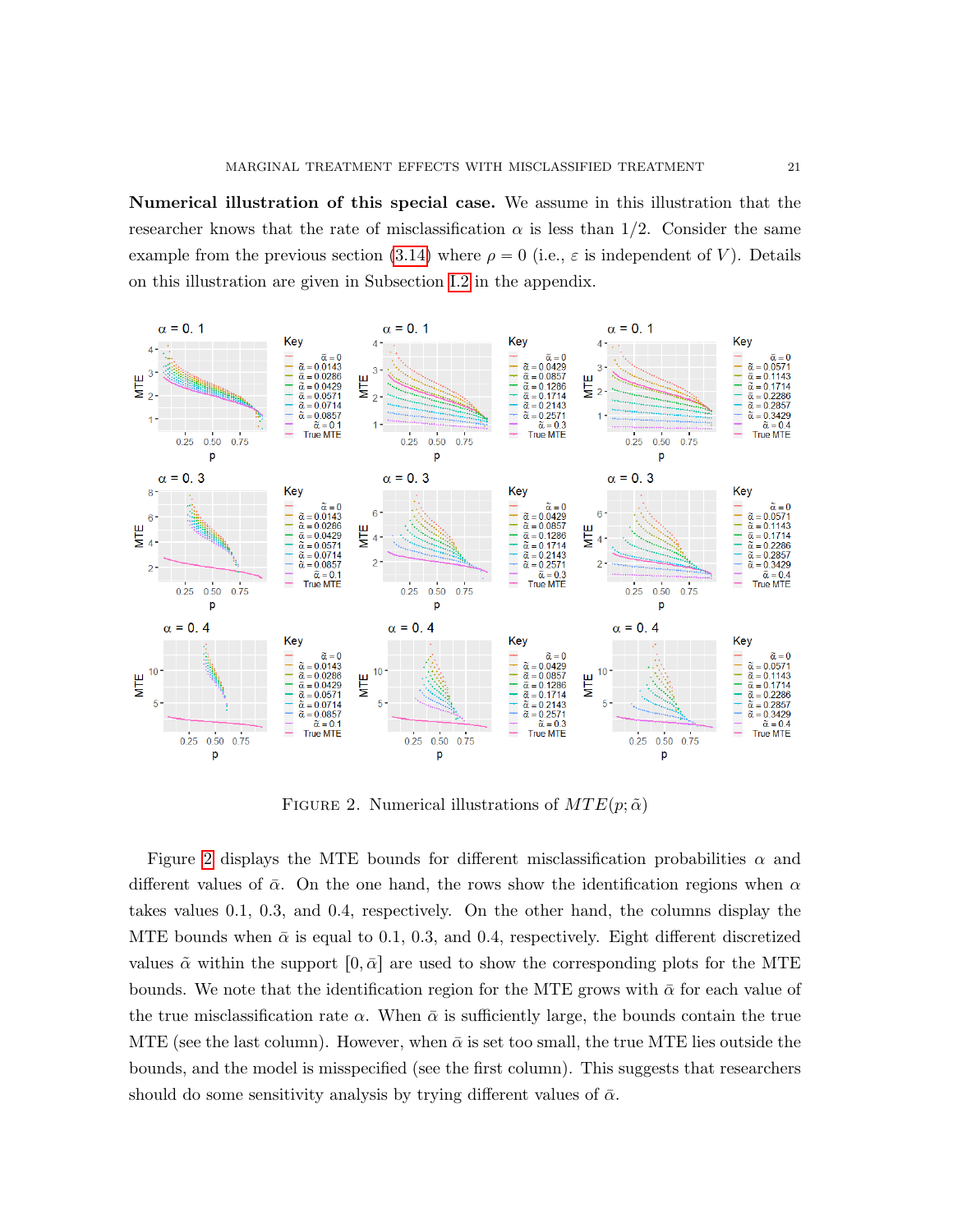**Numerical illustration of this special case.** We assume in this illustration that the researcher knows that the rate of misclassification $\alpha$ is less than 1/2. Consider the same example from the previous section (3.14) where $\rho = 0$ (i.e., $\varepsilon$ is independent of $V$). Details on this illustration are given in Subsection I.2 in the appendix.

Figure 2. Numerical illustrations of $MTE(p; \tilde{\alpha})$

Figure 2 displays the MTE bounds for different misclassification probabilities $\alpha$ and different values of $\bar{\alpha}$. On the one hand, the rows show the identification regions when $\alpha$ takes values 0.1, 0.3, and 0.4, respectively. On the other hand, the columns display the MTE bounds when $\bar{\alpha}$ is equal to 0.1, 0.3, and 0.4, respectively. Eight different discretized values $\tilde{\alpha}$ within the support $[0, \bar{\alpha}]$ are used to show the corresponding plots for the MTE bounds. We note that the identification region for the MTE grows with $\bar{\alpha}$ for each value of the true misclassification rate $\alpha$. When $\bar{\alpha}$ is sufficiently large, the bounds contain the true MTE (see the last column). However, when $\bar{\alpha}$ is set too small, the true MTE lies outside the bounds, and the model is misspecified (see the first column). This suggests that researchers should do some sensitivity analysis by trying different values of $\bar{\alpha}$.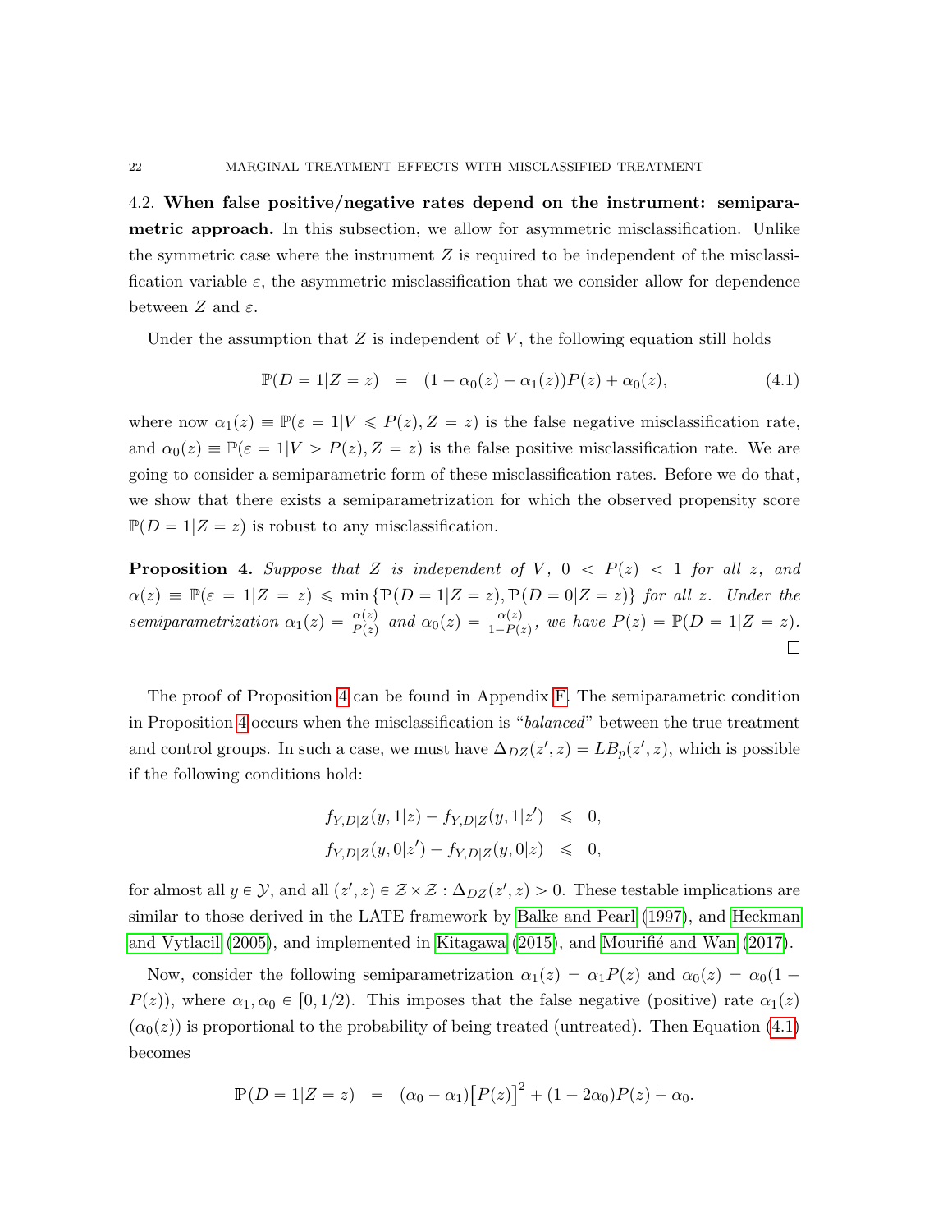### 4.2. When false positive/negative rates depend on the instrument: semiparametric approach.

In this subsection, we allow for asymmetric misclassification. Unlike the symmetric case where the instrument $Z$ is required to be independent of the misclassification variable $\varepsilon$, the asymmetric misclassification that we consider allow for dependence between $Z$ and $\varepsilon$.

Under the assumption that $Z$ is independent of $V$, the following equation still holds

$$\mathbb{P}(D = 1|Z = z) \quad = \quad (1 - \alpha_0(z) - \alpha_1(z))P(z) + \alpha_0(z), \tag{4.1}$$

where now $\alpha_1(z) \equiv \mathbb{P}(\varepsilon = 1|V \leqslant P(z), Z = z)$ is the false negative misclassification rate, and $\alpha_0(z) \equiv \mathbb{P}(\varepsilon = 1|V > P(z), Z = z)$ is the false positive misclassification rate. We are going to consider a semiparametric form of these misclassification rates. Before we do that, we show that there exists a semiparametrization for which the observed propensity score $\mathbb{P}(D = 1|Z = z)$ is robust to any misclassification.

**Proposition 4.** *Suppose that $Z$ is independent of $V$, $0 < P(z) < 1$ for all $z$, and $\alpha(z) \equiv \mathbb{P}(\varepsilon = 1|Z = z) \leqslant \min\{\mathbb{P}(D = 1|Z = z), \mathbb{P}(D = 0|Z = z)\}$ for all $z$. Under the semiparametrization $\alpha_1(z) = \frac{\alpha(z)}{P(z)}$ and $\alpha_0(z) = \frac{\alpha(z)}{1-P(z)}$, we have $P(z) = \mathbb{P}(D = 1|Z = z)$.* □

The proof of Proposition 4 can be found in Appendix F. The semiparametric condition in Proposition 4 occurs when the misclassification is "*balanced*" between the true treatment and control groups. In such a case, we must have $\Delta_{DZ}(z', z) = LB_p(z', z)$, which is possible if the following conditions hold:

$$\begin{aligned}
f_{Y,D|Z}(y, 1|z) - f_{Y,D|Z}(y, 1|z') &\leqslant 0, \\
f_{Y,D|Z}(y, 0|z') - f_{Y,D|Z}(y, 0|z) &\leqslant 0,
\end{aligned}$$

for almost all $y \in \mathcal{Y}$, and all $(z', z) \in \mathcal{Z} \times \mathcal{Z} : \Delta_{DZ}(z', z) > 0$. These testable implications are similar to those derived in the LATE framework by Balke and Pearl (1997), and Heckman and Vytlacil (2005), and implemented in Kitagawa (2015), and Mourifié and Wan (2017).

Now, consider the following semiparametrization $\alpha_1(z) = \alpha_1 P(z)$ and $\alpha_0(z) = \alpha_0(1 - P(z))$, where $\alpha_1, \alpha_0 \in [0, 1/2)$. This imposes that the false negative (positive) rate $\alpha_1(z)$ ($\alpha_0(z)$) is proportional to the probability of being treated (untreated). Then Equation (4.1) becomes

$$\mathbb{P}(D = 1|Z = z) \quad = \quad (\alpha_0 - \alpha_1)\big[P(z)\big]^2 + (1 - 2\alpha_0)P(z) + \alpha_0.$$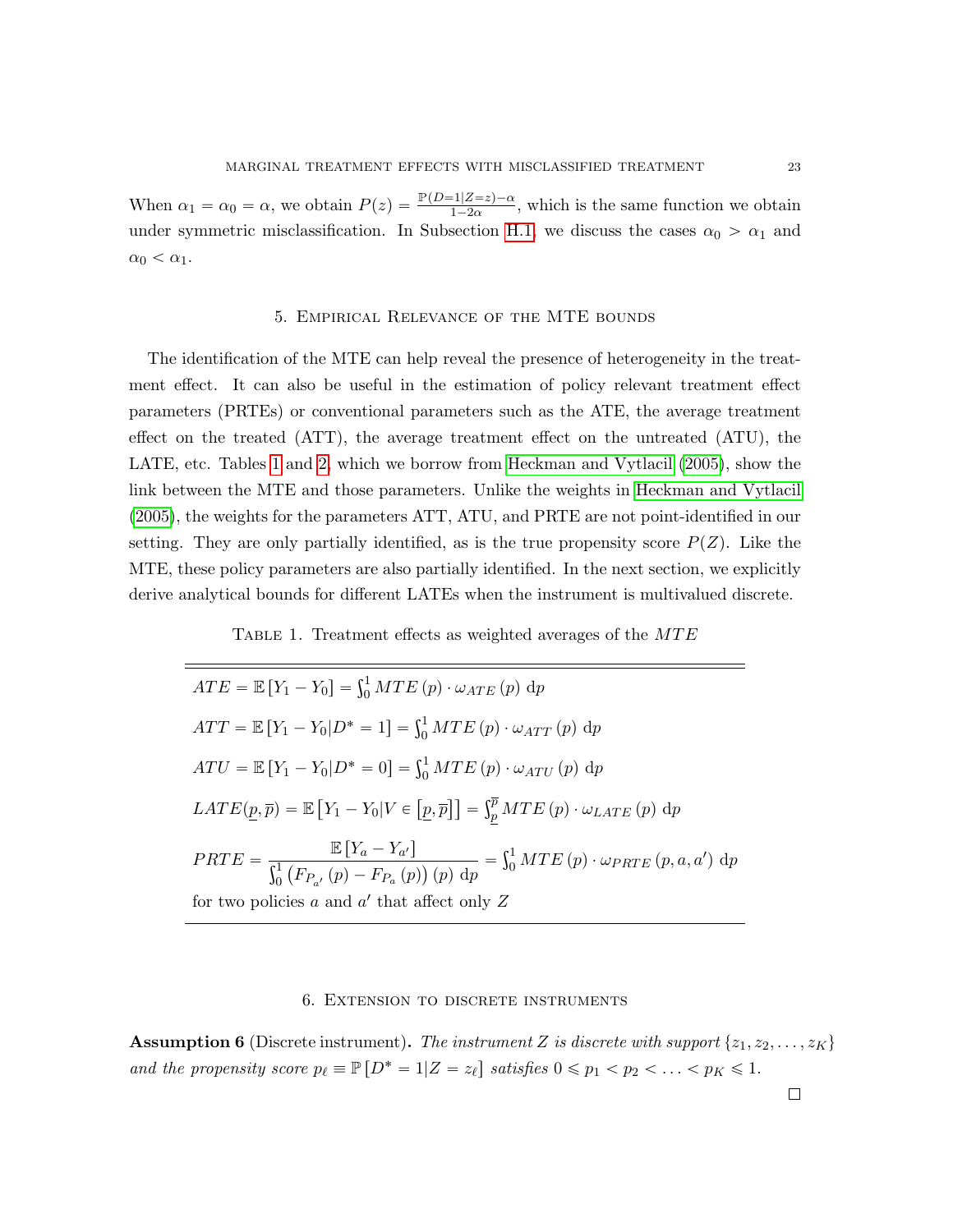When $\alpha_1 = \alpha_0 = \alpha$, we obtain $P(z) = \frac{\mathbb{P}(D=1|Z=z)-\alpha}{1-2\alpha}$, which is the same function we obtain under symmetric misclassification. In Subsection H.1, we discuss the cases $\alpha_0 > \alpha_1$ and $\alpha_0 < \alpha_1$.

## 5. Empirical Relevance of the MTE bounds

The identification of the MTE can help reveal the presence of heterogeneity in the treatment effect. It can also be useful in the estimation of policy relevant treatment effect parameters (PRTEs) or conventional parameters such as the ATE, the average treatment effect on the treated (ATT), the average treatment effect on the untreated (ATU), the LATE, etc. Tables 1 and 2, which we borrow from Heckman and Vytlacil (2005), show the link between the MTE and those parameters. Unlike the weights in Heckman and Vytlacil (2005), the weights for the parameters ATT, ATU, and PRTE are not point-identified in our setting. They are only partially identified, as is the true propensity score $P(Z)$. Like the MTE, these policy parameters are also partially identified. In the next section, we explicitly derive analytical bounds for different LATEs when the instrument is multivalued discrete.

Table 1. Treatment effects as weighted averages of the $MTE$

| |
|---|
| $ATE = \mathbb{E}[Y_1 - Y_0] = \int_0^1 MTE(p) \cdot \omega_{ATE}(p)\ \mathrm{d}p$ |
| $ATT = \mathbb{E}[Y_1 - Y_0 \mid D^* = 1] = \int_0^1 MTE(p) \cdot \omega_{ATT}(p)\ \mathrm{d}p$ |
| $ATU = \mathbb{E}[Y_1 - Y_0 \mid D^* = 0] = \int_0^1 MTE(p) \cdot \omega_{ATU}(p)\ \mathrm{d}p$ |
| $LATE(\underline{p}, \overline{p}) = \mathbb{E}\left[Y_1 - Y_0 \mid V \in \left[\underline{p}, \overline{p}\right]\right] = \int_{\underline{p}}^{\overline{p}} MTE(p) \cdot \omega_{LATE}(p)\ \mathrm{d}p$ |
| $PRTE = \dfrac{\mathbb{E}[Y_a - Y_{a'}]}{\int_0^1 \left(F_{P_{a'}}(p) - F_{P_a}(p)\right)(p)\ \mathrm{d}p} = \int_0^1 MTE(p) \cdot \omega_{PRTE}(p, a, a')\ \mathrm{d}p$ for two policies $a$ and $a'$ that affect only $Z$ |

## 6. Extension to discrete instruments

**Assumption 6** (Discrete instrument)**.** *The instrument $Z$ is discrete with support $\{z_1, z_2, \ldots, z_K\}$ and the propensity score $p_\ell \equiv \mathbb{P}[D^* = 1 | Z = z_\ell]$ satisfies $0 \leqslant p_1 < p_2 < \ldots < p_K \leqslant 1$.*

□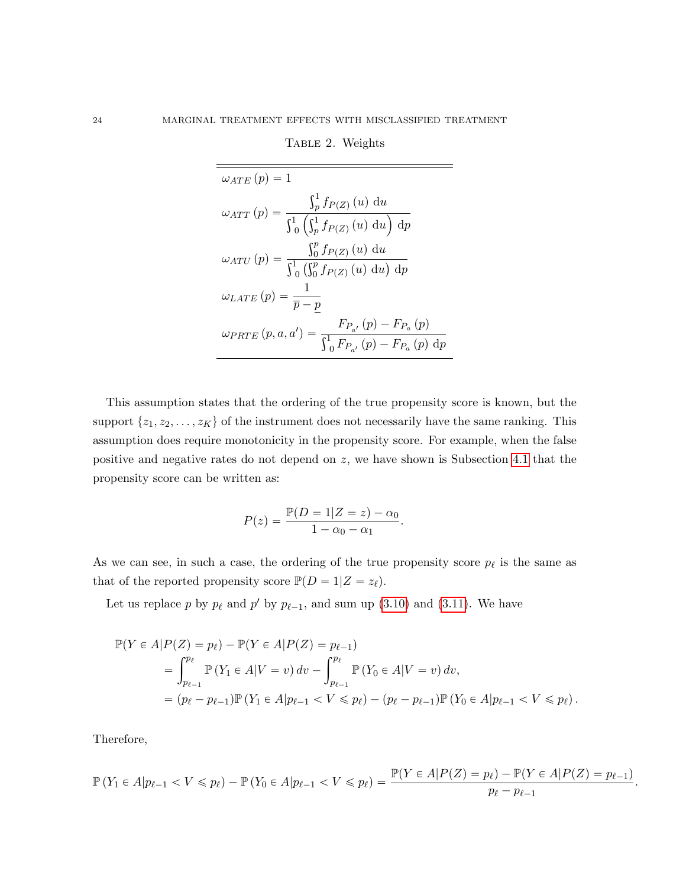TABLE 2. Weights

| |
|---|
| $\omega_{ATE}(p) = 1$ |
| $\omega_{ATT}(p) = \dfrac{\int_p^1 f_{P(Z)}(u)\, \mathrm{d}u}{\int_0^1 \left(\int_p^1 f_{P(Z)}(u)\, \mathrm{d}u\right) \mathrm{d}p}$ |
| $\omega_{ATU}(p) = \dfrac{\int_0^p f_{P(Z)}(u)\, \mathrm{d}u}{\int_0^1 \left(\int_0^p f_{P(Z)}(u)\, \mathrm{d}u\right) \mathrm{d}p}$ |
| $\omega_{LATE}(p) = \dfrac{1}{\overline{p} - \underline{p}}$ |
| $\omega_{PRTE}(p, a, a') = \dfrac{F_{P_{a'}}(p) - F_{P_a}(p)}{\int_0^1 F_{P_{a'}}(p) - F_{P_a}(p)\, \mathrm{d}p}$ |

This assumption states that the ordering of the true propensity score is known, but the support $\{z_1, z_2, \ldots, z_K\}$ of the instrument does not necessarily have the same ranking. This assumption does require monotonicity in the propensity score. For example, when the false positive and negative rates do not depend on $z$, we have shown is Subsection 4.1 that the propensity score can be written as:

$$P(z) = \frac{\mathbb{P}(D = 1|Z = z) - \alpha_0}{1 - \alpha_0 - \alpha_1}.$$

As we can see, in such a case, the ordering of the true propensity score $p_\ell$ is the same as that of the reported propensity score $\mathbb{P}(D = 1|Z = z_\ell)$.

Let us replace $p$ by $p_\ell$ and $p'$ by $p_{\ell-1}$, and sum up (3.10) and (3.11). We have

$$\begin{aligned}
&\mathbb{P}(Y \in A|P(Z) = p_\ell) - \mathbb{P}(Y \in A|P(Z) = p_{\ell-1}) \\
&\quad = \int_{p_{\ell-1}}^{p_\ell} \mathbb{P}\left(Y_1 \in A|V = v\right) dv - \int_{p_{\ell-1}}^{p_\ell} \mathbb{P}\left(Y_0 \in A|V = v\right) dv, \\
&\quad = (p_\ell - p_{\ell-1})\mathbb{P}\left(Y_1 \in A|p_{\ell-1} < V \leqslant p_\ell\right) - (p_\ell - p_{\ell-1})\mathbb{P}\left(Y_0 \in A|p_{\ell-1} < V \leqslant p_\ell\right).
\end{aligned}$$

Therefore,

$$\mathbb{P}\left(Y_1 \in A|p_{\ell-1} < V \leqslant p_\ell\right) - \mathbb{P}\left(Y_0 \in A|p_{\ell-1} < V \leqslant p_\ell\right) = \frac{\mathbb{P}(Y \in A|P(Z) = p_\ell) - \mathbb{P}(Y \in A|P(Z) = p_{\ell-1})}{p_\ell - p_{\ell-1}}.$$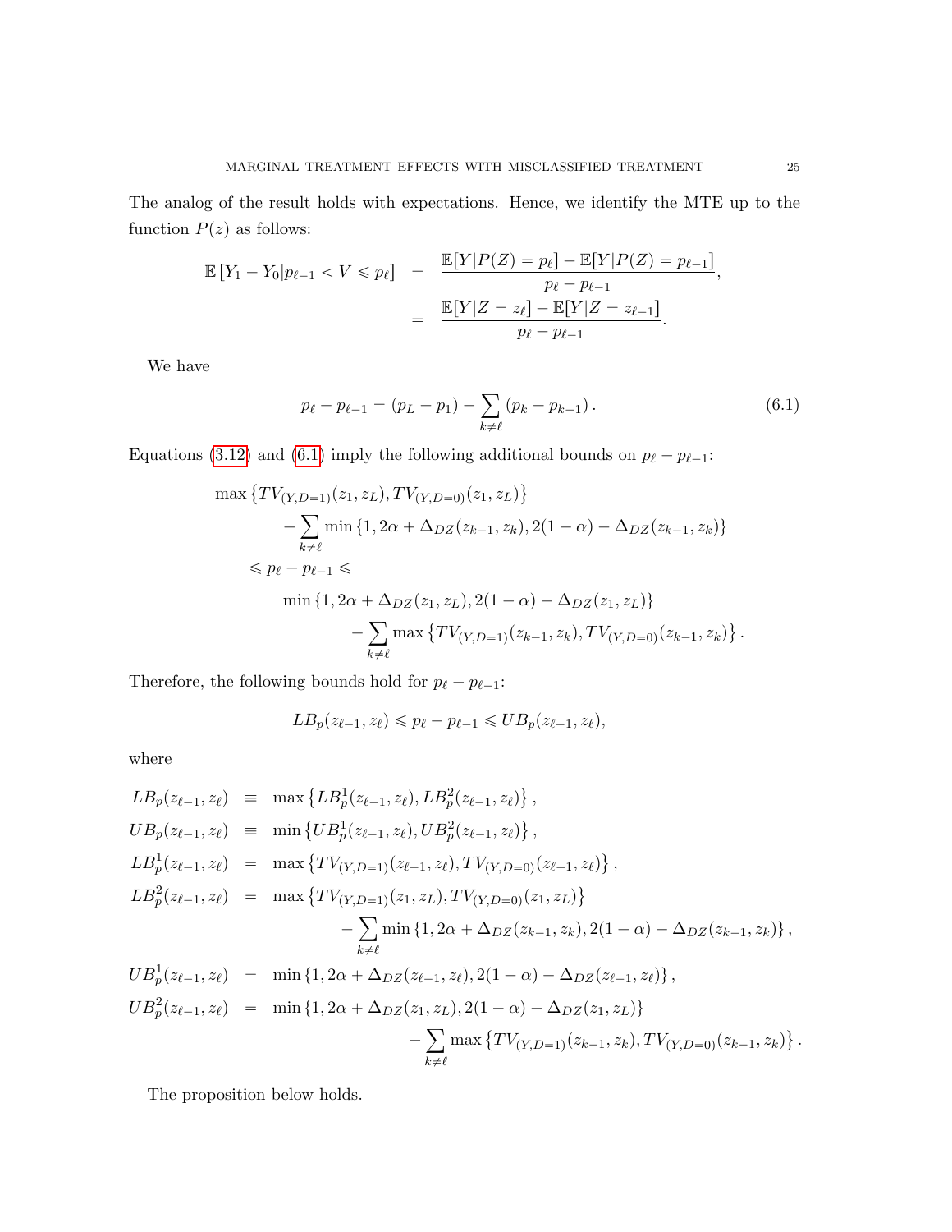The analog of the result holds with expectations. Hence, we identify the MTE up to the function $P(z)$ as follows:

$$
\begin{aligned}
\mathbb{E}\left[Y_1 - Y_0 | p_{\ell-1} < V \leqslant p_\ell\right] &= \frac{\mathbb{E}[Y|P(Z)=p_\ell] - \mathbb{E}[Y|P(Z)=p_{\ell-1}]}{p_\ell - p_{\ell-1}}, \\
&= \frac{\mathbb{E}[Y|Z=z_\ell] - \mathbb{E}[Y|Z=z_{\ell-1}]}{p_\ell - p_{\ell-1}}.
\end{aligned}
$$

We have

$$
p_\ell - p_{\ell-1} = (p_L - p_1) - \sum_{k \neq \ell} (p_k - p_{k-1}). \tag{6.1}
$$

Equations (3.12) and (6.1) imply the following additional bounds on $p_\ell - p_{\ell-1}$:

$$
\begin{aligned}
&\max\left\{TV_{(Y,D=1)}(z_1, z_L), TV_{(Y,D=0)}(z_1, z_L)\right\} \\
&\qquad - \sum_{k \neq \ell} \min\left\{1, 2\alpha + \Delta_{DZ}(z_{k-1}, z_k), 2(1-\alpha) - \Delta_{DZ}(z_{k-1}, z_k)\right\} \\
&\leqslant p_\ell - p_{\ell-1} \leqslant \\
&\qquad \min\left\{1, 2\alpha + \Delta_{DZ}(z_1, z_L), 2(1-\alpha) - \Delta_{DZ}(z_1, z_L)\right\} \\
&\qquad\qquad - \sum_{k \neq \ell} \max\left\{TV_{(Y,D=1)}(z_{k-1}, z_k), TV_{(Y,D=0)}(z_{k-1}, z_k)\right\}.
\end{aligned}
$$

Therefore, the following bounds hold for $p_\ell - p_{\ell-1}$:

$$
LB_p(z_{\ell-1}, z_\ell) \leqslant p_\ell - p_{\ell-1} \leqslant UB_p(z_{\ell-1}, z_\ell),
$$

where

$$
\begin{aligned}
LB_p(z_{\ell-1}, z_\ell) &\equiv \max\left\{LB_p^1(z_{\ell-1}, z_\ell), LB_p^2(z_{\ell-1}, z_\ell)\right\}, \\
UB_p(z_{\ell-1}, z_\ell) &\equiv \min\left\{UB_p^1(z_{\ell-1}, z_\ell), UB_p^2(z_{\ell-1}, z_\ell)\right\}, \\
LB_p^1(z_{\ell-1}, z_\ell) &= \max\left\{TV_{(Y,D=1)}(z_{\ell-1}, z_\ell), TV_{(Y,D=0)}(z_{\ell-1}, z_\ell)\right\}, \\
LB_p^2(z_{\ell-1}, z_\ell) &= \max\left\{TV_{(Y,D=1)}(z_1, z_L), TV_{(Y,D=0)}(z_1, z_L)\right\} \\
&\qquad - \sum_{k \neq \ell} \min\left\{1, 2\alpha + \Delta_{DZ}(z_{k-1}, z_k), 2(1-\alpha) - \Delta_{DZ}(z_{k-1}, z_k)\right\}, \\
UB_p^1(z_{\ell-1}, z_\ell) &= \min\left\{1, 2\alpha + \Delta_{DZ}(z_{\ell-1}, z_\ell), 2(1-\alpha) - \Delta_{DZ}(z_{\ell-1}, z_\ell)\right\}, \\
UB_p^2(z_{\ell-1}, z_\ell) &= \min\left\{1, 2\alpha + \Delta_{DZ}(z_1, z_L), 2(1-\alpha) - \Delta_{DZ}(z_1, z_L)\right\} \\
&\qquad - \sum_{k \neq \ell} \max\left\{TV_{(Y,D=1)}(z_{k-1}, z_k), TV_{(Y,D=0)}(z_{k-1}, z_k)\right\}.
\end{aligned}
$$

The proposition below holds.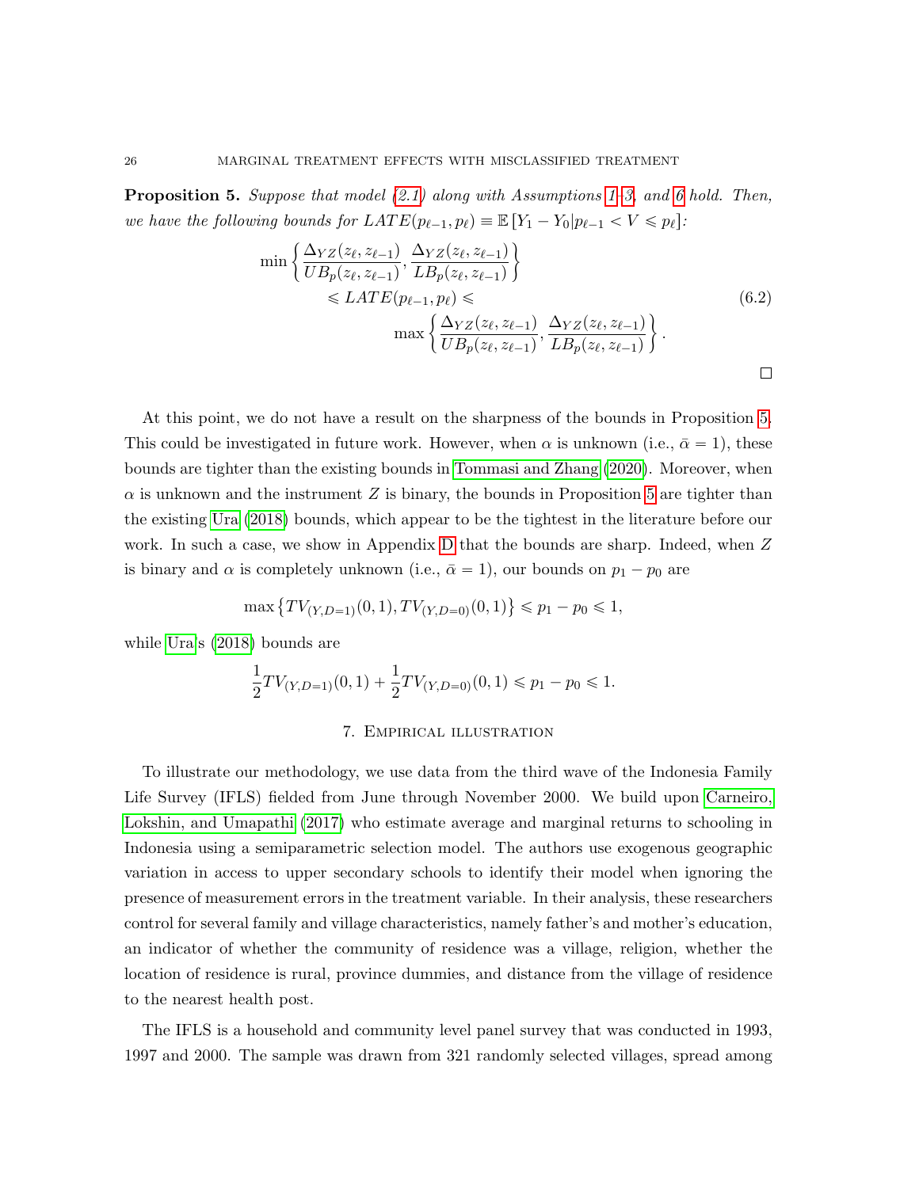**Proposition 5.** *Suppose that model (2.1) along with Assumptions 1–3, and 6 hold. Then, we have the following bounds for $LATE(p_{\ell-1}, p_\ell) \equiv \mathbb{E}[Y_1 - Y_0 | p_{\ell-1} < V \leqslant p_\ell]$:*

$$
\begin{aligned}
\min\left\{\frac{\Delta_{YZ}(z_\ell, z_{\ell-1})}{UB_p(z_\ell, z_{\ell-1})}, \frac{\Delta_{YZ}(z_\ell, z_{\ell-1})}{LB_p(z_\ell, z_{\ell-1})}\right\}& \\
\leqslant LATE(p_{\ell-1}, p_\ell) \leqslant& \\
\max\left\{\frac{\Delta_{YZ}(z_\ell, z_{\ell-1})}{UB_p(z_\ell, z_{\ell-1})}, \frac{\Delta_{YZ}(z_\ell, z_{\ell-1})}{LB_p(z_\ell, z_{\ell-1})}\right\}&.
\end{aligned}
\tag{6.2}
$$

□

At this point, we do not have a result on the sharpness of the bounds in Proposition 5. This could be investigated in future work. However, when $\alpha$ is unknown (i.e., $\bar{\alpha} = 1$), these bounds are tighter than the existing bounds in Tommasi and Zhang (2020). Moreover, when $\alpha$ is unknown and the instrument $Z$ is binary, the bounds in Proposition 5 are tighter than the existing Ura (2018) bounds, which appear to be the tightest in the literature before our work. In such a case, we show in Appendix D that the bounds are sharp. Indeed, when $Z$ is binary and $\alpha$ is completely unknown (i.e., $\bar{\alpha} = 1$), our bounds on $p_1 - p_0$ are

$$
\max\left\{TV_{(Y,D=1)}(0,1), TV_{(Y,D=0)}(0,1)\right\} \leqslant p_1 - p_0 \leqslant 1,
$$

while Ura's (2018) bounds are

$$
\frac{1}{2}TV_{(Y,D=1)}(0,1) + \frac{1}{2}TV_{(Y,D=0)}(0,1) \leqslant p_1 - p_0 \leqslant 1.
$$

## 7. Empirical illustration

To illustrate our methodology, we use data from the third wave of the Indonesia Family Life Survey (IFLS) fielded from June through November 2000. We build upon Carneiro, Lokshin, and Umapathi (2017) who estimate average and marginal returns to schooling in Indonesia using a semiparametric selection model. The authors use exogenous geographic variation in access to upper secondary schools to identify their model when ignoring the presence of measurement errors in the treatment variable. In their analysis, these researchers control for several family and village characteristics, namely father's and mother's education, an indicator of whether the community of residence was a village, religion, whether the location of residence is rural, province dummies, and distance from the village of residence to the nearest health post.

The IFLS is a household and community level panel survey that was conducted in 1993, 1997 and 2000. The sample was drawn from 321 randomly selected villages, spread among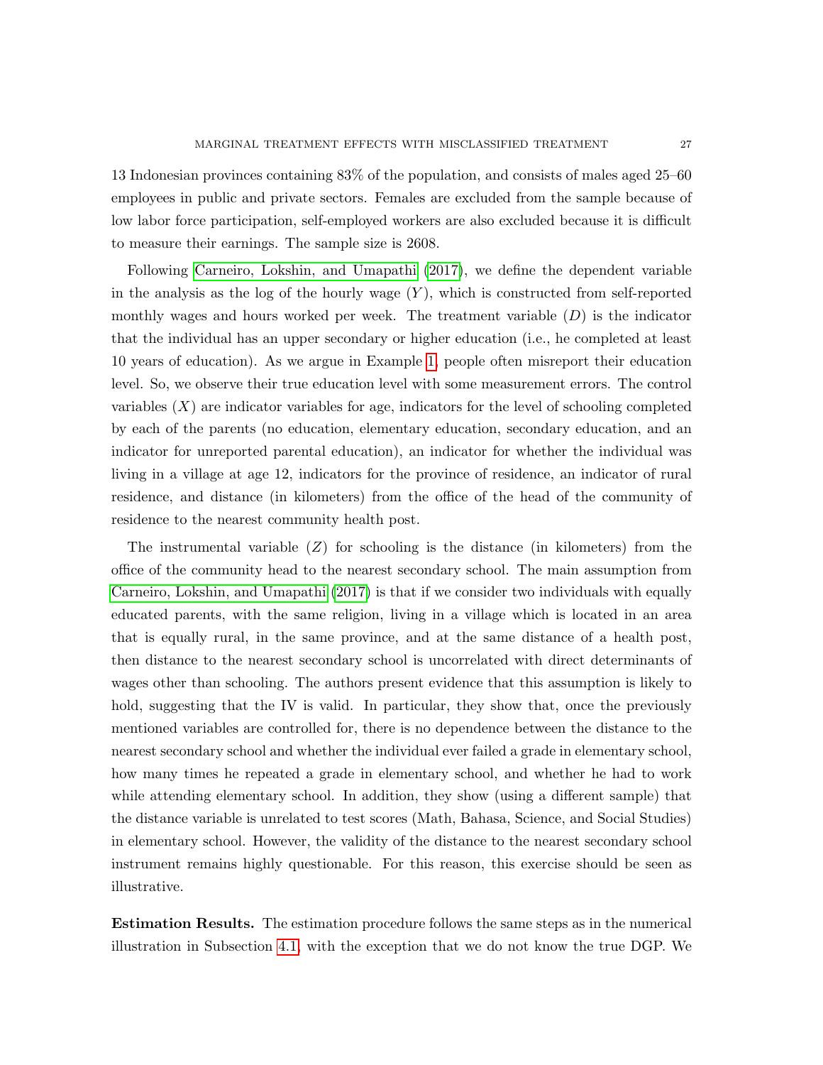13 Indonesian provinces containing 83% of the population, and consists of males aged 25–60 employees in public and private sectors. Females are excluded from the sample because of low labor force participation, self-employed workers are also excluded because it is difficult to measure their earnings. The sample size is 2608.

Following Carneiro, Lokshin, and Umapathi (2017), we define the dependent variable in the analysis as the log of the hourly wage ($Y$), which is constructed from self-reported monthly wages and hours worked per week. The treatment variable ($D$) is the indicator that the individual has an upper secondary or higher education (i.e., he completed at least 10 years of education). As we argue in Example 1, people often misreport their education level. So, we observe their true education level with some measurement errors. The control variables ($X$) are indicator variables for age, indicators for the level of schooling completed by each of the parents (no education, elementary education, secondary education, and an indicator for unreported parental education), an indicator for whether the individual was living in a village at age 12, indicators for the province of residence, an indicator of rural residence, and distance (in kilometers) from the office of the head of the community of residence to the nearest community health post.

The instrumental variable ($Z$) for schooling is the distance (in kilometers) from the office of the community head to the nearest secondary school. The main assumption from Carneiro, Lokshin, and Umapathi (2017) is that if we consider two individuals with equally educated parents, with the same religion, living in a village which is located in an area that is equally rural, in the same province, and at the same distance of a health post, then distance to the nearest secondary school is uncorrelated with direct determinants of wages other than schooling. The authors present evidence that this assumption is likely to hold, suggesting that the IV is valid. In particular, they show that, once the previously mentioned variables are controlled for, there is no dependence between the distance to the nearest secondary school and whether the individual ever failed a grade in elementary school, how many times he repeated a grade in elementary school, and whether he had to work while attending elementary school. In addition, they show (using a different sample) that the distance variable is unrelated to test scores (Math, Bahasa, Science, and Social Studies) in elementary school. However, the validity of the distance to the nearest secondary school instrument remains highly questionable. For this reason, this exercise should be seen as illustrative.

**Estimation Results.** The estimation procedure follows the same steps as in the numerical illustration in Subsection 4.1, with the exception that we do not know the true DGP. We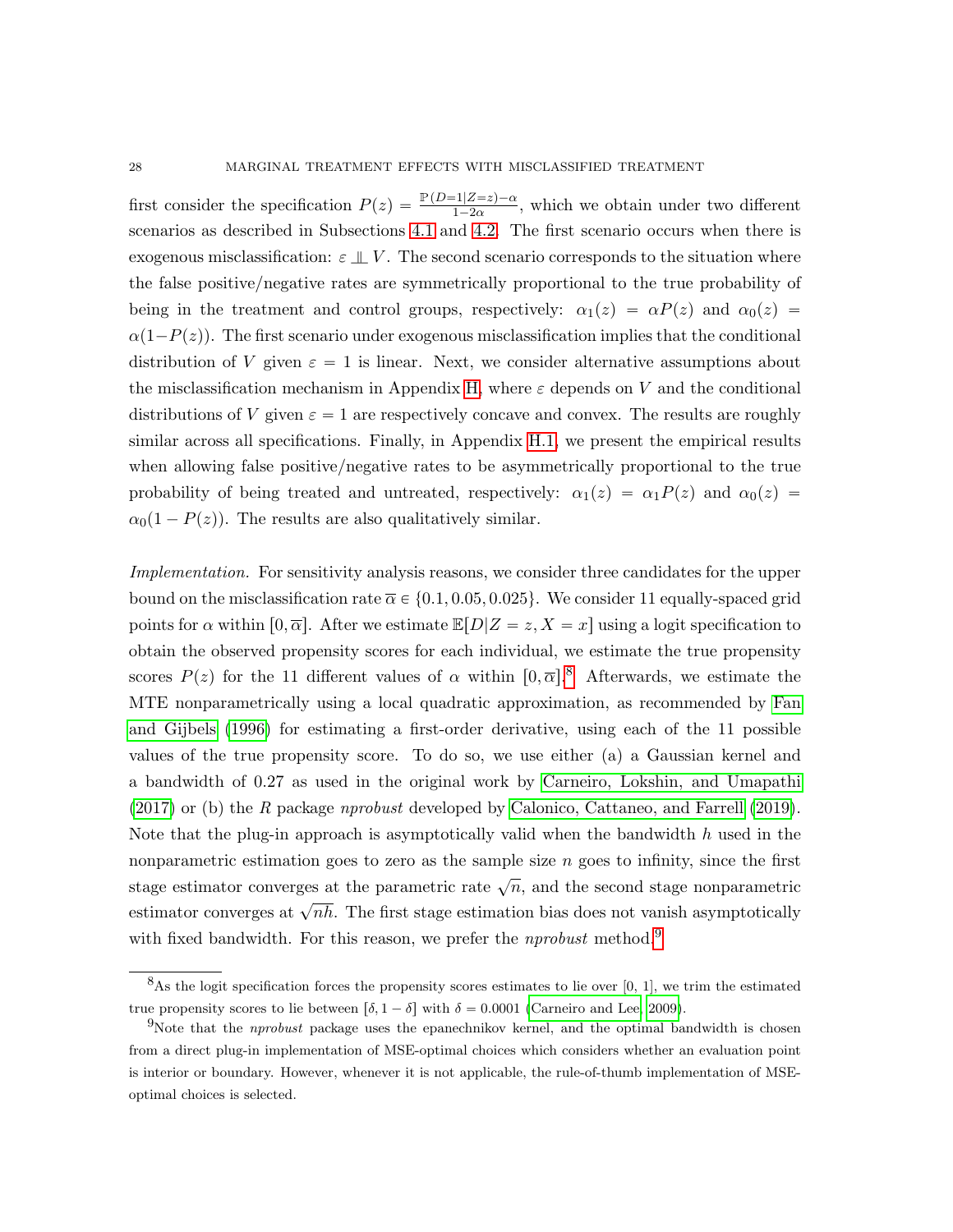first consider the specification $P(z) = \frac{\mathbb{P}(D=1|Z=z)-\alpha}{1-2\alpha}$, which we obtain under two different scenarios as described in Subsections 4.1 and 4.2. The first scenario occurs when there is exogenous misclassification: $\varepsilon \perp\!\!\!\perp V$. The second scenario corresponds to the situation where the false positive/negative rates are symmetrically proportional to the true probability of being in the treatment and control groups, respectively: $\alpha_1(z) = \alpha P(z)$ and $\alpha_0(z) = \alpha(1-P(z))$. The first scenario under exogenous misclassification implies that the conditional distribution of $V$ given $\varepsilon = 1$ is linear. Next, we consider alternative assumptions about the misclassification mechanism in Appendix H, where $\varepsilon$ depends on $V$ and the conditional distributions of $V$ given $\varepsilon = 1$ are respectively concave and convex. The results are roughly similar across all specifications. Finally, in Appendix H.1, we present the empirical results when allowing false positive/negative rates to be asymmetrically proportional to the true probability of being treated and untreated, respectively: $\alpha_1(z) = \alpha_1 P(z)$ and $\alpha_0(z) = \alpha_0(1 - P(z))$. The results are also qualitatively similar.

*Implementation.* For sensitivity analysis reasons, we consider three candidates for the upper bound on the misclassification rate $\overline{\alpha} \in \{0.1, 0.05, 0.025\}$. We consider 11 equally-spaced grid points for $\alpha$ within $[0, \overline{\alpha}]$. After we estimate $\mathbb{E}[D|Z = z, X = x]$ using a logit specification to obtain the observed propensity scores for each individual, we estimate the true propensity scores $P(z)$ for the 11 different values of $\alpha$ within $[0, \overline{\alpha}]$.[8] Afterwards, we estimate the MTE nonparametrically using a local quadratic approximation, as recommended by Fan and Gijbels (1996) for estimating a first-order derivative, using each of the 11 possible values of the true propensity score. To do so, we use either (a) a Gaussian kernel and a bandwidth of 0.27 as used in the original work by Carneiro, Lokshin, and Umapathi (2017) or (b) the *R* package *nprobust* developed by Calonico, Cattaneo, and Farrell (2019). Note that the plug-in approach is asymptotically valid when the bandwidth $h$ used in the nonparametric estimation goes to zero as the sample size $n$ goes to infinity, since the first stage estimator converges at the parametric rate $\sqrt{n}$, and the second stage nonparametric estimator converges at $\sqrt{nh}$. The first stage estimation bias does not vanish asymptotically with fixed bandwidth. For this reason, we prefer the *nprobust* method.[9]

[8] As the logit specification forces the propensity scores estimates to lie over [0, 1], we trim the estimated true propensity scores to lie between $[\delta, 1-\delta]$ with $\delta = 0.0001$ (Carneiro and Lee, 2009).

[9] Note that the *nprobust* package uses the epanechnikov kernel, and the optimal bandwidth is chosen from a direct plug-in implementation of MSE-optimal choices which considers whether an evaluation point is interior or boundary. However, whenever it is not applicable, the rule-of-thumb implementation of MSE-optimal choices is selected.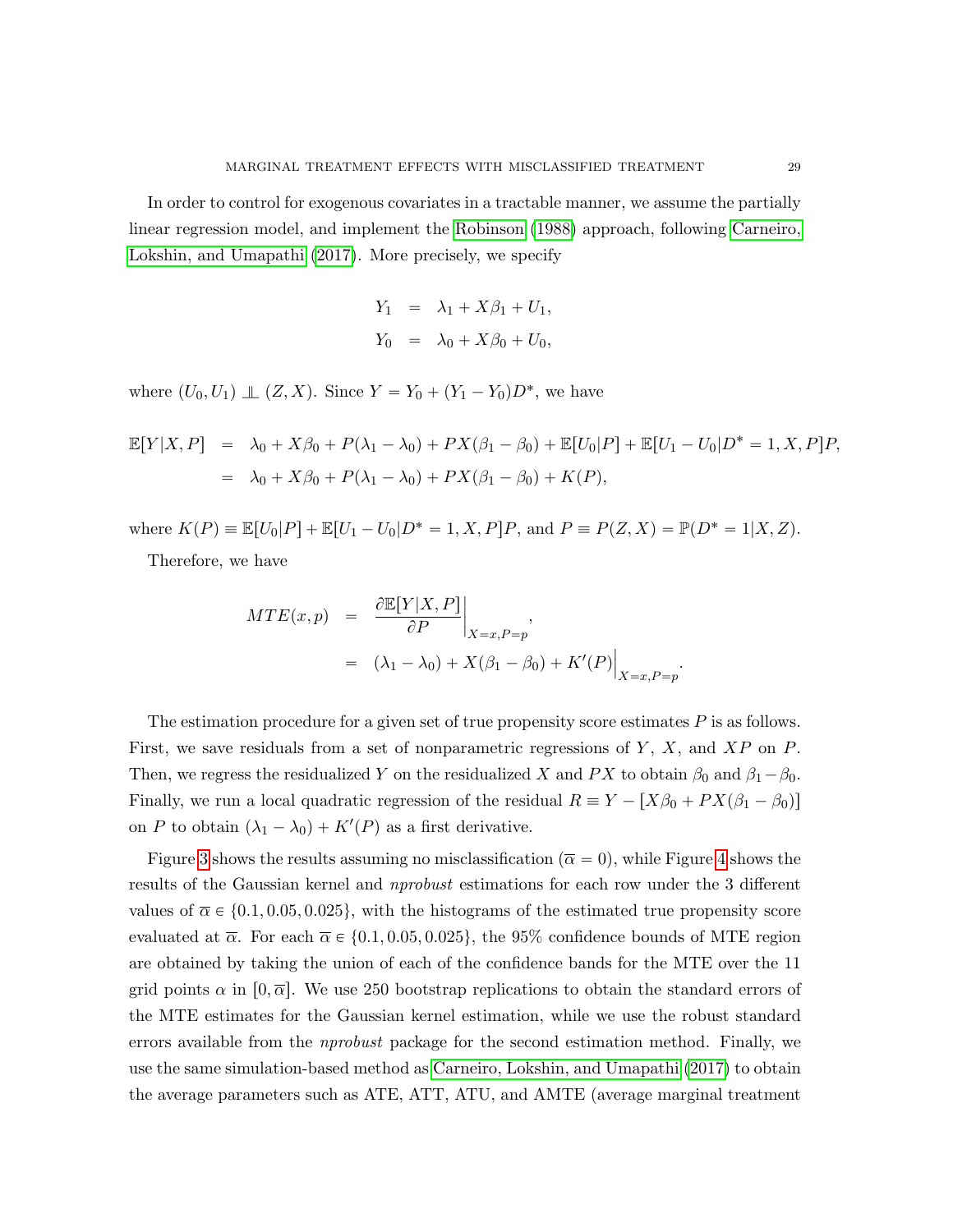In order to control for exogenous covariates in a tractable manner, we assume the partially linear regression model, and implement the Robinson (1988) approach, following Carneiro, Lokshin, and Umapathi (2017). More precisely, we specify

$$
\begin{aligned}
Y_1 &= \lambda_1 + X\beta_1 + U_1, \\
Y_0 &= \lambda_0 + X\beta_0 + U_0,
\end{aligned}
$$

where $(U_0, U_1) \perp\!\!\!\perp (Z, X)$. Since $Y = Y_0 + (Y_1 - Y_0)D^*$, we have

$$
\begin{aligned}
\mathbb{E}[Y|X,P] &= \lambda_0 + X\beta_0 + P(\lambda_1 - \lambda_0) + PX(\beta_1 - \beta_0) + \mathbb{E}[U_0|P] + \mathbb{E}[U_1 - U_0|D^* = 1, X, P]P, \\
&= \lambda_0 + X\beta_0 + P(\lambda_1 - \lambda_0) + PX(\beta_1 - \beta_0) + K(P),
\end{aligned}
$$

where $K(P) \equiv \mathbb{E}[U_0|P] + \mathbb{E}[U_1 - U_0|D^* = 1, X, P]P$, and $P \equiv P(Z, X) = \mathbb{P}(D^* = 1|X, Z)$.

Therefore, we have

$$
\begin{aligned}
MTE(x,p) &= \left.\frac{\partial \mathbb{E}[Y|X,P]}{\partial P}\right|_{X=x, P=p}, \\
&= (\lambda_1 - \lambda_0) + X(\beta_1 - \beta_0) + K'(P)\Big|_{X=x, P=p}.
\end{aligned}
$$

The estimation procedure for a given set of true propensity score estimates $P$ is as follows. First, we save residuals from a set of nonparametric regressions of $Y$, $X$, and $XP$ on $P$. Then, we regress the residualized $Y$ on the residualized $X$ and $PX$ to obtain $\beta_0$ and $\beta_1 - \beta_0$. Finally, we run a local quadratic regression of the residual $R \equiv Y - [X\beta_0 + PX(\beta_1 - \beta_0)]$ on $P$ to obtain $(\lambda_1 - \lambda_0) + K'(P)$ as a first derivative.

Figure 3 shows the results assuming no misclassification ($\overline{\alpha} = 0$), while Figure 4 shows the results of the Gaussian kernel and *nprobust* estimations for each row under the 3 different values of $\overline{\alpha} \in \{0.1, 0.05, 0.025\}$, with the histograms of the estimated true propensity score evaluated at $\overline{\alpha}$. For each $\overline{\alpha} \in \{0.1, 0.05, 0.025\}$, the 95% confidence bounds of MTE region are obtained by taking the union of each of the confidence bands for the MTE over the 11 grid points $\alpha$ in $[0, \overline{\alpha}]$. We use 250 bootstrap replications to obtain the standard errors of the MTE estimates for the Gaussian kernel estimation, while we use the robust standard errors available from the *nprobust* package for the second estimation method. Finally, we use the same simulation-based method as Carneiro, Lokshin, and Umapathi (2017) to obtain the average parameters such as ATE, ATT, ATU, and AMTE (average marginal treatment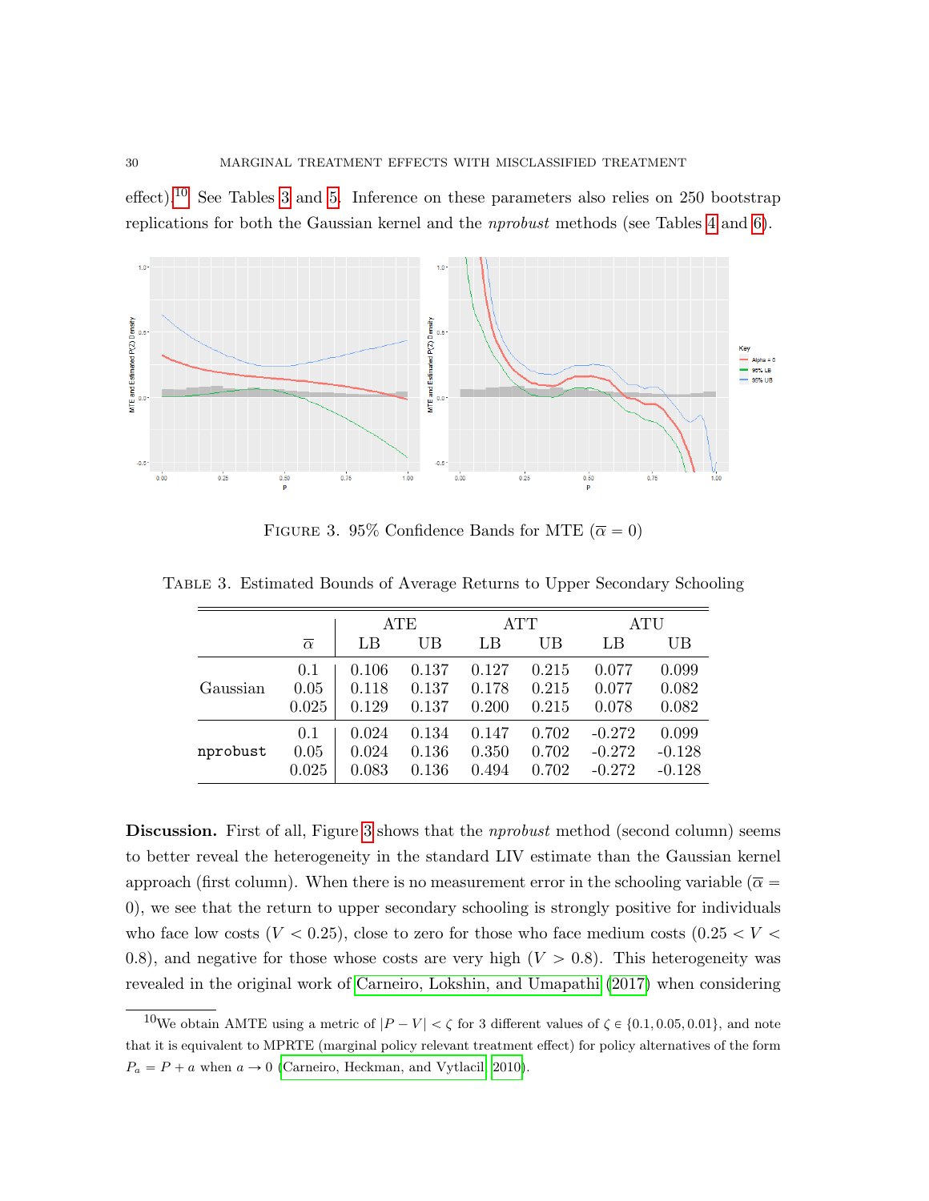effect).[10] See Tables 3 and 5. Inference on these parameters also relies on 250 bootstrap replications for both the Gaussian kernel and the *nprobust* methods (see Tables 4 and 6).

Figure 3. 95% Confidence Bands for MTE ($\overline{\alpha} = 0$)

Table 3. Estimated Bounds of Average Returns to Upper Secondary Schooling

| | $\overline{\alpha}$ | ATE LB | ATE UB | ATT LB | ATT UB | ATU LB | ATU UB |
|---|---|---|---|---|---|---|---|
| Gaussian | 0.1 | 0.106 | 0.137 | 0.127 | 0.215 | 0.077 | 0.099 |
| | 0.05 | 0.118 | 0.137 | 0.178 | 0.215 | 0.077 | 0.082 |
| | 0.025 | 0.129 | 0.137 | 0.200 | 0.215 | 0.078 | 0.082 |
| `nprobust` | 0.1 | 0.024 | 0.134 | 0.147 | 0.702 | -0.272 | 0.099 |
| | 0.05 | 0.024 | 0.136 | 0.350 | 0.702 | -0.272 | -0.128 |
| | 0.025 | 0.083 | 0.136 | 0.494 | 0.702 | -0.272 | -0.128 |

**Discussion.** First of all, Figure 3 shows that the *nprobust* method (second column) seems to better reveal the heterogeneity in the standard LIV estimate than the Gaussian kernel approach (first column). When there is no measurement error in the schooling variable ($\overline{\alpha} = 0$), we see that the return to upper secondary schooling is strongly positive for individuals who face low costs ($V < 0.25$), close to zero for those who face medium costs ($0.25 < V < 0.8$), and negative for those whose costs are very high ($V > 0.8$). This heterogeneity was revealed in the original work of Carneiro, Lokshin, and Umapathi (2017) when considering

[10] We obtain AMTE using a metric of $|P - V| < \zeta$ for 3 different values of $\zeta \in \{0.1, 0.05, 0.01\}$, and note that it is equivalent to MPRTE (marginal policy relevant treatment effect) for policy alternatives of the form $P_a = P + a$ when $a \to 0$ (Carneiro, Heckman, and Vytlacil 2010).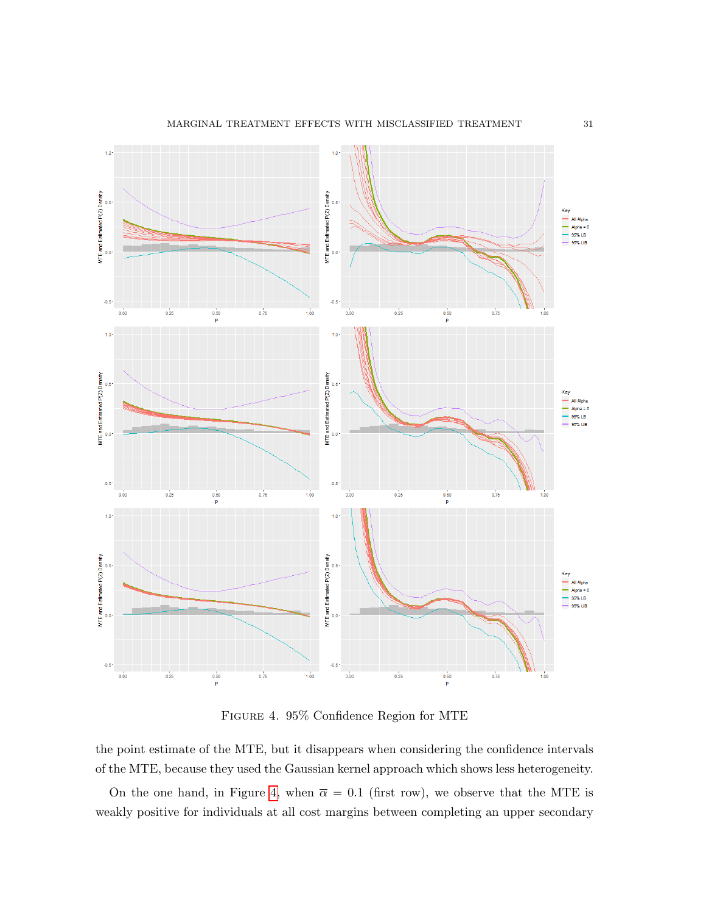FIGURE 4. 95% Confidence Region for MTE

the point estimate of the MTE, but it disappears when considering the confidence intervals of the MTE, because they used the Gaussian kernel approach which shows less heterogeneity.

On the one hand, in Figure 4, when $\overline{\alpha} = 0.1$ (first row), we observe that the MTE is weakly positive for individuals at all cost margins between completing an upper secondary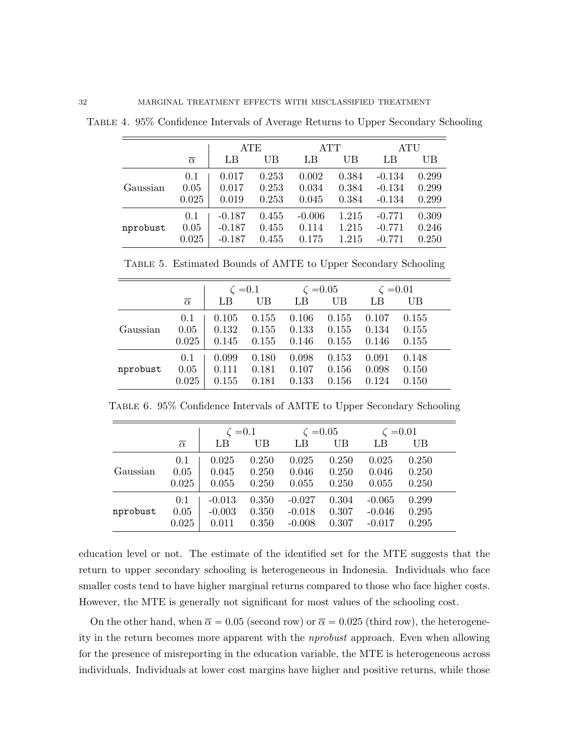Table 4. 95% Confidence Intervals of Average Returns to Upper Secondary Schooling

| | $\overline{\alpha}$ | ATE | | ATT | | ATU | |
|---|---|---|---|---|---|---|---|
| | | LB | UB | LB | UB | LB | UB |
| Gaussian | 0.1 | 0.017 | 0.253 | 0.002 | 0.384 | -0.134 | 0.299 |
| | 0.05 | 0.017 | 0.253 | 0.034 | 0.384 | -0.134 | 0.299 |
| | 0.025 | 0.019 | 0.253 | 0.045 | 0.384 | -0.134 | 0.299 |
| `nprobust` | 0.1 | -0.187 | 0.455 | -0.006 | 1.215 | -0.771 | 0.309 |
| | 0.05 | -0.187 | 0.455 | 0.114 | 1.215 | -0.771 | 0.246 |
| | 0.025 | -0.187 | 0.455 | 0.175 | 1.215 | -0.771 | 0.250 |

Table 5. Estimated Bounds of AMTE to Upper Secondary Schooling

| | $\overline{\alpha}$ | $\zeta$ =0.1 | | $\zeta$ =0.05 | | $\zeta$ =0.01 | |
|---|---|---|---|---|---|---|---|
| | | LB | UB | LB | UB | LB | UB |
| Gaussian | 0.1 | 0.105 | 0.155 | 0.106 | 0.155 | 0.107 | 0.155 |
| | 0.05 | 0.132 | 0.155 | 0.133 | 0.155 | 0.134 | 0.155 |
| | 0.025 | 0.145 | 0.155 | 0.146 | 0.155 | 0.146 | 0.155 |
| `nprobust` | 0.1 | 0.099 | 0.180 | 0.098 | 0.153 | 0.091 | 0.148 |
| | 0.05 | 0.111 | 0.181 | 0.107 | 0.156 | 0.098 | 0.150 |
| | 0.025 | 0.155 | 0.181 | 0.133 | 0.156 | 0.124 | 0.150 |

Table 6. 95% Confidence Intervals of AMTE to Upper Secondary Schooling

| | $\overline{\alpha}$ | $\zeta$ =0.1 | | $\zeta$ =0.05 | | $\zeta$ =0.01 | |
|---|---|---|---|---|---|---|---|
| | | LB | UB | LB | UB | LB | UB |
| Gaussian | 0.1 | 0.025 | 0.250 | 0.025 | 0.250 | 0.025 | 0.250 |
| | 0.05 | 0.045 | 0.250 | 0.046 | 0.250 | 0.046 | 0.250 |
| | 0.025 | 0.055 | 0.250 | 0.055 | 0.250 | 0.055 | 0.250 |
| `nprobust` | 0.1 | -0.013 | 0.350 | -0.027 | 0.304 | -0.065 | 0.299 |
| | 0.05 | -0.003 | 0.350 | -0.018 | 0.307 | -0.046 | 0.295 |
| | 0.025 | 0.011 | 0.350 | -0.008 | 0.307 | -0.017 | 0.295 |

education level or not. The estimate of the identified set for the MTE suggests that the return to upper secondary schooling is heterogeneous in Indonesia. Individuals who face smaller costs tend to have higher marginal returns compared to those who face higher costs. However, the MTE is generally not significant for most values of the schooling cost.

On the other hand, when $\overline{\alpha} = 0.05$ (second row) or $\overline{\alpha} = 0.025$ (third row), the heterogeneity in the return becomes more apparent with the *nprobust* approach. Even when allowing for the presence of misreporting in the education variable, the MTE is heterogeneous across individuals. Individuals at lower cost margins have higher and positive returns, while those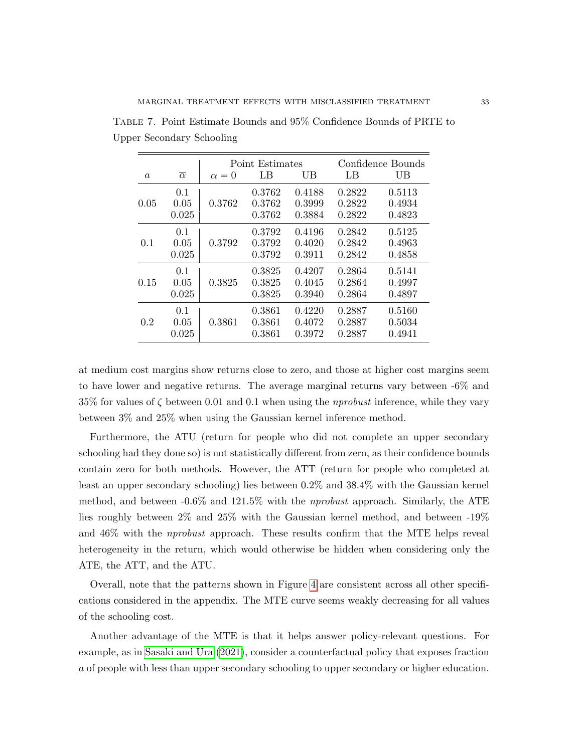Table 7. Point Estimate Bounds and 95% Confidence Bounds of PRTE to Upper Secondary Schooling

| $a$ | $\overline{\alpha}$ | Point Estimates | | | Confidence Bounds | |
|---|---|---|---|---|---|---|
| | | $\alpha = 0$ | LB | UB | LB | UB |
| 0.05 | 0.1 | 0.3762 | 0.3762 | 0.4188 | 0.2822 | 0.5113 |
| | 0.05 | | 0.3762 | 0.3999 | 0.2822 | 0.4934 |
| | 0.025 | | 0.3762 | 0.3884 | 0.2822 | 0.4823 |
| 0.1 | 0.1 | 0.3792 | 0.3792 | 0.4196 | 0.2842 | 0.5125 |
| | 0.05 | | 0.3792 | 0.4020 | 0.2842 | 0.4963 |
| | 0.025 | | 0.3792 | 0.3911 | 0.2842 | 0.4858 |
| 0.15 | 0.1 | 0.3825 | 0.3825 | 0.4207 | 0.2864 | 0.5141 |
| | 0.05 | | 0.3825 | 0.4045 | 0.2864 | 0.4997 |
| | 0.025 | | 0.3825 | 0.3940 | 0.2864 | 0.4897 |
| 0.2 | 0.1 | 0.3861 | 0.3861 | 0.4220 | 0.2887 | 0.5160 |
| | 0.05 | | 0.3861 | 0.4072 | 0.2887 | 0.5034 |
| | 0.025 | | 0.3861 | 0.3972 | 0.2887 | 0.4941 |

at medium cost margins show returns close to zero, and those at higher cost margins seem to have lower and negative returns. The average marginal returns vary between -6% and 35% for values of $\zeta$ between 0.01 and 0.1 when using the *nprobust* inference, while they vary between 3% and 25% when using the Gaussian kernel inference method.

Furthermore, the ATU (return for people who did not complete an upper secondary schooling had they done so) is not statistically different from zero, as their confidence bounds contain zero for both methods. However, the ATT (return for people who completed at least an upper secondary schooling) lies between 0.2% and 38.4% with the Gaussian kernel method, and between -0.6% and 121.5% with the *nprobust* approach. Similarly, the ATE lies roughly between 2% and 25% with the Gaussian kernel method, and between -19% and 46% with the *nprobust* approach. These results confirm that the MTE helps reveal heterogeneity in the return, which would otherwise be hidden when considering only the ATE, the ATT, and the ATU.

Overall, note that the patterns shown in Figure 4 are consistent across all other specifications considered in the appendix. The MTE curve seems weakly decreasing for all values of the schooling cost.

Another advantage of the MTE is that it helps answer policy-relevant questions. For example, as in Sasaki and Ura (2021), consider a counterfactual policy that exposes fraction $a$ of people with less than upper secondary schooling to upper secondary or higher education.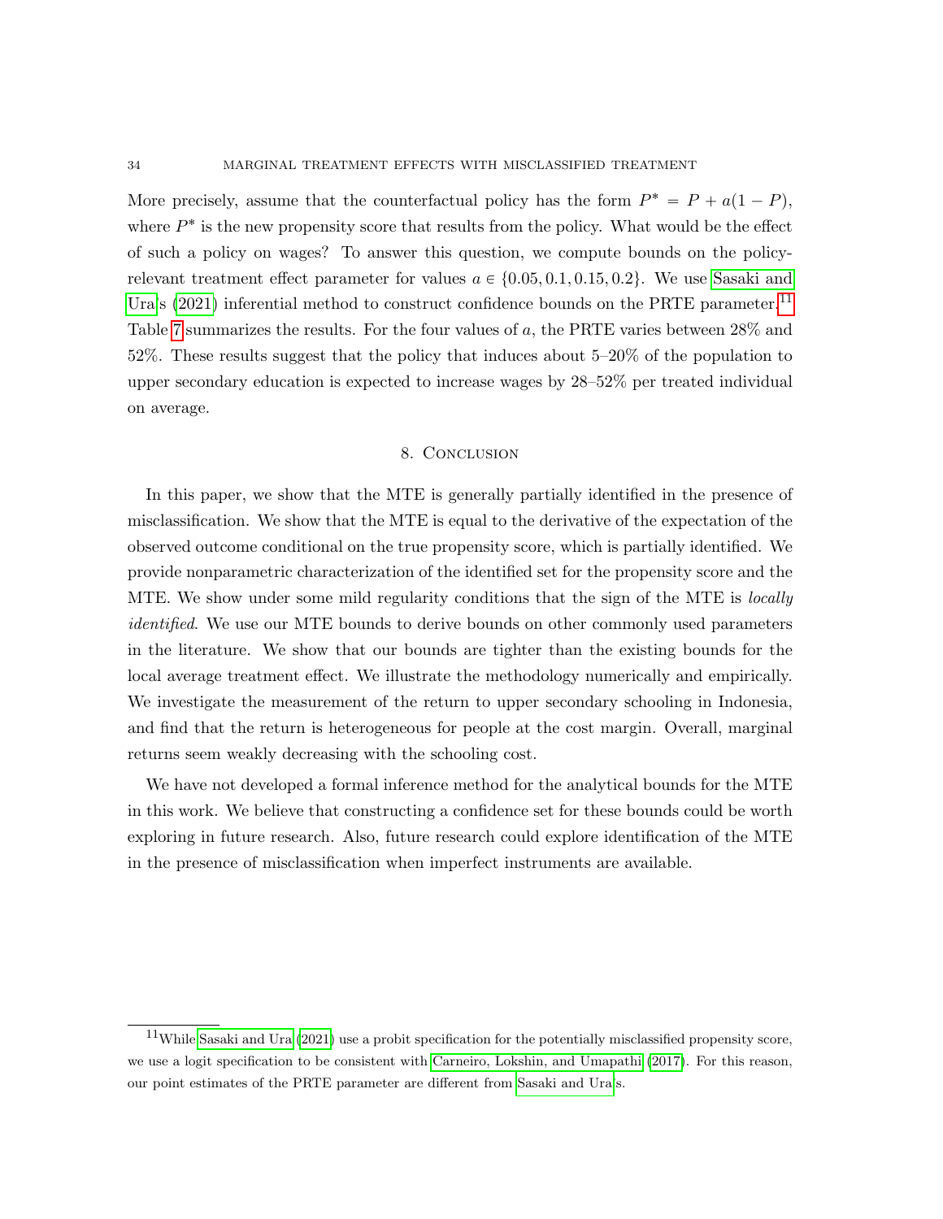More precisely, assume that the counterfactual policy has the form $P^* = P + a(1-P)$, where $P^*$ is the new propensity score that results from the policy. What would be the effect of such a policy on wages? To answer this question, we compute bounds on the policy-relevant treatment effect parameter for values $a \in \{0.05, 0.1, 0.15, 0.2\}$. We use Sasaki and Ura's (2021) inferential method to construct confidence bounds on the PRTE parameter.[11] Table 7 summarizes the results. For the four values of $a$, the PRTE varies between 28% and 52%. These results suggest that the policy that induces about 5–20% of the population to upper secondary education is expected to increase wages by 28–52% per treated individual on average.

## 8. Conclusion

In this paper, we show that the MTE is generally partially identified in the presence of misclassification. We show that the MTE is equal to the derivative of the expectation of the observed outcome conditional on the true propensity score, which is partially identified. We provide nonparametric characterization of the identified set for the propensity score and the MTE. We show under some mild regularity conditions that the sign of the MTE is *locally identified*. We use our MTE bounds to derive bounds on other commonly used parameters in the literature. We show that our bounds are tighter than the existing bounds for the local average treatment effect. We illustrate the methodology numerically and empirically. We investigate the measurement of the return to upper secondary schooling in Indonesia, and find that the return is heterogeneous for people at the cost margin. Overall, marginal returns seem weakly decreasing with the schooling cost.

We have not developed a formal inference method for the analytical bounds for the MTE in this work. We believe that constructing a confidence set for these bounds could be worth exploring in future research. Also, future research could explore identification of the MTE in the presence of misclassification when imperfect instruments are available.

[11] While Sasaki and Ura (2021) use a probit specification for the potentially misclassified propensity score, we use a logit specification to be consistent with Carneiro, Lokshin, and Umapathi (2017). For this reason, our point estimates of the PRTE parameter are different from Sasaki and Ura's.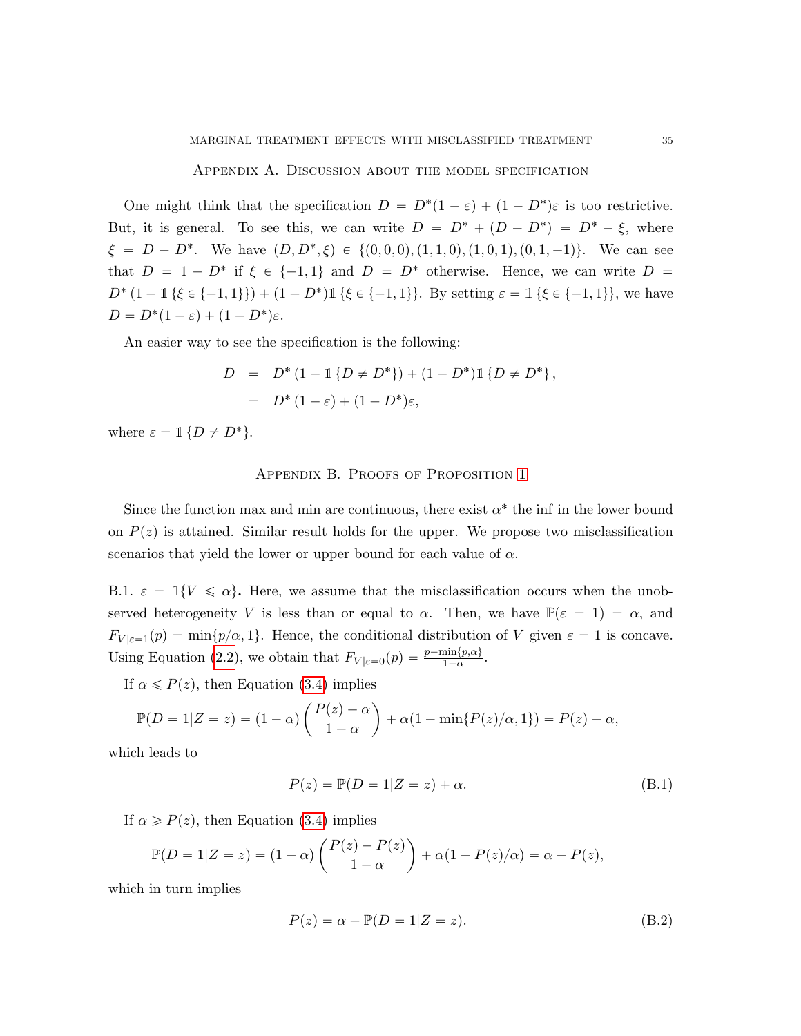## Appendix A. Discussion about the model specification

One might think that the specification $D = D^*(1-\varepsilon) + (1-D^*)\varepsilon$ is too restrictive. But, it is general. To see this, we can write $D = D^* + (D - D^*) = D^* + \xi$, where $\xi = D - D^*$. We have $(D, D^*, \xi) \in \{(0,0,0),(1,1,0),(1,0,1),(0,1,-1)\}$. We can see that $D = 1 - D^*$ if $\xi \in \{-1,1\}$ and $D = D^*$ otherwise. Hence, we can write $D = D^*(1 - \mathbb{1}\{\xi \in \{-1,1\}\}) + (1-D^*)\mathbb{1}\{\xi \in \{-1,1\}\}$. By setting $\varepsilon = \mathbb{1}\{\xi \in \{-1,1\}\}$, we have $D = D^*(1-\varepsilon) + (1-D^*)\varepsilon$.

An easier way to see the specification is the following:

$$
\begin{aligned}
D &= D^*(1 - \mathbb{1}\{D \neq D^*\}) + (1-D^*)\mathbb{1}\{D \neq D^*\}, \\
&= D^*(1-\varepsilon) + (1-D^*)\varepsilon,
\end{aligned}
$$

where $\varepsilon = \mathbb{1}\{D \neq D^*\}$.

## Appendix B. Proofs of Proposition 1

Since the function max and min are continuous, there exist $\alpha^*$ the inf in the lower bound on $P(z)$ is attained. Similar result holds for the upper. We propose two misclassification scenarios that yield the lower or upper bound for each value of $\alpha$.

**B.1. $\varepsilon = \mathbb{1}\{V \leqslant \alpha\}$.** Here, we assume that the misclassification occurs when the unobserved heterogeneity $V$ is less than or equal to $\alpha$. Then, we have $\mathbb{P}(\varepsilon = 1) = \alpha$, and $F_{V|\varepsilon=1}(p) = \min\{p/\alpha, 1\}$. Hence, the conditional distribution of $V$ given $\varepsilon = 1$ is concave. Using Equation (2.2), we obtain that $F_{V|\varepsilon=0}(p) = \frac{p - \min\{p,\alpha\}}{1-\alpha}$.

If $\alpha \leqslant P(z)$, then Equation (3.4) implies

$$
\mathbb{P}(D = 1|Z = z) = (1-\alpha)\left(\frac{P(z) - \alpha}{1-\alpha}\right) + \alpha(1 - \min\{P(z)/\alpha, 1\}) = P(z) - \alpha,
$$

which leads to

$$
P(z) = \mathbb{P}(D = 1|Z = z) + \alpha. \tag{B.1}
$$

If $\alpha \geqslant P(z)$, then Equation (3.4) implies

$$
\mathbb{P}(D = 1|Z = z) = (1-\alpha)\left(\frac{P(z) - P(z)}{1-\alpha}\right) + \alpha(1 - P(z)/\alpha) = \alpha - P(z),
$$

which in turn implies

$$
P(z) = \alpha - \mathbb{P}(D = 1|Z = z). \tag{B.2}
$$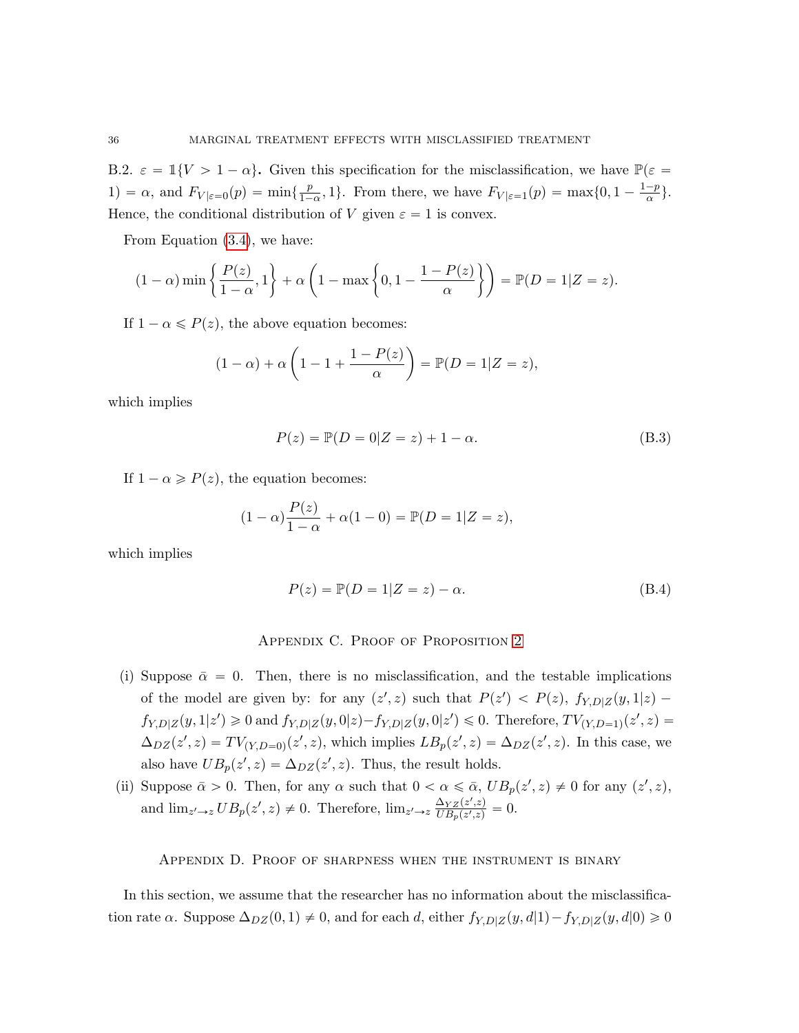B.2. $\varepsilon = \mathbb{1}\{V > 1-\alpha\}$**.** Given this specification for the misclassification, we have $\mathbb{P}(\varepsilon = 1) = \alpha$, and $F_{V|\varepsilon=0}(p) = \min\{\frac{p}{1-\alpha}, 1\}$. From there, we have $F_{V|\varepsilon=1}(p) = \max\{0, 1 - \frac{1-p}{\alpha}\}$. Hence, the conditional distribution of $V$ given $\varepsilon = 1$ is convex.

From Equation (3.4), we have:

$$(1-\alpha)\min\left\{\frac{P(z)}{1-\alpha}, 1\right\} + \alpha\left(1 - \max\left\{0, 1 - \frac{1-P(z)}{\alpha}\right\}\right) = \mathbb{P}(D=1|Z=z).$$

If $1 - \alpha \leqslant P(z)$, the above equation becomes:

$$(1-\alpha) + \alpha\left(1 - 1 + \frac{1-P(z)}{\alpha}\right) = \mathbb{P}(D=1|Z=z),$$

which implies

$$P(z) = \mathbb{P}(D=0|Z=z) + 1 - \alpha. \tag{B.3}$$

If $1 - \alpha \geqslant P(z)$, the equation becomes:

$$(1-\alpha)\frac{P(z)}{1-\alpha} + \alpha(1-0) = \mathbb{P}(D=1|Z=z),$$

which implies

$$P(z) = \mathbb{P}(D=1|Z=z) - \alpha. \tag{B.4}$$

## Appendix C. Proof of Proposition 2

(i) Suppose $\bar{\alpha} = 0$. Then, there is no misclassification, and the testable implications of the model are given by: for any $(z', z)$ such that $P(z') < P(z)$, $f_{Y,D|Z}(y, 1|z) - f_{Y,D|Z}(y, 1|z') \geqslant 0$ and $f_{Y,D|Z}(y, 0|z) - f_{Y,D|Z}(y, 0|z') \leqslant 0$. Therefore, $TV_{(Y,D=1)}(z', z) = \Delta_{DZ}(z', z) = TV_{(Y,D=0)}(z', z)$, which implies $LB_p(z', z) = \Delta_{DZ}(z', z)$. In this case, we also have $UB_p(z', z) = \Delta_{DZ}(z', z)$. Thus, the result holds.

(ii) Suppose $\bar{\alpha} > 0$. Then, for any $\alpha$ such that $0 < \alpha \leqslant \bar{\alpha}$, $UB_p(z', z) \neq 0$ for any $(z', z)$, and $\lim_{z' \to z} UB_p(z', z) \neq 0$. Therefore, $\lim_{z' \to z} \frac{\Delta_{YZ}(z', z)}{UB_p(z', z)} = 0$.

## Appendix D. Proof of sharpness when the instrument is binary

In this section, we assume that the researcher has no information about the misclassification rate $\alpha$. Suppose $\Delta_{DZ}(0, 1) \neq 0$, and for each $d$, either $f_{Y,D|Z}(y, d|1) - f_{Y,D|Z}(y, d|0) \geqslant 0$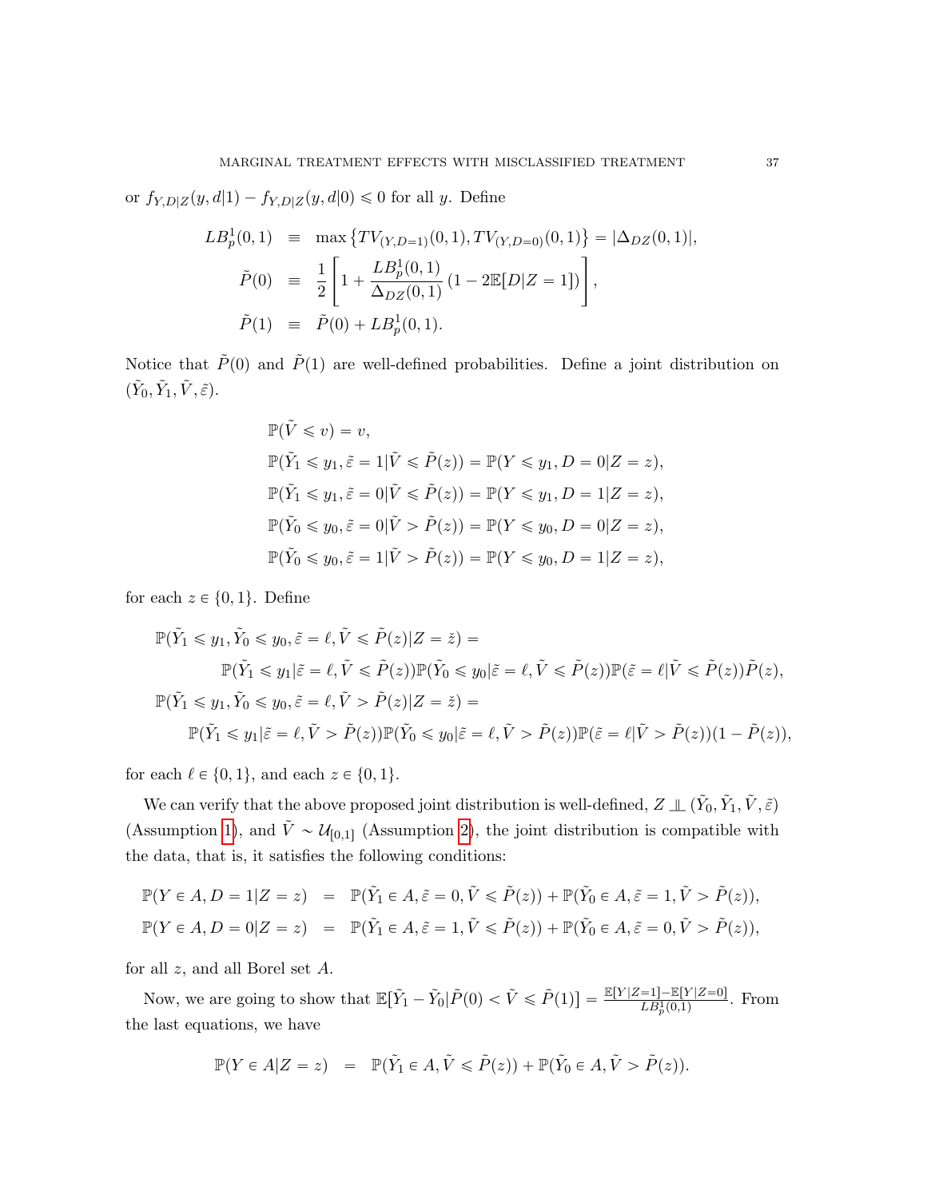or $f_{Y,D|Z}(y, d|1) - f_{Y,D|Z}(y, d|0) \leqslant 0$ for all $y$. Define

$$
\begin{aligned}
LB_p^1(0,1) &\equiv \max\left\{TV_{(Y,D=1)}(0,1), TV_{(Y,D=0)}(0,1)\right\} = |\Delta_{DZ}(0,1)|, \\
\tilde{P}(0) &\equiv \frac{1}{2}\left[1 + \frac{LB_p^1(0,1)}{\Delta_{DZ}(0,1)}\left(1 - 2\mathbb{E}[D|Z=1]\right)\right], \\
\tilde{P}(1) &\equiv \tilde{P}(0) + LB_p^1(0,1).
\end{aligned}
$$

Notice that $\tilde{P}(0)$ and $\tilde{P}(1)$ are well-defined probabilities. Define a joint distribution on $(\tilde{Y}_0, \tilde{Y}_1, \tilde{V}, \tilde{\varepsilon})$.

$$
\begin{aligned}
&\mathbb{P}(\tilde{V} \leqslant v) = v, \\
&\mathbb{P}(\tilde{Y}_1 \leqslant y_1, \tilde{\varepsilon} = 1 | \tilde{V} \leqslant \tilde{P}(z)) = \mathbb{P}(Y \leqslant y_1, D = 0 | Z = z), \\
&\mathbb{P}(\tilde{Y}_1 \leqslant y_1, \tilde{\varepsilon} = 0 | \tilde{V} \leqslant \tilde{P}(z)) = \mathbb{P}(Y \leqslant y_1, D = 1 | Z = z), \\
&\mathbb{P}(\tilde{Y}_0 \leqslant y_0, \tilde{\varepsilon} = 0 | \tilde{V} > \tilde{P}(z)) = \mathbb{P}(Y \leqslant y_0, D = 0 | Z = z), \\
&\mathbb{P}(\tilde{Y}_0 \leqslant y_0, \tilde{\varepsilon} = 1 | \tilde{V} > \tilde{P}(z)) = \mathbb{P}(Y \leqslant y_0, D = 1 | Z = z),
\end{aligned}
$$

for each $z \in \{0, 1\}$. Define

$$
\begin{aligned}
&\mathbb{P}(\tilde{Y}_1 \leqslant y_1, \tilde{Y}_0 \leqslant y_0, \tilde{\varepsilon} = \ell, \tilde{V} \leqslant \tilde{P}(z) | Z = \tilde{z}) = \\
&\qquad \mathbb{P}(\tilde{Y}_1 \leqslant y_1 | \tilde{\varepsilon} = \ell, \tilde{V} \leqslant \tilde{P}(z))\mathbb{P}(\tilde{Y}_0 \leqslant y_0 | \tilde{\varepsilon} = \ell, \tilde{V} \leqslant \tilde{P}(z))\mathbb{P}(\tilde{\varepsilon} = \ell | \tilde{V} \leqslant \tilde{P}(z))\tilde{P}(z), \\
&\mathbb{P}(\tilde{Y}_1 \leqslant y_1, \tilde{Y}_0 \leqslant y_0, \tilde{\varepsilon} = \ell, \tilde{V} > \tilde{P}(z) | Z = \tilde{z}) = \\
&\qquad \mathbb{P}(\tilde{Y}_1 \leqslant y_1 | \tilde{\varepsilon} = \ell, \tilde{V} > \tilde{P}(z))\mathbb{P}(\tilde{Y}_0 \leqslant y_0 | \tilde{\varepsilon} = \ell, \tilde{V} > \tilde{P}(z))\mathbb{P}(\tilde{\varepsilon} = \ell | \tilde{V} > \tilde{P}(z))(1 - \tilde{P}(z)),
\end{aligned}
$$

for each $\ell \in \{0, 1\}$, and each $z \in \{0, 1\}$.

We can verify that the above proposed joint distribution is well-defined, $Z \perp\!\!\!\perp (\tilde{Y}_0, \tilde{Y}_1, \tilde{V}, \tilde{\varepsilon})$ (Assumption 1), and $\tilde{V} \sim \mathcal{U}_{[0,1]}$ (Assumption 2), the joint distribution is compatible with the data, that is, it satisfies the following conditions:

$$
\begin{aligned}
\mathbb{P}(Y \in A, D = 1 | Z = z) &= \mathbb{P}(\tilde{Y}_1 \in A, \tilde{\varepsilon} = 0, \tilde{V} \leqslant \tilde{P}(z)) + \mathbb{P}(\tilde{Y}_0 \in A, \tilde{\varepsilon} = 1, \tilde{V} > \tilde{P}(z)), \\
\mathbb{P}(Y \in A, D = 0 | Z = z) &= \mathbb{P}(\tilde{Y}_1 \in A, \tilde{\varepsilon} = 1, \tilde{V} \leqslant \tilde{P}(z)) + \mathbb{P}(\tilde{Y}_0 \in A, \tilde{\varepsilon} = 0, \tilde{V} > \tilde{P}(z)),
\end{aligned}
$$

for all $z$, and all Borel set $A$.

Now, we are going to show that $\mathbb{E}[\tilde{Y}_1 - \tilde{Y}_0 | \tilde{P}(0) < \tilde{V} \leqslant \tilde{P}(1)] = \frac{\mathbb{E}[Y|Z=1] - \mathbb{E}[Y|Z=0]}{LB_p^1(0,1)}$. From the last equations, we have

$$
\mathbb{P}(Y \in A | Z = z) = \mathbb{P}(\tilde{Y}_1 \in A, \tilde{V} \leqslant \tilde{P}(z)) + \mathbb{P}(\tilde{Y}_0 \in A, \tilde{V} > \tilde{P}(z)).
$$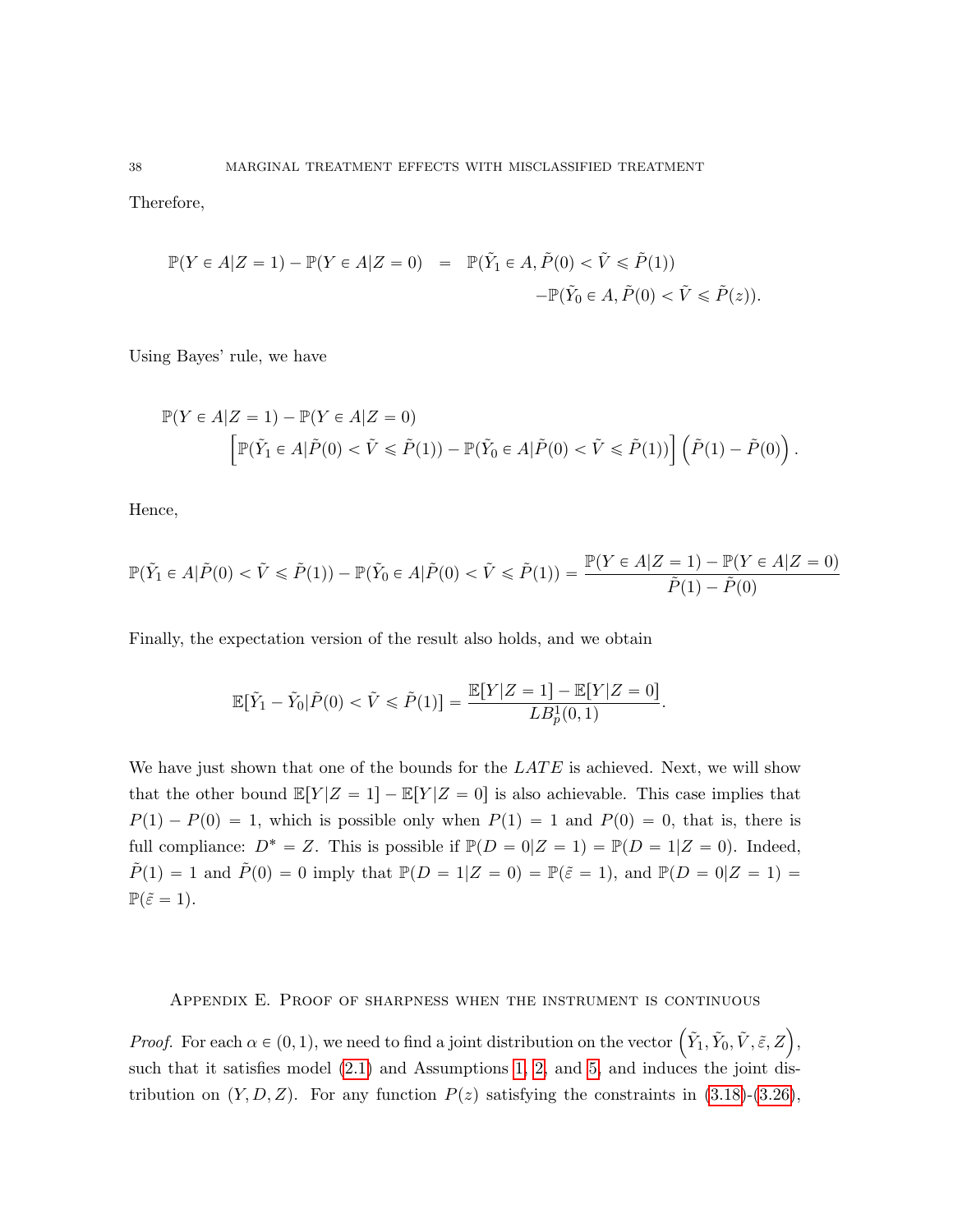Therefore,

$$
\begin{aligned}
\mathbb{P}(Y \in A|Z=1) - \mathbb{P}(Y \in A|Z=0) &= \mathbb{P}(\tilde{Y}_1 \in A, \tilde{P}(0) < \tilde{V} \leqslant \tilde{P}(1)) \\
&\quad - \mathbb{P}(\tilde{Y}_0 \in A, \tilde{P}(0) < \tilde{V} \leqslant \tilde{P}(z)).
\end{aligned}
$$

Using Bayes' rule, we have

$$
\begin{aligned}
&\mathbb{P}(Y \in A|Z=1) - \mathbb{P}(Y \in A|Z=0) \\
&\quad \left[\mathbb{P}(\tilde{Y}_1 \in A|\tilde{P}(0) < \tilde{V} \leqslant \tilde{P}(1)) - \mathbb{P}(\tilde{Y}_0 \in A|\tilde{P}(0) < \tilde{V} \leqslant \tilde{P}(1))\right]\left(\tilde{P}(1) - \tilde{P}(0)\right).
\end{aligned}
$$

Hence,

$$
\mathbb{P}(\tilde{Y}_1 \in A|\tilde{P}(0) < \tilde{V} \leqslant \tilde{P}(1)) - \mathbb{P}(\tilde{Y}_0 \in A|\tilde{P}(0) < \tilde{V} \leqslant \tilde{P}(1)) = \frac{\mathbb{P}(Y \in A|Z=1) - \mathbb{P}(Y \in A|Z=0)}{\tilde{P}(1) - \tilde{P}(0)}
$$

Finally, the expectation version of the result also holds, and we obtain

$$
\mathbb{E}[\tilde{Y}_1 - \tilde{Y}_0|\tilde{P}(0) < \tilde{V} \leqslant \tilde{P}(1)] = \frac{\mathbb{E}[Y|Z=1] - \mathbb{E}[Y|Z=0]}{LB_p^1(0,1)}.
$$

We have just shown that one of the bounds for the $LATE$ is achieved. Next, we will show that the other bound $\mathbb{E}[Y|Z=1] - \mathbb{E}[Y|Z=0]$ is also achievable. This case implies that $P(1) - P(0) = 1$, which is possible only when $P(1) = 1$ and $P(0) = 0$, that is, there is full compliance: $D^* = Z$. This is possible if $\mathbb{P}(D=0|Z=1) = \mathbb{P}(D=1|Z=0)$. Indeed, $\tilde{P}(1) = 1$ and $\tilde{P}(0) = 0$ imply that $\mathbb{P}(D=1|Z=0) = \mathbb{P}(\tilde{\varepsilon}=1)$, and $\mathbb{P}(D=0|Z=1) = \mathbb{P}(\tilde{\varepsilon}=1)$.

## Appendix E. Proof of sharpness when the instrument is continuous

*Proof.* For each $\alpha \in (0,1)$, we need to find a joint distribution on the vector $\left(\tilde{Y}_1, \tilde{Y}_0, \tilde{V}, \tilde{\varepsilon}, Z\right)$, such that it satisfies model (2.1) and Assumptions 1, 2, and 5, and induces the joint distribution on $(Y, D, Z)$. For any function $P(z)$ satisfying the constraints in (3.18)-(3.26),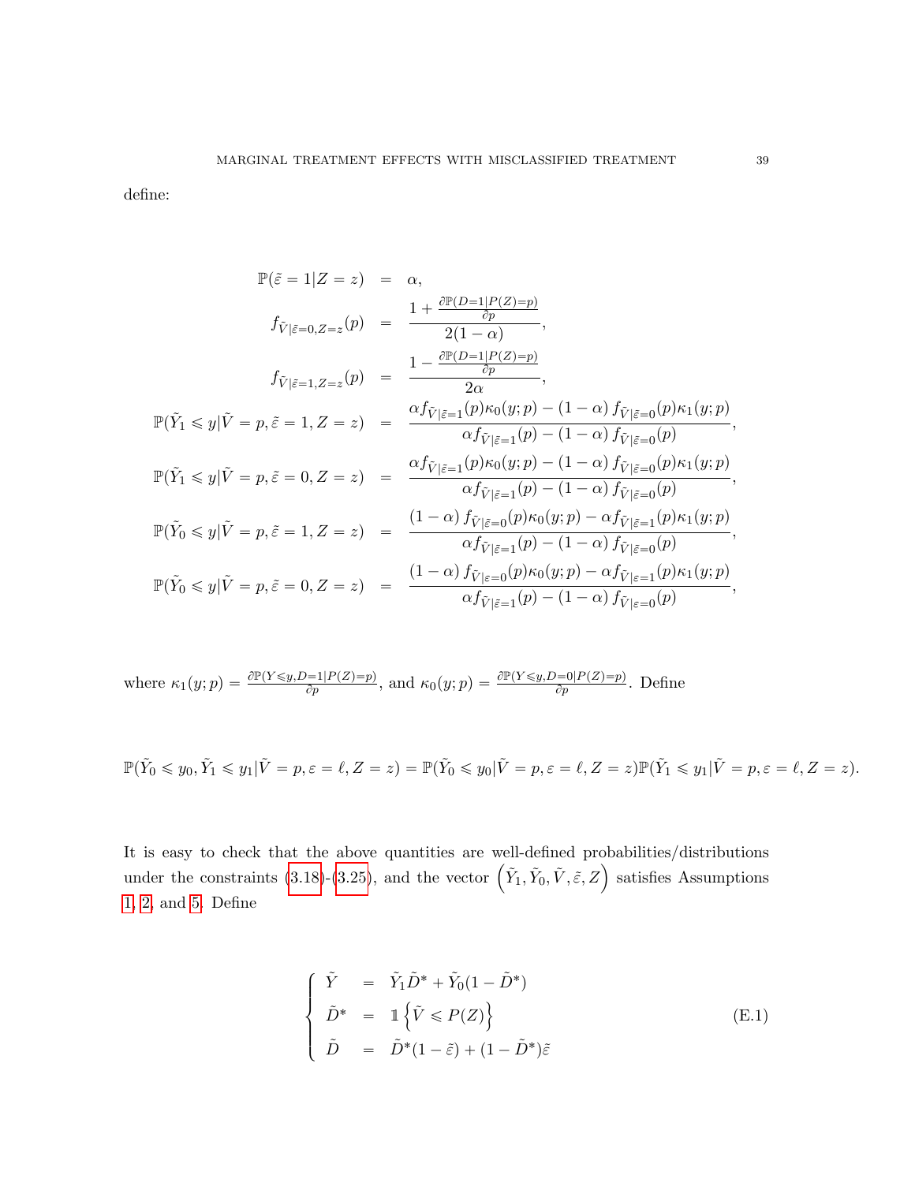define:

$$
\begin{array}{rcl}
\mathbb{P}(\tilde{\varepsilon}=1|Z=z) & = & \alpha, \\
f_{\tilde{V}|\tilde{\varepsilon}=0,Z=z}(p) & = & \dfrac{1+\frac{\partial \mathbb{P}(D=1|P(Z)=p)}{\partial p}}{2(1-\alpha)}, \\
f_{\tilde{V}|\tilde{\varepsilon}=1,Z=z}(p) & = & \dfrac{1-\frac{\partial \mathbb{P}(D=1|P(Z)=p)}{\partial p}}{2\alpha}, \\
\mathbb{P}(\tilde{Y}_1 \leqslant y|\tilde{V}=p,\tilde{\varepsilon}=1,Z=z) & = & \dfrac{\alpha f_{\tilde{V}|\tilde{\varepsilon}=1}(p)\kappa_0(y;p)-(1-\alpha)\,f_{\tilde{V}|\tilde{\varepsilon}=0}(p)\kappa_1(y;p)}{\alpha f_{\tilde{V}|\tilde{\varepsilon}=1}(p)-(1-\alpha)\,f_{\tilde{V}|\tilde{\varepsilon}=0}(p)}, \\
\mathbb{P}(\tilde{Y}_1 \leqslant y|\tilde{V}=p,\tilde{\varepsilon}=0,Z=z) & = & \dfrac{\alpha f_{\tilde{V}|\tilde{\varepsilon}=1}(p)\kappa_0(y;p)-(1-\alpha)\,f_{\tilde{V}|\tilde{\varepsilon}=0}(p)\kappa_1(y;p)}{\alpha f_{\tilde{V}|\tilde{\varepsilon}=1}(p)-(1-\alpha)\,f_{\tilde{V}|\tilde{\varepsilon}=0}(p)}, \\
\mathbb{P}(\tilde{Y}_0 \leqslant y|\tilde{V}=p,\tilde{\varepsilon}=1,Z=z) & = & \dfrac{(1-\alpha)\,f_{\tilde{V}|\tilde{\varepsilon}=0}(p)\kappa_0(y;p)-\alpha f_{\tilde{V}|\tilde{\varepsilon}=1}(p)\kappa_1(y;p)}{\alpha f_{\tilde{V}|\tilde{\varepsilon}=1}(p)-(1-\alpha)\,f_{\tilde{V}|\tilde{\varepsilon}=0}(p)}, \\
\mathbb{P}(\tilde{Y}_0 \leqslant y|\tilde{V}=p,\tilde{\varepsilon}=0,Z=z) & = & \dfrac{(1-\alpha)\,f_{\tilde{V}|\varepsilon=0}(p)\kappa_0(y;p)-\alpha f_{\tilde{V}|\varepsilon=1}(p)\kappa_1(y;p)}{\alpha f_{\tilde{V}|\tilde{\varepsilon}=1}(p)-(1-\alpha)\,f_{\tilde{V}|\varepsilon=0}(p)},
\end{array}
$$

where $\kappa_1(y;p) = \frac{\partial \mathbb{P}(Y \leqslant y, D=1|P(Z)=p)}{\partial p}$, and $\kappa_0(y;p) = \frac{\partial \mathbb{P}(Y \leqslant y, D=0|P(Z)=p)}{\partial p}$. Define

$$
\mathbb{P}(\tilde{Y}_0 \leqslant y_0, \tilde{Y}_1 \leqslant y_1|\tilde{V}=p, \varepsilon=\ell, Z=z) = \mathbb{P}(\tilde{Y}_0 \leqslant y_0|\tilde{V}=p, \varepsilon=\ell, Z=z)\mathbb{P}(\tilde{Y}_1 \leqslant y_1|\tilde{V}=p, \varepsilon=\ell, Z=z).
$$

It is easy to check that the above quantities are well-defined probabilities/distributions under the constraints (3.18)-(3.25), and the vector $\left(\tilde{Y}_1, \tilde{Y}_0, \tilde{V}, \tilde{\varepsilon}, Z\right)$ satisfies Assumptions 1, 2, and 5. Define

$$
\left\{
\begin{array}{rcl}
\tilde{Y} & = & \tilde{Y}_1\tilde{D}^* + \tilde{Y}_0(1-\tilde{D}^*) \\
\tilde{D}^* & = & \mathbb{1}\left\{\tilde{V} \leqslant P(Z)\right\} \\
\tilde{D} & = & \tilde{D}^*(1-\tilde{\varepsilon}) + (1-\tilde{D}^*)\tilde{\varepsilon}
\end{array}
\right. \tag{E.1}
$$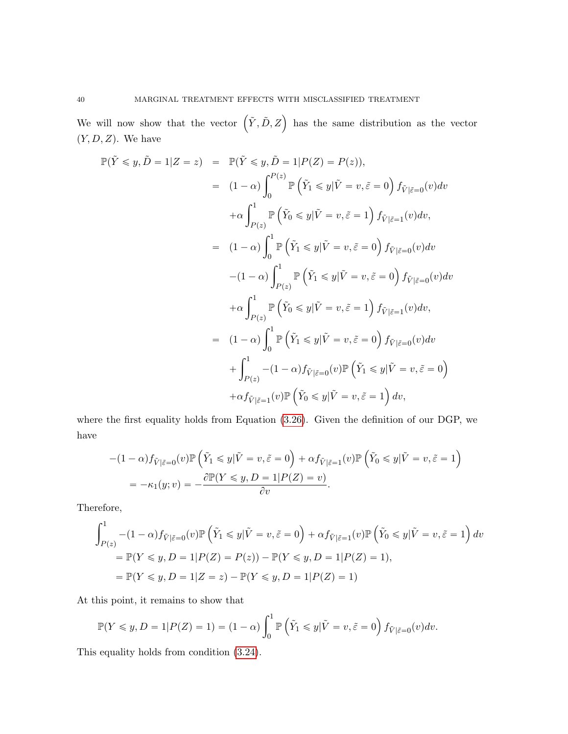We will now show that the vector $\left(\tilde{Y}, \tilde{D}, Z\right)$ has the same distribution as the vector $(Y, D, Z)$. We have

$$
\begin{aligned}
\mathbb{P}(\tilde{Y} \leqslant y, \tilde{D} = 1 | Z = z) &= \mathbb{P}(\tilde{Y} \leqslant y, \tilde{D} = 1 | P(Z) = P(z)), \\
&= (1-\alpha) \int_0^{P(z)} \mathbb{P}\left(\tilde{Y}_1 \leqslant y | \tilde{V} = v, \tilde{\varepsilon} = 0\right) f_{\tilde{V}|\tilde{\varepsilon}=0}(v) dv \\
&\quad + \alpha \int_{P(z)}^1 \mathbb{P}\left(\tilde{Y}_0 \leqslant y | \tilde{V} = v, \tilde{\varepsilon} = 1\right) f_{\tilde{V}|\tilde{\varepsilon}=1}(v) dv, \\
&= (1-\alpha) \int_0^1 \mathbb{P}\left(\tilde{Y}_1 \leqslant y | \tilde{V} = v, \tilde{\varepsilon} = 0\right) f_{\tilde{V}|\tilde{\varepsilon}=0}(v) dv \\
&\quad - (1-\alpha) \int_{P(z)}^1 \mathbb{P}\left(\tilde{Y}_1 \leqslant y | \tilde{V} = v, \tilde{\varepsilon} = 0\right) f_{\tilde{V}|\tilde{\varepsilon}=0}(v) dv \\
&\quad + \alpha \int_{P(z)}^1 \mathbb{P}\left(\tilde{Y}_0 \leqslant y | \tilde{V} = v, \tilde{\varepsilon} = 1\right) f_{\tilde{V}|\tilde{\varepsilon}=1}(v) dv, \\
&= (1-\alpha) \int_0^1 \mathbb{P}\left(\tilde{Y}_1 \leqslant y | \tilde{V} = v, \tilde{\varepsilon} = 0\right) f_{\tilde{V}|\tilde{\varepsilon}=0}(v) dv \\
&\quad + \int_{P(z)}^1 -(1-\alpha) f_{\tilde{V}|\tilde{\varepsilon}=0}(v) \mathbb{P}\left(\tilde{Y}_1 \leqslant y | \tilde{V} = v, \tilde{\varepsilon} = 0\right) \\
&\quad + \alpha f_{\tilde{V}|\tilde{\varepsilon}=1}(v) \mathbb{P}\left(\tilde{Y}_0 \leqslant y | \tilde{V} = v, \tilde{\varepsilon} = 1\right) dv,
\end{aligned}
$$

where the first equality holds from Equation (3.26). Given the definition of our DGP, we have

$$
\begin{aligned}
&-(1-\alpha) f_{\tilde{V}|\tilde{\varepsilon}=0}(v) \mathbb{P}\left(\tilde{Y}_1 \leqslant y | \tilde{V} = v, \tilde{\varepsilon} = 0\right) + \alpha f_{\tilde{V}|\tilde{\varepsilon}=1}(v) \mathbb{P}\left(\tilde{Y}_0 \leqslant y | \tilde{V} = v, \tilde{\varepsilon} = 1\right) \\
&\quad = -\kappa_1(y; v) = -\frac{\partial \mathbb{P}(Y \leqslant y, D = 1 | P(Z) = v)}{\partial v}.
\end{aligned}
$$

Therefore,

$$
\begin{aligned}
&\int_{P(z)}^1 -(1-\alpha) f_{\tilde{V}|\tilde{\varepsilon}=0}(v) \mathbb{P}\left(\tilde{Y}_1 \leqslant y | \tilde{V} = v, \tilde{\varepsilon} = 0\right) + \alpha f_{\tilde{V}|\tilde{\varepsilon}=1}(v) \mathbb{P}\left(\tilde{Y}_0 \leqslant y | \tilde{V} = v, \tilde{\varepsilon} = 1\right) dv \\
&\quad = \mathbb{P}(Y \leqslant y, D = 1 | P(Z) = P(z)) - \mathbb{P}(Y \leqslant y, D = 1 | P(Z) = 1), \\
&\quad = \mathbb{P}(Y \leqslant y, D = 1 | Z = z) - \mathbb{P}(Y \leqslant y, D = 1 | P(Z) = 1)
\end{aligned}
$$

At this point, it remains to show that

$$
\mathbb{P}(Y \leqslant y, D = 1 | P(Z) = 1) = (1-\alpha) \int_0^1 \mathbb{P}\left(\tilde{Y}_1 \leqslant y | \tilde{V} = v, \tilde{\varepsilon} = 0\right) f_{\tilde{V}|\tilde{\varepsilon}=0}(v) dv.
$$

This equality holds from condition (3.24).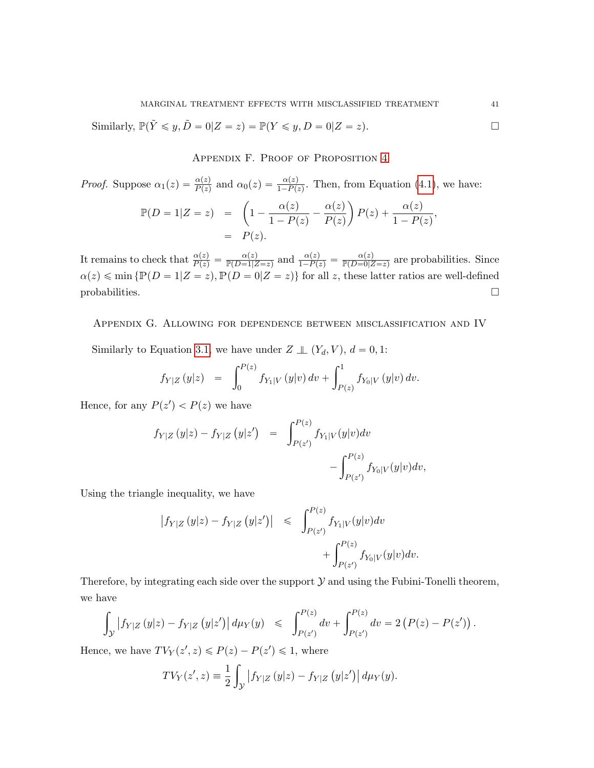Similarly, $\mathbb{P}(\tilde{Y} \leqslant y, \tilde{D} = 0|Z = z) = \mathbb{P}(Y \leqslant y, D = 0|Z = z)$. $\square$

## Appendix F. Proof of Proposition 4

*Proof.* Suppose $\alpha_1(z) = \frac{\alpha(z)}{P(z)}$ and $\alpha_0(z) = \frac{\alpha(z)}{1-P(z)}$. Then, from Equation (4.1), we have:

$$
\begin{aligned}
\mathbb{P}(D = 1|Z = z) &= \left(1 - \frac{\alpha(z)}{1 - P(z)} - \frac{\alpha(z)}{P(z)}\right) P(z) + \frac{\alpha(z)}{1 - P(z)}, \\
&= P(z).
\end{aligned}
$$

It remains to check that $\frac{\alpha(z)}{P(z)} = \frac{\alpha(z)}{\mathbb{P}(D=1|Z=z)}$ and $\frac{\alpha(z)}{1-P(z)} = \frac{\alpha(z)}{\mathbb{P}(D=0|Z=z)}$ are probabilities. Since $\alpha(z) \leqslant \min\{\mathbb{P}(D = 1|Z = z), \mathbb{P}(D = 0|Z = z)\}$ for all $z$, these latter ratios are well-defined probabilities. $\square$

## Appendix G. Allowing for dependence between misclassification and IV

Similarly to Equation 3.1, we have under $Z \perp\!\!\!\perp (Y_d, V)$, $d = 0, 1$:

$$
f_{Y|Z}(y|z) = \int_0^{P(z)} f_{Y_1|V}(y|v)\, dv + \int_{P(z)}^1 f_{Y_0|V}(y|v)\, dv.
$$

Hence, for any $P(z') < P(z)$ we have

$$
f_{Y|Z}(y|z) - f_{Y|Z}(y|z') = \int_{P(z')}^{P(z)} f_{Y_1|V}(y|v)dv - \int_{P(z')}^{P(z)} f_{Y_0|V}(y|v)dv,
$$

Using the triangle inequality, we have

$$
\left|f_{Y|Z}(y|z) - f_{Y|Z}(y|z')\right| \leqslant \int_{P(z')}^{P(z)} f_{Y_1|V}(y|v)dv + \int_{P(z')}^{P(z)} f_{Y_0|V}(y|v)dv.
$$

Therefore, by integrating each side over the support $\mathcal{Y}$ and using the Fubini-Tonelli theorem, we have

$$
\int_{\mathcal{Y}} \left|f_{Y|Z}(y|z) - f_{Y|Z}(y|z')\right| d\mu_Y(y) \leqslant \int_{P(z')}^{P(z)} dv + \int_{P(z')}^{P(z)} dv = 2\left(P(z) - P(z')\right).
$$

Hence, we have $TV_Y(z', z) \leqslant P(z) - P(z') \leqslant 1$, where

$$
TV_Y(z', z) \equiv \frac{1}{2}\int_{\mathcal{Y}} \left|f_{Y|Z}(y|z) - f_{Y|Z}(y|z')\right| d\mu_Y(y).
$$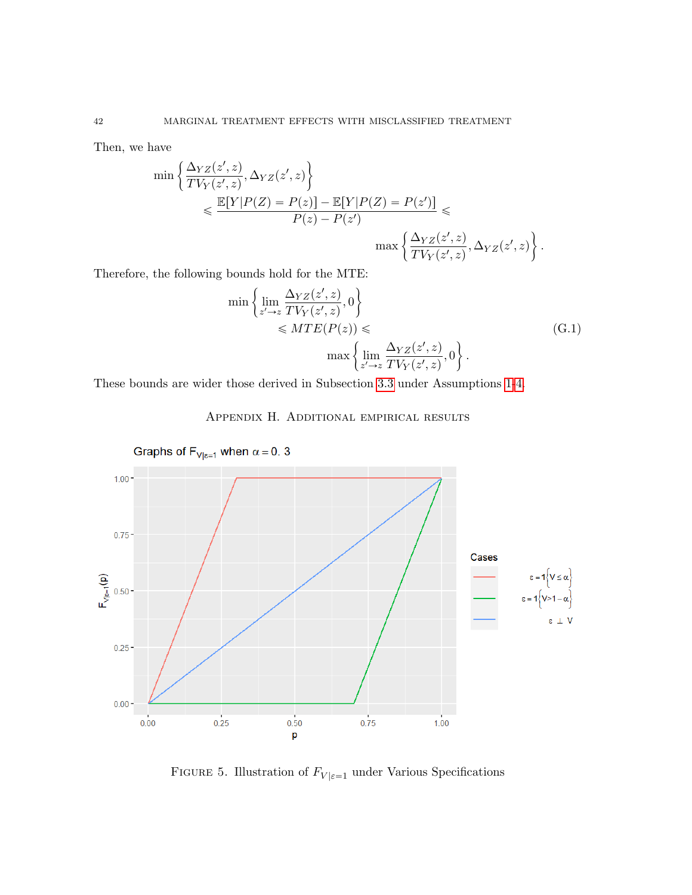Then, we have

$$\min\left\{\frac{\Delta_{YZ}(z',z)}{TV_Y(z',z)}, \Delta_{YZ}(z',z)\right\} \leqslant \frac{\mathbb{E}[Y|P(Z)=P(z)] - \mathbb{E}[Y|P(Z)=P(z')]}{P(z)-P(z')} \leqslant \max\left\{\frac{\Delta_{YZ}(z',z)}{TV_Y(z',z)}, \Delta_{YZ}(z',z)\right\}.$$

Therefore, the following bounds hold for the MTE:

$$\min\left\{\lim_{z'\to z}\frac{\Delta_{YZ}(z',z)}{TV_Y(z',z)}, 0\right\} \leqslant MTE(P(z)) \leqslant \max\left\{\lim_{z'\to z}\frac{\Delta_{YZ}(z',z)}{TV_Y(z',z)}, 0\right\}. \tag{G.1}$$

These bounds are wider those derived in Subsection 3.3 under Assumptions 1-4.

## Appendix H. Additional empirical results

Figure 5. Illustration of $F_{V|\varepsilon=1}$ under Various Specifications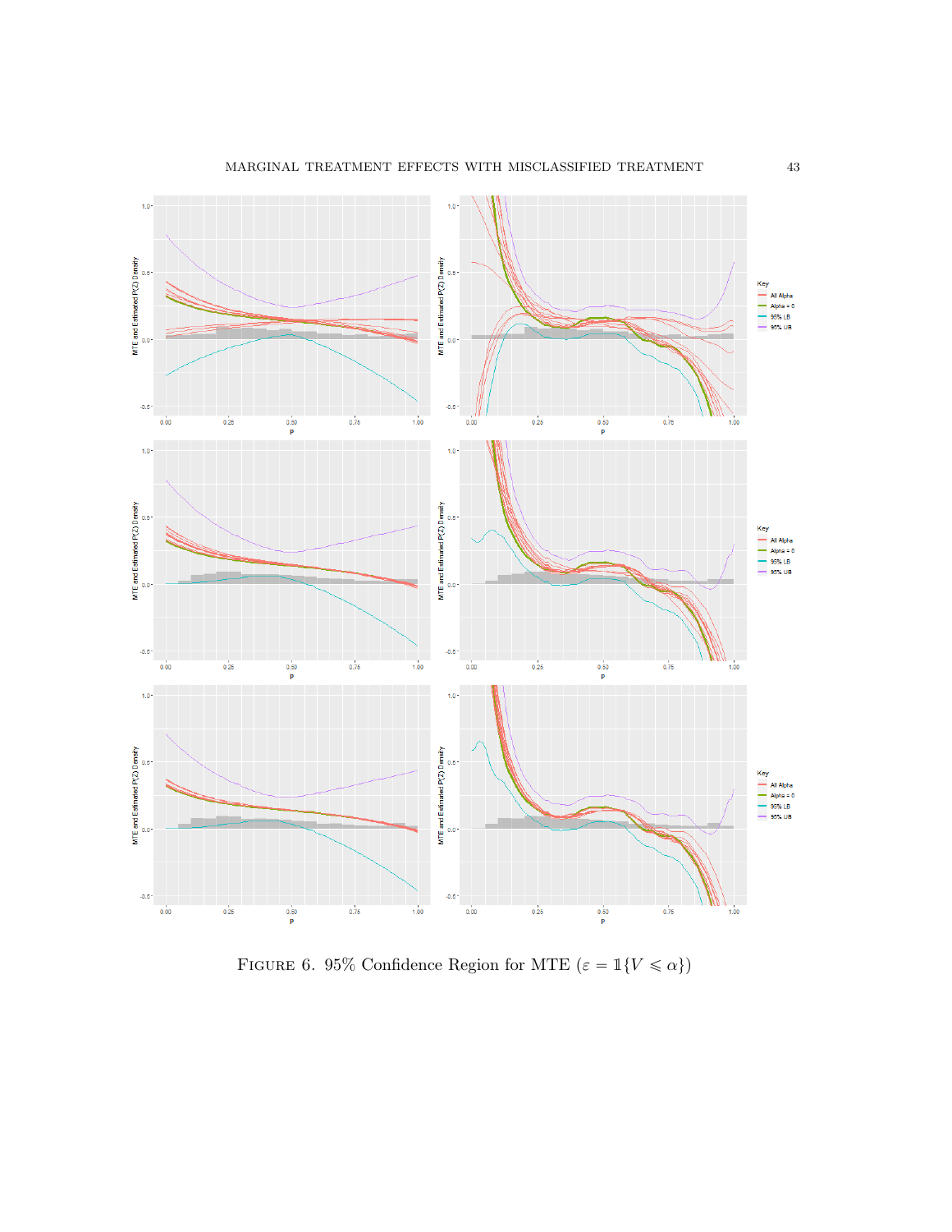Figure 6. 95% Confidence Region for MTE ($\varepsilon = \mathbb{1}\{V \leqslant \alpha\}$)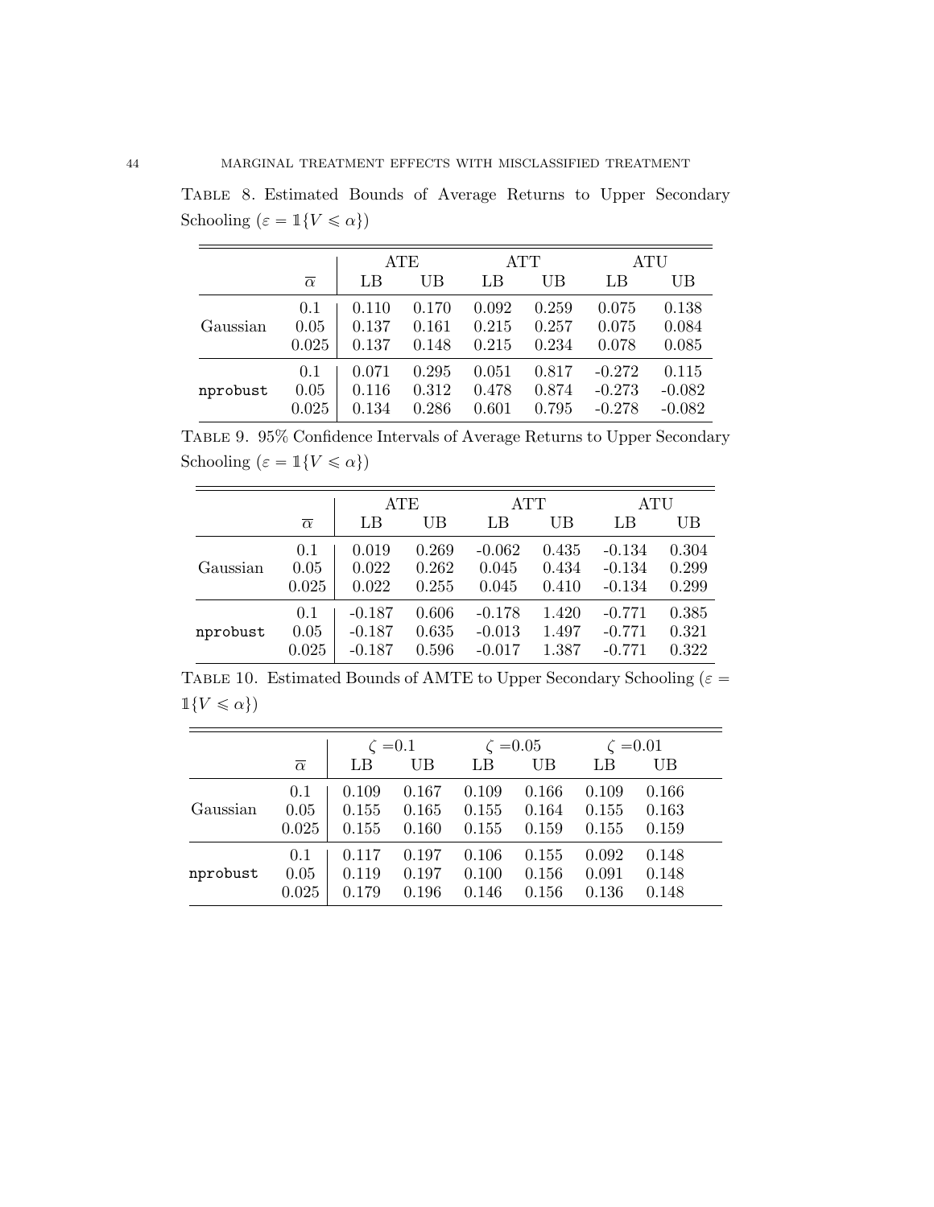Table 8. Estimated Bounds of Average Returns to Upper Secondary Schooling ($\varepsilon = \mathbb{1}\{V \leqslant \alpha\}$)

| | $\overline{\alpha}$ | ATE | | ATT | | ATU | |
|---|---|---|---|---|---|---|---|
| | | LB | UB | LB | UB | LB | UB |
| Gaussian | 0.1 | 0.110 | 0.170 | 0.092 | 0.259 | 0.075 | 0.138 |
| | 0.05 | 0.137 | 0.161 | 0.215 | 0.257 | 0.075 | 0.084 |
| | 0.025 | 0.137 | 0.148 | 0.215 | 0.234 | 0.078 | 0.085 |
| nprobust | 0.1 | 0.071 | 0.295 | 0.051 | 0.817 | -0.272 | 0.115 |
| | 0.05 | 0.116 | 0.312 | 0.478 | 0.874 | -0.273 | -0.082 |
| | 0.025 | 0.134 | 0.286 | 0.601 | 0.795 | -0.278 | -0.082 |

Table 9. 95% Confidence Intervals of Average Returns to Upper Secondary Schooling ($\varepsilon = \mathbb{1}\{V \leqslant \alpha\}$)

| | $\overline{\alpha}$ | ATE | | ATT | | ATU | |
|---|---|---|---|---|---|---|---|
| | | LB | UB | LB | UB | LB | UB |
| Gaussian | 0.1 | 0.019 | 0.269 | -0.062 | 0.435 | -0.134 | 0.304 |
| | 0.05 | 0.022 | 0.262 | 0.045 | 0.434 | -0.134 | 0.299 |
| | 0.025 | 0.022 | 0.255 | 0.045 | 0.410 | -0.134 | 0.299 |
| nprobust | 0.1 | -0.187 | 0.606 | -0.178 | 1.420 | -0.771 | 0.385 |
| | 0.05 | -0.187 | 0.635 | -0.013 | 1.497 | -0.771 | 0.321 |
| | 0.025 | -0.187 | 0.596 | -0.017 | 1.387 | -0.771 | 0.322 |

Table 10. Estimated Bounds of AMTE to Upper Secondary Schooling ($\varepsilon = \mathbb{1}\{V \leqslant \alpha\}$)

| | $\overline{\alpha}$ | $\zeta = 0.1$ | | $\zeta = 0.05$ | | $\zeta = 0.01$ | |
|---|---|---|---|---|---|---|---|
| | | LB | UB | LB | UB | LB | UB |
| Gaussian | 0.1 | 0.109 | 0.167 | 0.109 | 0.166 | 0.109 | 0.166 |
| | 0.05 | 0.155 | 0.165 | 0.155 | 0.164 | 0.155 | 0.163 |
| | 0.025 | 0.155 | 0.160 | 0.155 | 0.159 | 0.155 | 0.159 |
| nprobust | 0.1 | 0.117 | 0.197 | 0.106 | 0.155 | 0.092 | 0.148 |
| | 0.05 | 0.119 | 0.197 | 0.100 | 0.156 | 0.091 | 0.148 |
| | 0.025 | 0.179 | 0.196 | 0.146 | 0.156 | 0.136 | 0.148 |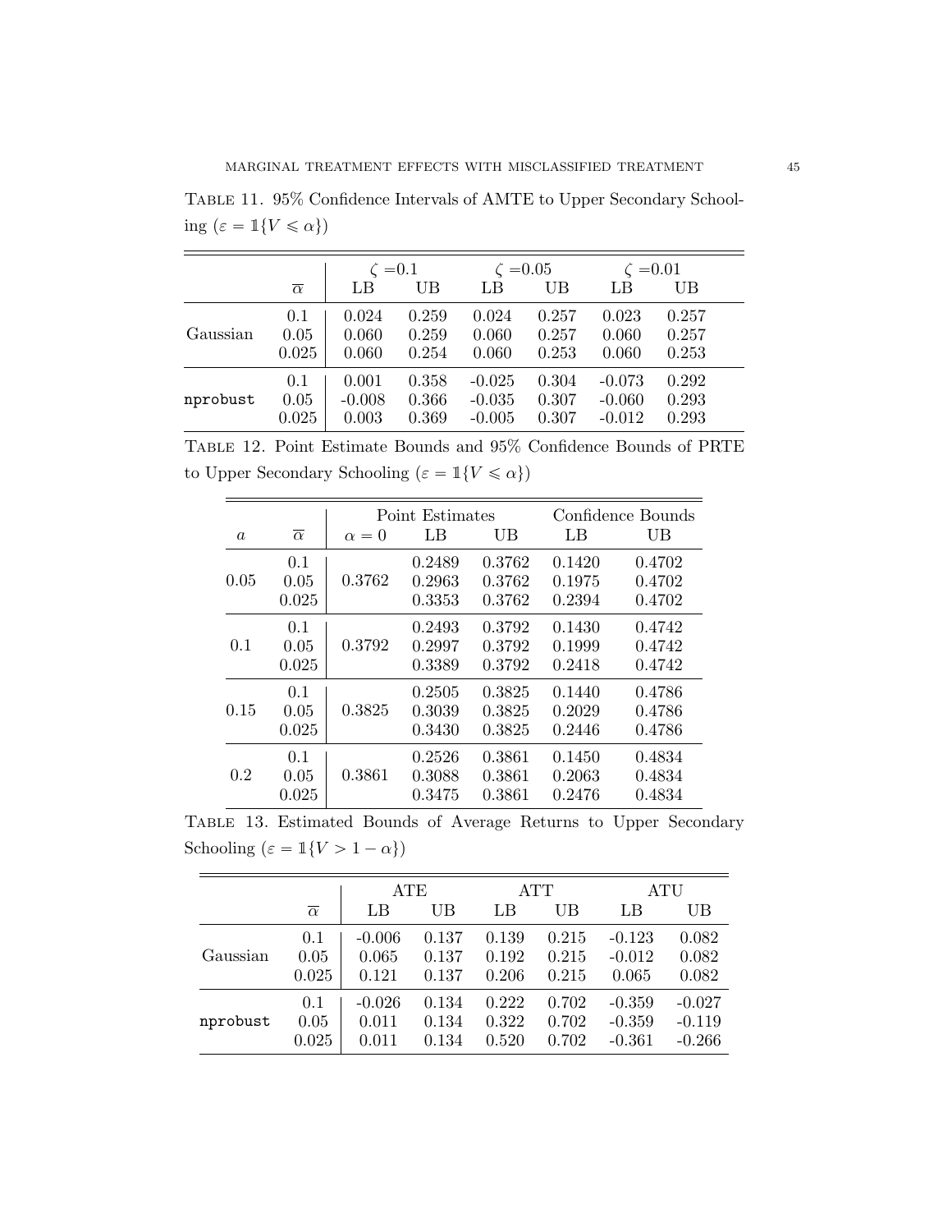TABLE 11. 95% Confidence Intervals of AMTE to Upper Secondary Schooling ($\varepsilon = \mathbb{1}\{V \leqslant \alpha\}$)

| | $\overline{\alpha}$ | $\zeta$ =0.1 LB | $\zeta$ =0.1 UB | $\zeta$ =0.05 LB | $\zeta$ =0.05 UB | $\zeta$ =0.01 LB | $\zeta$ =0.01 UB |
|---|---|---|---|---|---|---|---|
| Gaussian | 0.1 | 0.024 | 0.259 | 0.024 | 0.257 | 0.023 | 0.257 |
| | 0.05 | 0.060 | 0.259 | 0.060 | 0.257 | 0.060 | 0.257 |
| | 0.025 | 0.060 | 0.254 | 0.060 | 0.253 | 0.060 | 0.253 |
| nprobust | 0.1 | 0.001 | 0.358 | -0.025 | 0.304 | -0.073 | 0.292 |
| | 0.05 | -0.008 | 0.366 | -0.035 | 0.307 | -0.060 | 0.293 |
| | 0.025 | 0.003 | 0.369 | -0.005 | 0.307 | -0.012 | 0.293 |

TABLE 12. Point Estimate Bounds and 95% Confidence Bounds of PRTE to Upper Secondary Schooling ($\varepsilon = \mathbb{1}\{V \leqslant \alpha\}$)

| | | Point Estimates | | | Confidence Bounds | |
|---|---|---|---|---|---|---|
| $a$ | $\overline{\alpha}$ | $\alpha = 0$ | LB | UB | LB | UB |
| 0.05 | 0.1 | 0.3762 | 0.2489 | 0.3762 | 0.1420 | 0.4702 |
| | 0.05 | | 0.2963 | 0.3762 | 0.1975 | 0.4702 |
| | 0.025 | | 0.3353 | 0.3762 | 0.2394 | 0.4702 |
| 0.1 | 0.1 | 0.3792 | 0.2493 | 0.3792 | 0.1430 | 0.4742 |
| | 0.05 | | 0.2997 | 0.3792 | 0.1999 | 0.4742 |
| | 0.025 | | 0.3389 | 0.3792 | 0.2418 | 0.4742 |
| 0.15 | 0.1 | 0.3825 | 0.2505 | 0.3825 | 0.1440 | 0.4786 |
| | 0.05 | | 0.3039 | 0.3825 | 0.2029 | 0.4786 |
| | 0.025 | | 0.3430 | 0.3825 | 0.2446 | 0.4786 |
| 0.2 | 0.1 | 0.3861 | 0.2526 | 0.3861 | 0.1450 | 0.4834 |
| | 0.05 | | 0.3088 | 0.3861 | 0.2063 | 0.4834 |
| | 0.025 | | 0.3475 | 0.3861 | 0.2476 | 0.4834 |

TABLE 13. Estimated Bounds of Average Returns to Upper Secondary Schooling ($\varepsilon = \mathbb{1}\{V > 1 - \alpha\}$)

| | $\overline{\alpha}$ | ATE LB | ATE UB | ATT LB | ATT UB | ATU LB | ATU UB |
|---|---|---|---|---|---|---|---|
| Gaussian | 0.1 | -0.006 | 0.137 | 0.139 | 0.215 | -0.123 | 0.082 |
| | 0.05 | 0.065 | 0.137 | 0.192 | 0.215 | -0.012 | 0.082 |
| | 0.025 | 0.121 | 0.137 | 0.206 | 0.215 | 0.065 | 0.082 |
| nprobust | 0.1 | -0.026 | 0.134 | 0.222 | 0.702 | -0.359 | -0.027 |
| | 0.05 | 0.011 | 0.134 | 0.322 | 0.702 | -0.359 | -0.119 |
| | 0.025 | 0.011 | 0.134 | 0.520 | 0.702 | -0.361 | -0.266 |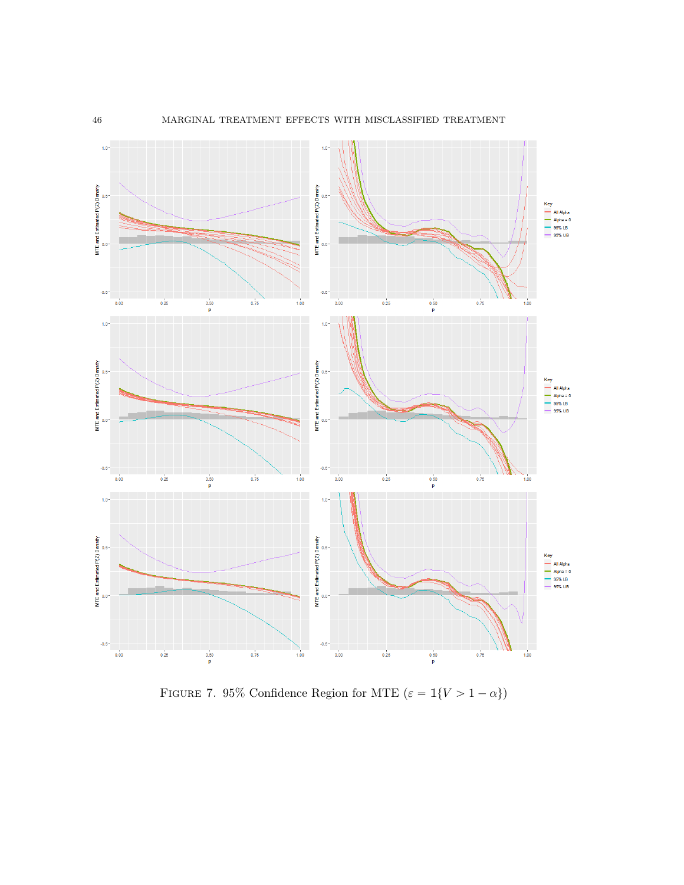FIGURE 7. 95% Confidence Region for MTE ($\varepsilon = \mathbb{1}\{V > 1 - \alpha\}$)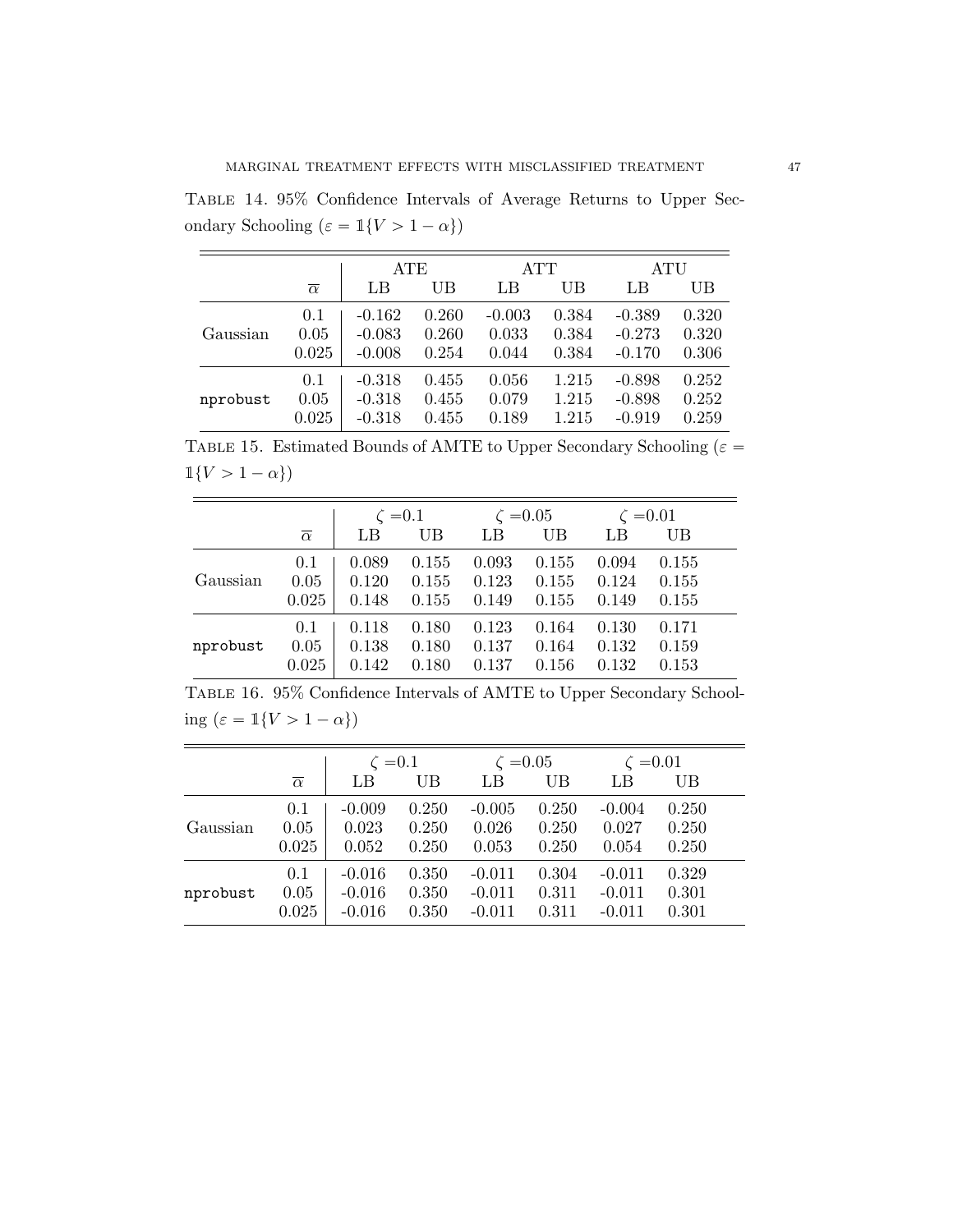TABLE 14. 95% Confidence Intervals of Average Returns to Upper Secondary Schooling ($\varepsilon = \mathbb{1}\{V > 1 - \alpha\}$)

| | $\overline{\alpha}$ | ATE | | ATT | | ATU | |
|---|---|---|---|---|---|---|---|
| | | LB | UB | LB | UB | LB | UB |
| Gaussian | 0.1 | -0.162 | 0.260 | -0.003 | 0.384 | -0.389 | 0.320 |
| | 0.05 | -0.083 | 0.260 | 0.033 | 0.384 | -0.273 | 0.320 |
| | 0.025 | -0.008 | 0.254 | 0.044 | 0.384 | -0.170 | 0.306 |
| `nprobust` | 0.1 | -0.318 | 0.455 | 0.056 | 1.215 | -0.898 | 0.252 |
| | 0.05 | -0.318 | 0.455 | 0.079 | 1.215 | -0.898 | 0.252 |
| | 0.025 | -0.318 | 0.455 | 0.189 | 1.215 | -0.919 | 0.259 |

TABLE 15. Estimated Bounds of AMTE to Upper Secondary Schooling ($\varepsilon = \mathbb{1}\{V > 1 - \alpha\}$)

| | $\overline{\alpha}$ | $\zeta = 0.1$ | | $\zeta = 0.05$ | | $\zeta = 0.01$ | |
|---|---|---|---|---|---|---|---|
| | | LB | UB | LB | UB | LB | UB |
| Gaussian | 0.1 | 0.089 | 0.155 | 0.093 | 0.155 | 0.094 | 0.155 |
| | 0.05 | 0.120 | 0.155 | 0.123 | 0.155 | 0.124 | 0.155 |
| | 0.025 | 0.148 | 0.155 | 0.149 | 0.155 | 0.149 | 0.155 |
| `nprobust` | 0.1 | 0.118 | 0.180 | 0.123 | 0.164 | 0.130 | 0.171 |
| | 0.05 | 0.138 | 0.180 | 0.137 | 0.164 | 0.132 | 0.159 |
| | 0.025 | 0.142 | 0.180 | 0.137 | 0.156 | 0.132 | 0.153 |

TABLE 16. 95% Confidence Intervals of AMTE to Upper Secondary Schooling ($\varepsilon = \mathbb{1}\{V > 1 - \alpha\}$)

| | $\overline{\alpha}$ | $\zeta = 0.1$ | | $\zeta = 0.05$ | | $\zeta = 0.01$ | |
|---|---|---|---|---|---|---|---|
| | | LB | UB | LB | UB | LB | UB |
| Gaussian | 0.1 | -0.009 | 0.250 | -0.005 | 0.250 | -0.004 | 0.250 |
| | 0.05 | 0.023 | 0.250 | 0.026 | 0.250 | 0.027 | 0.250 |
| | 0.025 | 0.052 | 0.250 | 0.053 | 0.250 | 0.054 | 0.250 |
| `nprobust` | 0.1 | -0.016 | 0.350 | -0.011 | 0.304 | -0.011 | 0.329 |
| | 0.05 | -0.016 | 0.350 | -0.011 | 0.311 | -0.011 | 0.301 |
| | 0.025 | -0.016 | 0.350 | -0.011 | 0.311 | -0.011 | 0.301 |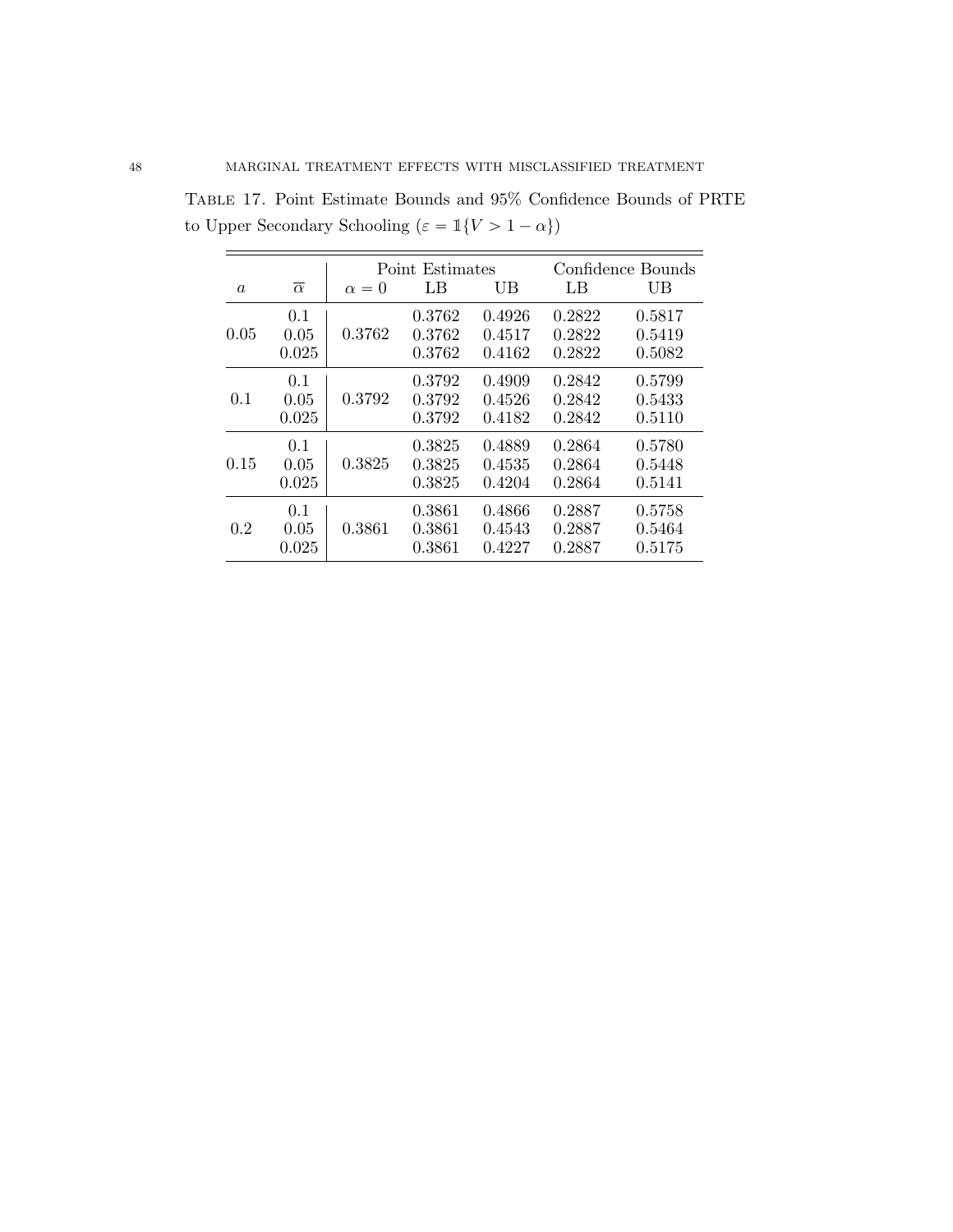TABLE 17. Point Estimate Bounds and 95% Confidence Bounds of PRTE to Upper Secondary Schooling ($\varepsilon = \mathbb{1}\{V > 1 - \alpha\}$)

| | | | Point Estimates | | Confidence Bounds | |
|---|---|---|---|---|---|---|
| $a$ | $\overline{\alpha}$ | $\alpha = 0$ | LB | UB | LB | UB |
| 0.05 | 0.1 | 0.3762 | 0.3762 | 0.4926 | 0.2822 | 0.5817 |
| | 0.05 | | 0.3762 | 0.4517 | 0.2822 | 0.5419 |
| | 0.025 | | 0.3762 | 0.4162 | 0.2822 | 0.5082 |
| 0.1 | 0.1 | 0.3792 | 0.3792 | 0.4909 | 0.2842 | 0.5799 |
| | 0.05 | | 0.3792 | 0.4526 | 0.2842 | 0.5433 |
| | 0.025 | | 0.3792 | 0.4182 | 0.2842 | 0.5110 |
| 0.15 | 0.1 | 0.3825 | 0.3825 | 0.4889 | 0.2864 | 0.5780 |
| | 0.05 | | 0.3825 | 0.4535 | 0.2864 | 0.5448 |
| | 0.025 | | 0.3825 | 0.4204 | 0.2864 | 0.5141 |
| 0.2 | 0.1 | 0.3861 | 0.3861 | 0.4866 | 0.2887 | 0.5758 |
| | 0.05 | | 0.3861 | 0.4543 | 0.2887 | 0.5464 |
| | 0.025 | | 0.3861 | 0.4227 | 0.2887 | 0.5175 |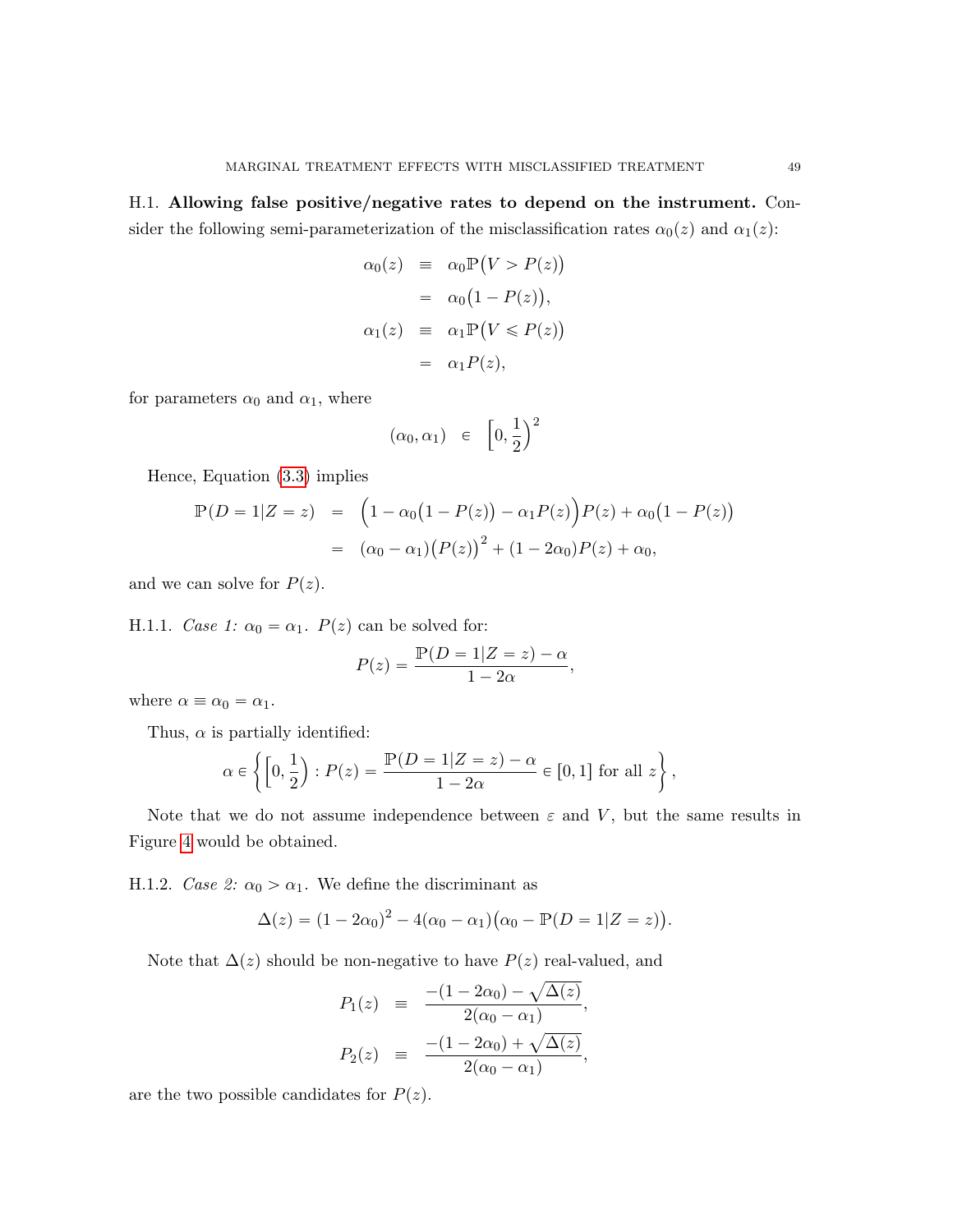**H.1. Allowing false positive/negative rates to depend on the instrument.** Consider the following semi-parameterization of the misclassification rates $\alpha_0(z)$ and $\alpha_1(z)$:

$$
\begin{aligned}
\alpha_0(z) &\equiv \alpha_0 \mathbb{P}\big(V > P(z)\big) \\
&= \alpha_0\big(1 - P(z)\big), \\
\alpha_1(z) &\equiv \alpha_1 \mathbb{P}\big(V \leqslant P(z)\big) \\
&= \alpha_1 P(z),
\end{aligned}
$$

for parameters $\alpha_0$ and $\alpha_1$, where

$$
(\alpha_0, \alpha_1) \in \left[0, \frac{1}{2}\right)^2
$$

Hence, Equation (3.3) implies

$$
\begin{aligned}
\mathbb{P}(D = 1|Z = z) &= \Big(1 - \alpha_0\big(1 - P(z)\big) - \alpha_1 P(z)\Big)P(z) + \alpha_0\big(1 - P(z)\big) \\
&= (\alpha_0 - \alpha_1)\big(P(z)\big)^2 + (1 - 2\alpha_0)P(z) + \alpha_0,
\end{aligned}
$$

and we can solve for $P(z)$.

H.1.1. *Case 1:* $\alpha_0 = \alpha_1$. $P(z)$ can be solved for:

$$
P(z) = \frac{\mathbb{P}(D = 1|Z = z) - \alpha}{1 - 2\alpha},
$$

where $\alpha \equiv \alpha_0 = \alpha_1$.

Thus, $\alpha$ is partially identified:

$$
\alpha \in \left\{ \left[0, \frac{1}{2}\right) : P(z) = \frac{\mathbb{P}(D = 1|Z = z) - \alpha}{1 - 2\alpha} \in [0, 1] \text{ for all } z \right\},
$$

Note that we do not assume independence between $\varepsilon$ and $V$, but the same results in Figure 4 would be obtained.

H.1.2. *Case 2:* $\alpha_0 > \alpha_1$. We define the discriminant as

$$
\Delta(z) = (1 - 2\alpha_0)^2 - 4(\alpha_0 - \alpha_1)\big(\alpha_0 - \mathbb{P}(D = 1|Z = z)\big).
$$

Note that $\Delta(z)$ should be non-negative to have $P(z)$ real-valued, and

$$
\begin{aligned}
P_1(z) &\equiv \frac{-(1 - 2\alpha_0) - \sqrt{\Delta(z)}}{2(\alpha_0 - \alpha_1)}, \\
P_2(z) &\equiv \frac{-(1 - 2\alpha_0) + \sqrt{\Delta(z)}}{2(\alpha_0 - \alpha_1)},
\end{aligned}
$$

are the two possible candidates for $P(z)$.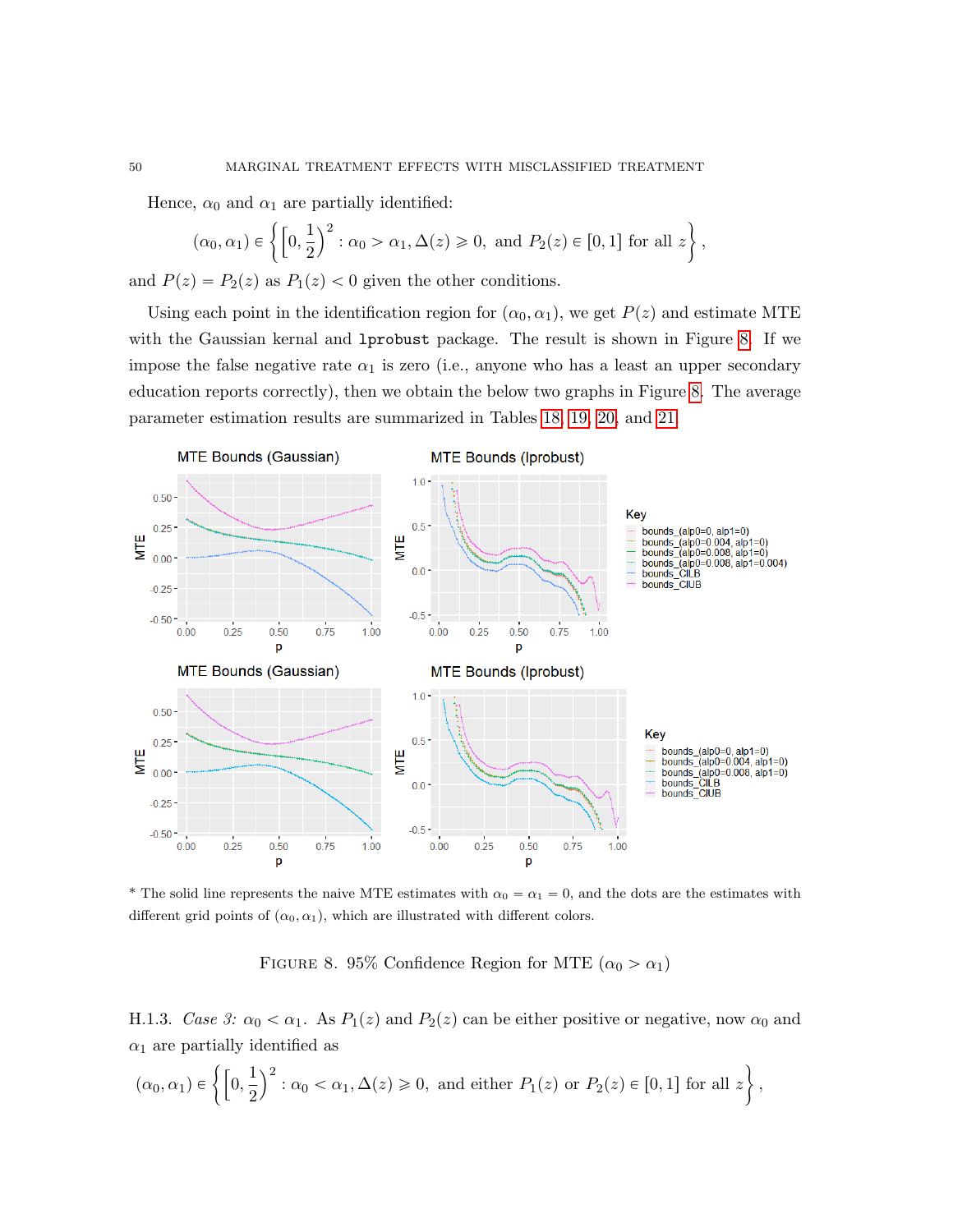Hence, $\alpha_0$ and $\alpha_1$ are partially identified:

$$(\alpha_0, \alpha_1) \in \left\{ \left[0, \frac{1}{2}\right)^2 : \alpha_0 > \alpha_1, \Delta(z) \geqslant 0, \text{ and } P_2(z) \in [0,1] \text{ for all } z \right\},$$

and $P(z) = P_2(z)$ as $P_1(z) < 0$ given the other conditions.

Using each point in the identification region for $(\alpha_0, \alpha_1)$, we get $P(z)$ and estimate MTE with the Gaussian kernal and `lprobust` package. The result is shown in Figure 8. If we impose the false negative rate $\alpha_1$ is zero (i.e., anyone who has a least an upper secondary education reports correctly), then we obtain the below two graphs in Figure 8. The average parameter estimation results are summarized in Tables 18, 19, 20, and 21.

\* The solid line represents the naive MTE estimates with $\alpha_0 = \alpha_1 = 0$, and the dots are the estimates with different grid points of $(\alpha_0, \alpha_1)$, which are illustrated with different colors.

FIGURE 8. 95% Confidence Region for MTE ($\alpha_0 > \alpha_1$)

H.1.3. *Case 3:* $\alpha_0 < \alpha_1$. As $P_1(z)$ and $P_2(z)$ can be either positive or negative, now $\alpha_0$ and $\alpha_1$ are partially identified as

$$(\alpha_0, \alpha_1) \in \left\{ \left[0, \frac{1}{2}\right)^2 : \alpha_0 < \alpha_1, \Delta(z) \geqslant 0, \text{ and either } P_1(z) \text{ or } P_2(z) \in [0,1] \text{ for all } z \right\},$$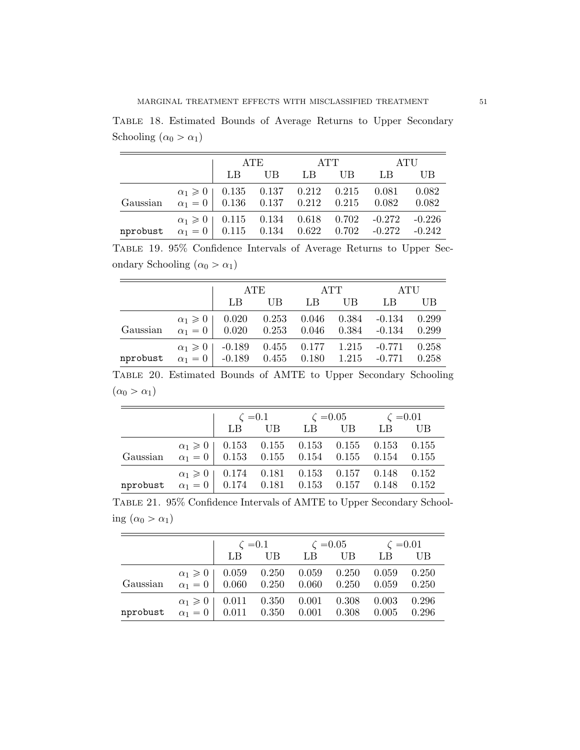Table 18. Estimated Bounds of Average Returns to Upper Secondary Schooling ($\alpha_0 > \alpha_1$)

| | | ATE | | ATT | | ATU | |
|---|---|---|---|---|---|---|---|
| | | LB | UB | LB | UB | LB | UB |
| Gaussian | $\alpha_1 \geqslant 0$ | 0.135 | 0.137 | 0.212 | 0.215 | 0.081 | 0.082 |
| | $\alpha_1 = 0$ | 0.136 | 0.137 | 0.212 | 0.215 | 0.082 | 0.082 |
| `nprobust` | $\alpha_1 \geqslant 0$ | 0.115 | 0.134 | 0.618 | 0.702 | -0.272 | -0.226 |
| | $\alpha_1 = 0$ | 0.115 | 0.134 | 0.622 | 0.702 | -0.272 | -0.242 |

Table 19. 95% Confidence Intervals of Average Returns to Upper Secondary Schooling ($\alpha_0 > \alpha_1$)

| | | ATE | | ATT | | ATU | |
|---|---|---|---|---|---|---|---|
| | | LB | UB | LB | UB | LB | UB |
| Gaussian | $\alpha_1 \geqslant 0$ | 0.020 | 0.253 | 0.046 | 0.384 | -0.134 | 0.299 |
| | $\alpha_1 = 0$ | 0.020 | 0.253 | 0.046 | 0.384 | -0.134 | 0.299 |
| `nprobust` | $\alpha_1 \geqslant 0$ | -0.189 | 0.455 | 0.177 | 1.215 | -0.771 | 0.258 |
| | $\alpha_1 = 0$ | -0.189 | 0.455 | 0.180 | 1.215 | -0.771 | 0.258 |

Table 20. Estimated Bounds of AMTE to Upper Secondary Schooling ($\alpha_0 > \alpha_1$)

| | | $\zeta = 0.1$ | | $\zeta = 0.05$ | | $\zeta = 0.01$ | |
|---|---|---|---|---|---|---|---|
| | | LB | UB | LB | UB | LB | UB |
| Gaussian | $\alpha_1 \geqslant 0$ | 0.153 | 0.155 | 0.153 | 0.155 | 0.153 | 0.155 |
| | $\alpha_1 = 0$ | 0.153 | 0.155 | 0.154 | 0.155 | 0.154 | 0.155 |
| `nprobust` | $\alpha_1 \geqslant 0$ | 0.174 | 0.181 | 0.153 | 0.157 | 0.148 | 0.152 |
| | $\alpha_1 = 0$ | 0.174 | 0.181 | 0.153 | 0.157 | 0.148 | 0.152 |

Table 21. 95% Confidence Intervals of AMTE to Upper Secondary Schooling ($\alpha_0 > \alpha_1$)

| | | $\zeta = 0.1$ | | $\zeta = 0.05$ | | $\zeta = 0.01$ | |
|---|---|---|---|---|---|---|---|
| | | LB | UB | LB | UB | LB | UB |
| Gaussian | $\alpha_1 \geqslant 0$ | 0.059 | 0.250 | 0.059 | 0.250 | 0.059 | 0.250 |
| | $\alpha_1 = 0$ | 0.060 | 0.250 | 0.060 | 0.250 | 0.059 | 0.250 |
| `nprobust` | $\alpha_1 \geqslant 0$ | 0.011 | 0.350 | 0.001 | 0.308 | 0.003 | 0.296 |
| | $\alpha_1 = 0$ | 0.011 | 0.350 | 0.001 | 0.308 | 0.005 | 0.296 |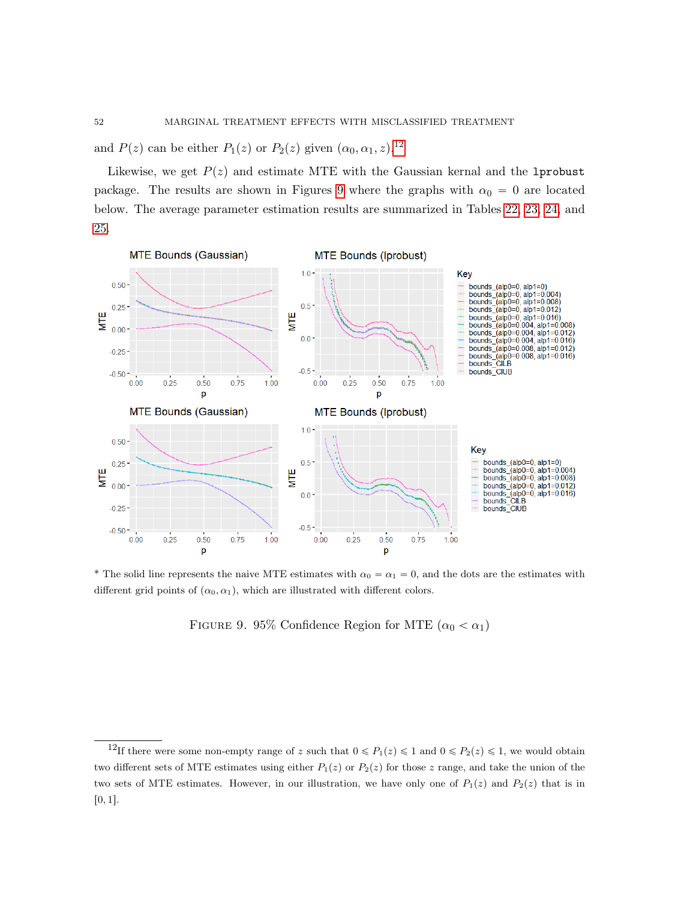and $P(z)$ can be either $P_1(z)$ or $P_2(z)$ given $(\alpha_0, \alpha_1, z)$.[12]

Likewise, we get $P(z)$ and estimate MTE with the Gaussian kernal and the `lprobust` package. The results are shown in Figures 9 where the graphs with $\alpha_0 = 0$ are located below. The average parameter estimation results are summarized in Tables 22, 23, 24, and 25.

\* The solid line represents the naive MTE estimates with $\alpha_0 = \alpha_1 = 0$, and the dots are the estimates with different grid points of $(\alpha_0, \alpha_1)$, which are illustrated with different colors.

FIGURE 9. 95% Confidence Region for MTE ($\alpha_0 < \alpha_1$)

[12] If there were some non-empty range of $z$ such that $0 \leqslant P_1(z) \leqslant 1$ and $0 \leqslant P_2(z) \leqslant 1$, we would obtain two different sets of MTE estimates using either $P_1(z)$ or $P_2(z)$ for those $z$ range, and take the union of the two sets of MTE estimates. However, in our illustration, we have only one of $P_1(z)$ and $P_2(z)$ that is in $[0, 1]$.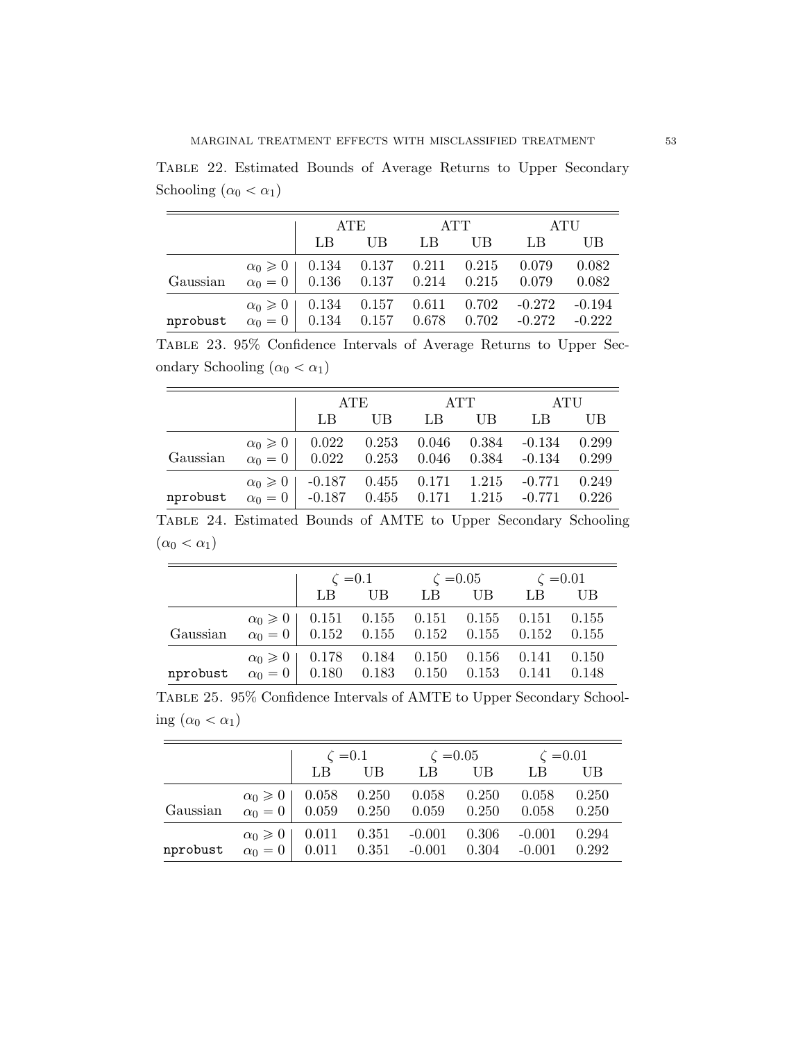Table 22. Estimated Bounds of Average Returns to Upper Secondary Schooling ($\alpha_0 < \alpha_1$)

| | | ATE | | ATT | | ATU | |
|---|---|---|---|---|---|---|---|
| | | LB | UB | LB | UB | LB | UB |
| Gaussian | $\alpha_0 \geqslant 0$ | 0.134 | 0.137 | 0.211 | 0.215 | 0.079 | 0.082 |
| | $\alpha_0 = 0$ | 0.136 | 0.137 | 0.214 | 0.215 | 0.079 | 0.082 |
| `nprobust` | $\alpha_0 \geqslant 0$ | 0.134 | 0.157 | 0.611 | 0.702 | -0.272 | -0.194 |
| | $\alpha_0 = 0$ | 0.134 | 0.157 | 0.678 | 0.702 | -0.272 | -0.222 |

Table 23. 95% Confidence Intervals of Average Returns to Upper Secondary Schooling ($\alpha_0 < \alpha_1$)

| | | ATE | | ATT | | ATU | |
|---|---|---|---|---|---|---|---|
| | | LB | UB | LB | UB | LB | UB |
| Gaussian | $\alpha_0 \geqslant 0$ | 0.022 | 0.253 | 0.046 | 0.384 | -0.134 | 0.299 |
| | $\alpha_0 = 0$ | 0.022 | 0.253 | 0.046 | 0.384 | -0.134 | 0.299 |
| `nprobust` | $\alpha_0 \geqslant 0$ | -0.187 | 0.455 | 0.171 | 1.215 | -0.771 | 0.249 |
| | $\alpha_0 = 0$ | -0.187 | 0.455 | 0.171 | 1.215 | -0.771 | 0.226 |

Table 24. Estimated Bounds of AMTE to Upper Secondary Schooling ($\alpha_0 < \alpha_1$)

| | | $\zeta = 0.1$ | | $\zeta = 0.05$ | | $\zeta = 0.01$ | |
|---|---|---|---|---|---|---|---|
| | | LB | UB | LB | UB | LB | UB |
| Gaussian | $\alpha_0 \geqslant 0$ | 0.151 | 0.155 | 0.151 | 0.155 | 0.151 | 0.155 |
| | $\alpha_0 = 0$ | 0.152 | 0.155 | 0.152 | 0.155 | 0.152 | 0.155 |
| `nprobust` | $\alpha_0 \geqslant 0$ | 0.178 | 0.184 | 0.150 | 0.156 | 0.141 | 0.150 |
| | $\alpha_0 = 0$ | 0.180 | 0.183 | 0.150 | 0.153 | 0.141 | 0.148 |

Table 25. 95% Confidence Intervals of AMTE to Upper Secondary Schooling ($\alpha_0 < \alpha_1$)

| | | $\zeta = 0.1$ | | $\zeta = 0.05$ | | $\zeta = 0.01$ | |
|---|---|---|---|---|---|---|---|
| | | LB | UB | LB | UB | LB | UB |
| Gaussian | $\alpha_0 \geqslant 0$ | 0.058 | 0.250 | 0.058 | 0.250 | 0.058 | 0.250 |
| | $\alpha_0 = 0$ | 0.059 | 0.250 | 0.059 | 0.250 | 0.058 | 0.250 |
| `nprobust` | $\alpha_0 \geqslant 0$ | 0.011 | 0.351 | -0.001 | 0.306 | -0.001 | 0.294 |
| | $\alpha_0 = 0$ | 0.011 | 0.351 | -0.001 | 0.304 | -0.001 | 0.292 |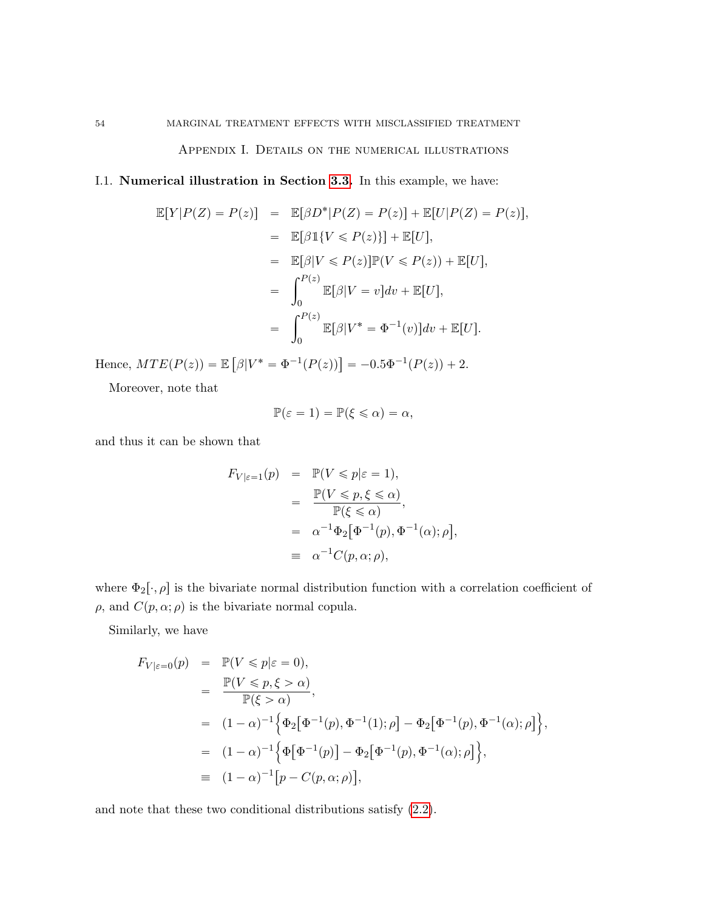## Appendix I. Details on the numerical illustrations

I.1. **Numerical illustration in Section 3.3.** In this example, we have:

$$
\begin{aligned}
\mathbb{E}[Y|P(Z)=P(z)] &= \mathbb{E}[\beta D^*|P(Z)=P(z)] + \mathbb{E}[U|P(Z)=P(z)], \\
&= \mathbb{E}[\beta \mathbb{1}\{V \leqslant P(z)\}] + \mathbb{E}[U], \\
&= \mathbb{E}[\beta | V \leqslant P(z)]\mathbb{P}(V \leqslant P(z)) + \mathbb{E}[U], \\
&= \int_0^{P(z)} \mathbb{E}[\beta|V=v]dv + \mathbb{E}[U], \\
&= \int_0^{P(z)} \mathbb{E}[\beta|V^*=\Phi^{-1}(v)]dv + \mathbb{E}[U].
\end{aligned}
$$

Hence, $MTE(P(z)) = \mathbb{E}\left[\beta|V^* = \Phi^{-1}(P(z))\right] = -0.5\Phi^{-1}(P(z)) + 2$.

Moreover, note that

$$
\mathbb{P}(\varepsilon = 1) = \mathbb{P}(\xi \leqslant \alpha) = \alpha,
$$

and thus it can be shown that

$$
\begin{aligned}
F_{V|\varepsilon=1}(p) &= \mathbb{P}(V \leqslant p|\varepsilon=1), \\
&= \frac{\mathbb{P}(V \leqslant p, \xi \leqslant \alpha)}{\mathbb{P}(\xi \leqslant \alpha)}, \\
&= \alpha^{-1}\Phi_2\big[\Phi^{-1}(p), \Phi^{-1}(\alpha); \rho\big], \\
&\equiv \alpha^{-1}C(p, \alpha; \rho),
\end{aligned}
$$

where $\Phi_2[\cdot, \rho]$ is the bivariate normal distribution function with a correlation coefficient of $\rho$, and $C(p, \alpha; \rho)$ is the bivariate normal copula.

Similarly, we have

$$
\begin{aligned}
F_{V|\varepsilon=0}(p) &= \mathbb{P}(V \leqslant p|\varepsilon=0), \\
&= \frac{\mathbb{P}(V \leqslant p, \xi > \alpha)}{\mathbb{P}(\xi > \alpha)}, \\
&= (1-\alpha)^{-1}\Big\{\Phi_2\big[\Phi^{-1}(p), \Phi^{-1}(1); \rho\big] - \Phi_2\big[\Phi^{-1}(p), \Phi^{-1}(\alpha); \rho\big]\Big\}, \\
&= (1-\alpha)^{-1}\Big\{\Phi\big[\Phi^{-1}(p)\big] - \Phi_2\big[\Phi^{-1}(p), \Phi^{-1}(\alpha); \rho\big]\Big\}, \\
&\equiv (1-\alpha)^{-1}\big[p - C(p, \alpha; \rho)\big],
\end{aligned}
$$

and note that these two conditional distributions satisfy (2.2).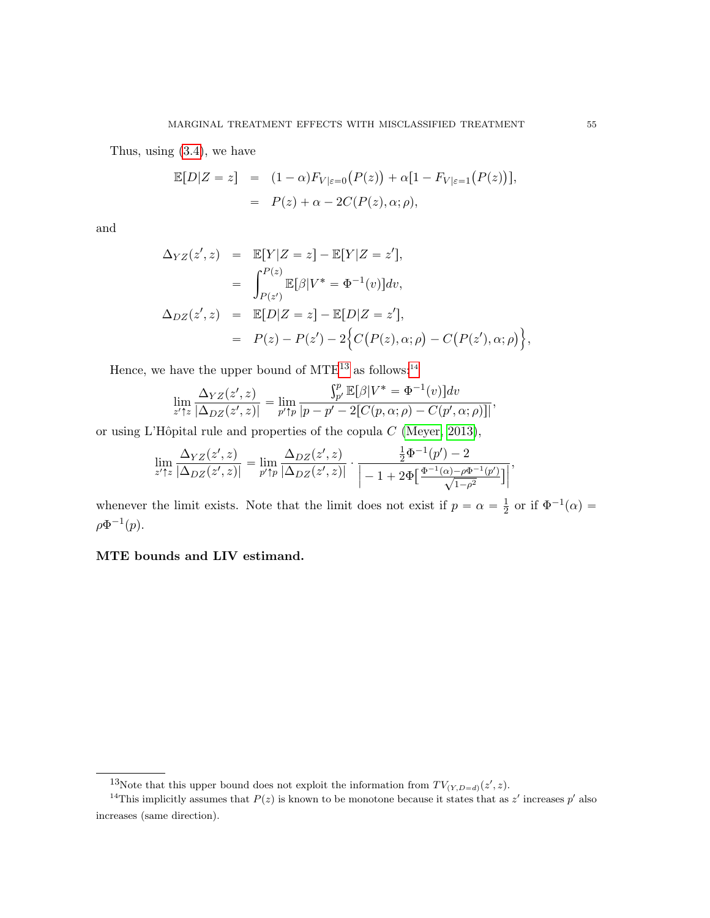Thus, using (3.4), we have

$$
\begin{aligned}
\mathbb{E}[D|Z=z] &= (1-\alpha)F_{V|\varepsilon=0}\big(P(z)\big) + \alpha[1 - F_{V|\varepsilon=1}\big(P(z)\big)], \\
&= P(z) + \alpha - 2C(P(z), \alpha; \rho),
\end{aligned}
$$

and

$$
\begin{aligned}
\Delta_{YZ}(z', z) &= \mathbb{E}[Y|Z=z] - \mathbb{E}[Y|Z=z'], \\
&= \int_{P(z')}^{P(z)} \mathbb{E}[\beta|V^* = \Phi^{-1}(v)]dv, \\
\Delta_{DZ}(z', z) &= \mathbb{E}[D|Z=z] - \mathbb{E}[D|Z=z'], \\
&= P(z) - P(z') - 2\Big\{C\big(P(z), \alpha; \rho\big) - C\big(P(z'), \alpha; \rho\big)\Big\},
\end{aligned}
$$

Hence, we have the upper bound of MTE[13] as follows:[14]

$$
\lim_{z' \uparrow z} \frac{\Delta_{YZ}(z', z)}{|\Delta_{DZ}(z', z)|} = \lim_{p' \uparrow p} \frac{\int_{p'}^{p} \mathbb{E}[\beta|V^* = \Phi^{-1}(v)]dv}{|p - p' - 2[C(p, \alpha; \rho) - C(p', \alpha; \rho)]|},
$$

or using L'Hôpital rule and properties of the copula $C$ (Meyer, 2013),

$$
\lim_{z' \uparrow z} \frac{\Delta_{YZ}(z', z)}{|\Delta_{DZ}(z', z)|} = \lim_{p' \uparrow p} \frac{\Delta_{DZ}(z', z)}{|\Delta_{DZ}(z', z)|} \cdot \frac{\frac{1}{2}\Phi^{-1}(p') - 2}{\Big| - 1 + 2\Phi\Big[\frac{\Phi^{-1}(\alpha) - \rho\Phi^{-1}(p')}{\sqrt{1-\rho^2}}\Big]\Big|},
$$

whenever the limit exists. Note that the limit does not exist if $p = \alpha = \frac{1}{2}$ or if $\Phi^{-1}(\alpha) = \rho\Phi^{-1}(p)$.

**MTE bounds and LIV estimand.**

---

[13] Note that this upper bound does not exploit the information from $TV_{(Y,D=d)}(z', z)$.

[14] This implicitly assumes that $P(z)$ is known to be monotone because it states that as $z'$ increases $p'$ also increases (same direction).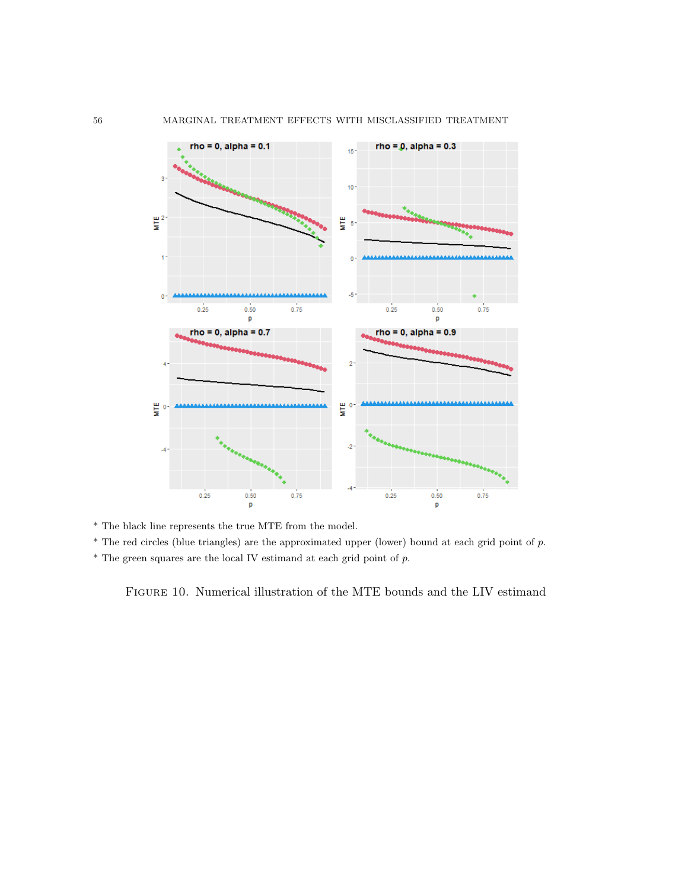* The black line represents the true MTE from the model.

* The red circles (blue triangles) are the approximated upper (lower) bound at each grid point of $p$.

* The green squares are the local IV estimand at each grid point of $p$.

FIGURE 10. Numerical illustration of the MTE bounds and the LIV estimand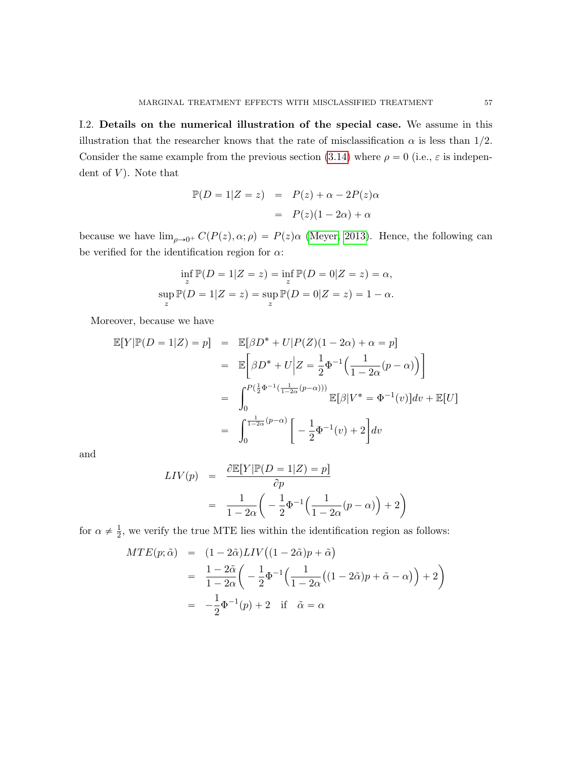I.2. **Details on the numerical illustration of the special case.** We assume in this illustration that the researcher knows that the rate of misclassification $\alpha$ is less than $1/2$. Consider the same example from the previous section (3.14) where $\rho = 0$ (i.e., $\varepsilon$ is independent of $V$). Note that

$$
\begin{aligned}
\mathbb{P}(D = 1|Z = z) &= P(z) + \alpha - 2P(z)\alpha \\
&= P(z)(1 - 2\alpha) + \alpha
\end{aligned}
$$

because we have $\lim_{\rho \to 0^+} C(P(z), \alpha; \rho) = P(z)\alpha$ (Meyer, 2013). Hence, the following can be verified for the identification region for $\alpha$:

$$
\inf_z \mathbb{P}(D = 1|Z = z) = \inf_z \mathbb{P}(D = 0|Z = z) = \alpha,
$$
$$
\sup_z \mathbb{P}(D = 1|Z = z) = \sup_z \mathbb{P}(D = 0|Z = z) = 1 - \alpha.
$$

Moreover, because we have

$$
\begin{aligned}
\mathbb{E}[Y|\mathbb{P}(D = 1|Z) = p] &= \mathbb{E}[\beta D^* + U|P(Z)(1 - 2\alpha) + \alpha = p] \\
&= \mathbb{E}\bigg[\beta D^* + U\bigg|Z = \frac{1}{2}\Phi^{-1}\Big(\frac{1}{1 - 2\alpha}(p - \alpha)\Big)\bigg] \\
&= \int_0^{P(\frac{1}{2}\Phi^{-1}(\frac{1}{1-2\alpha}(p-\alpha)))} \mathbb{E}[\beta|V^* = \Phi^{-1}(v)]dv + \mathbb{E}[U] \\
&= \int_0^{\frac{1}{1-2\alpha}(p-\alpha)} \bigg[-\frac{1}{2}\Phi^{-1}(v) + 2\bigg]dv
\end{aligned}
$$

and

$$
\begin{aligned}
LIV(p) &= \frac{\partial \mathbb{E}[Y|\mathbb{P}(D = 1|Z) = p]}{\partial p} \\
&= \frac{1}{1 - 2\alpha}\bigg(-\frac{1}{2}\Phi^{-1}\Big(\frac{1}{1 - 2\alpha}(p - \alpha)\Big) + 2\bigg)
\end{aligned}
$$

for $\alpha \neq \frac{1}{2}$, we verify the true MTE lies within the identification region as follows:

$$
\begin{aligned}
MTE(p; \tilde{\alpha}) &= (1 - 2\tilde{\alpha})LIV\big((1 - 2\tilde{\alpha})p + \tilde{\alpha}\big) \\
&= \frac{1 - 2\tilde{\alpha}}{1 - 2\alpha}\bigg(-\frac{1}{2}\Phi^{-1}\Big(\frac{1}{1 - 2\alpha}\big((1 - 2\tilde{\alpha})p + \tilde{\alpha} - \alpha\big)\Big) + 2\bigg) \\
&= -\frac{1}{2}\Phi^{-1}(p) + 2 \quad \text{if} \quad \tilde{\alpha} = \alpha
\end{aligned}
$$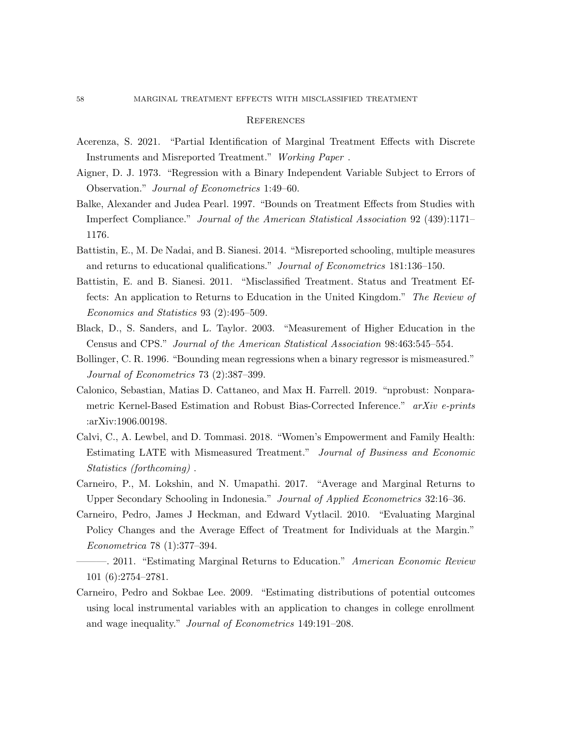## References

Acerenza, S. 2021. "Partial Identification of Marginal Treatment Effects with Discrete Instruments and Misreported Treatment." *Working Paper* .

Aigner, D. J. 1973. "Regression with a Binary Independent Variable Subject to Errors of Observation." *Journal of Econometrics* 1:49–60.

Balke, Alexander and Judea Pearl. 1997. "Bounds on Treatment Effects from Studies with Imperfect Compliance." *Journal of the American Statistical Association* 92 (439):1171–1176.

Battistin, E., M. De Nadai, and B. Sianesi. 2014. "Misreported schooling, multiple measures and returns to educational qualifications." *Journal of Econometrics* 181:136–150.

Battistin, E. and B. Sianesi. 2011. "Misclassified Treatment. Status and Treatment Effects: An application to Returns to Education in the United Kingdom." *The Review of Economics and Statistics* 93 (2):495–509.

Black, D., S. Sanders, and L. Taylor. 2003. "Measurement of Higher Education in the Census and CPS." *Journal of the American Statistical Association* 98:463:545–554.

Bollinger, C. R. 1996. "Bounding mean regressions when a binary regressor is mismeasured." *Journal of Econometrics* 73 (2):387–399.

Calonico, Sebastian, Matias D. Cattaneo, and Max H. Farrell. 2019. "nprobust: Nonparametric Kernel-Based Estimation and Robust Bias-Corrected Inference." *arXiv e-prints* :arXiv:1906.00198.

Calvi, C., A. Lewbel, and D. Tommasi. 2018. "Women's Empowerment and Family Health: Estimating LATE with Mismeasured Treatment." *Journal of Business and Economic Statistics (forthcoming)* .

Carneiro, P., M. Lokshin, and N. Umapathi. 2017. "Average and Marginal Returns to Upper Secondary Schooling in Indonesia." *Journal of Applied Econometrics* 32:16–36.

Carneiro, Pedro, James J Heckman, and Edward Vytlacil. 2010. "Evaluating Marginal Policy Changes and the Average Effect of Treatment for Individuals at the Margin." *Econometrica* 78 (1):377–394.

———. 2011. "Estimating Marginal Returns to Education." *American Economic Review* 101 (6):2754–2781.

Carneiro, Pedro and Sokbae Lee. 2009. "Estimating distributions of potential outcomes using local instrumental variables with an application to changes in college enrollment and wage inequality." *Journal of Econometrics* 149:191–208.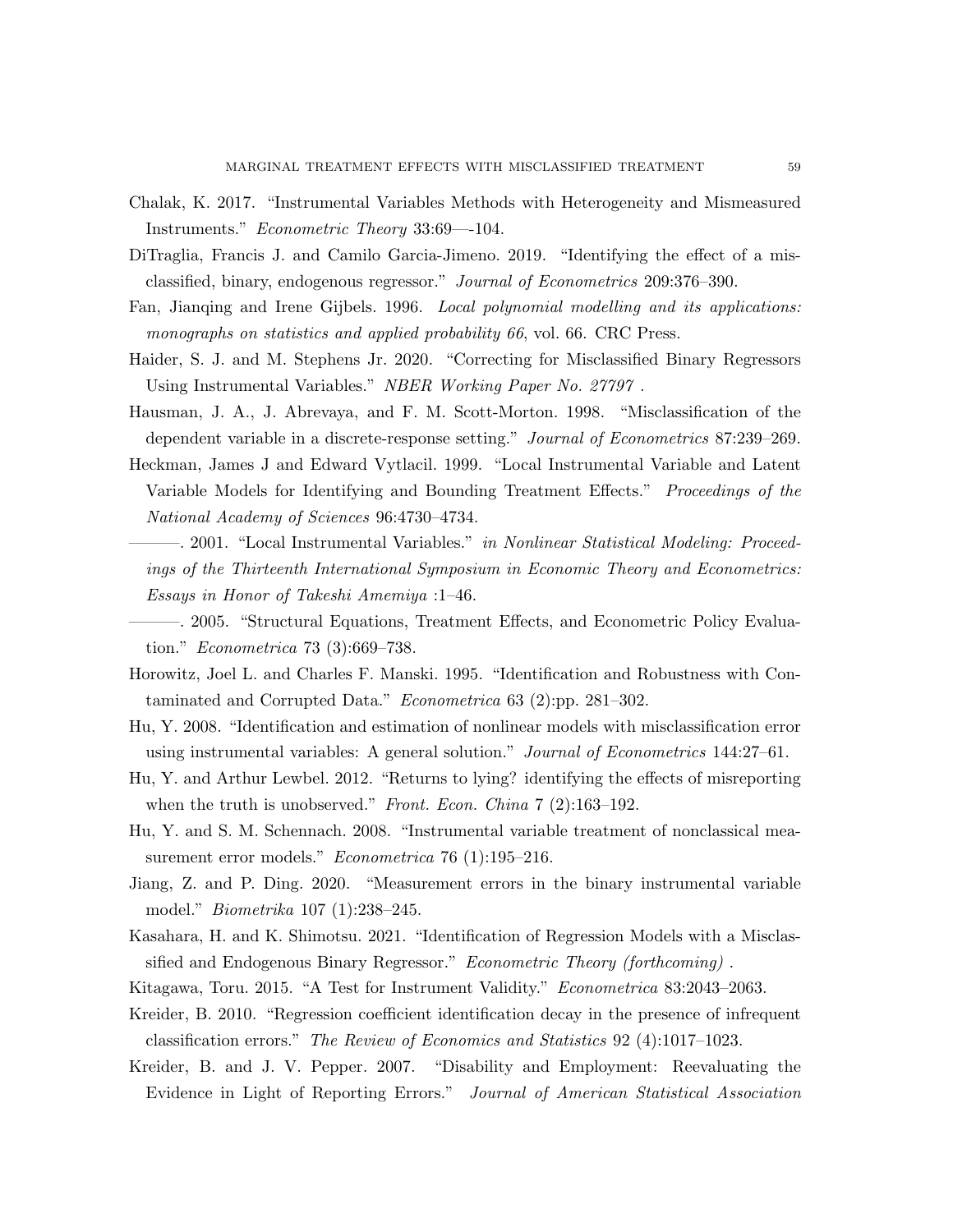Chalak, K. 2017. "Instrumental Variables Methods with Heterogeneity and Mismeasured Instruments." *Econometric Theory* 33:69—-104.

DiTraglia, Francis J. and Camilo Garcia-Jimeno. 2019. "Identifying the effect of a misclassified, binary, endogenous regressor." *Journal of Econometrics* 209:376–390.

Fan, Jianqing and Irene Gijbels. 1996. *Local polynomial modelling and its applications: monographs on statistics and applied probability 66*, vol. 66. CRC Press.

Haider, S. J. and M. Stephens Jr. 2020. "Correcting for Misclassified Binary Regressors Using Instrumental Variables." *NBER Working Paper No. 27797* .

Hausman, J. A., J. Abrevaya, and F. M. Scott-Morton. 1998. "Misclassification of the dependent variable in a discrete-response setting." *Journal of Econometrics* 87:239–269.

Heckman, James J and Edward Vytlacil. 1999. "Local Instrumental Variable and Latent Variable Models for Identifying and Bounding Treatment Effects." *Proceedings of the National Academy of Sciences* 96:4730–4734.

———. 2001. "Local Instrumental Variables." *in Nonlinear Statistical Modeling: Proceedings of the Thirteenth International Symposium in Economic Theory and Econometrics: Essays in Honor of Takeshi Amemiya* :1–46.

———. 2005. "Structural Equations, Treatment Effects, and Econometric Policy Evaluation." *Econometrica* 73 (3):669–738.

Horowitz, Joel L. and Charles F. Manski. 1995. "Identification and Robustness with Contaminated and Corrupted Data." *Econometrica* 63 (2):pp. 281–302.

Hu, Y. 2008. "Identification and estimation of nonlinear models with misclassification error using instrumental variables: A general solution." *Journal of Econometrics* 144:27–61.

Hu, Y. and Arthur Lewbel. 2012. "Returns to lying? identifying the effects of misreporting when the truth is unobserved." *Front. Econ. China* 7 (2):163–192.

Hu, Y. and S. M. Schennach. 2008. "Instrumental variable treatment of nonclassical measurement error models." *Econometrica* 76 (1):195–216.

Jiang, Z. and P. Ding. 2020. "Measurement errors in the binary instrumental variable model." *Biometrika* 107 (1):238–245.

Kasahara, H. and K. Shimotsu. 2021. "Identification of Regression Models with a Misclassified and Endogenous Binary Regressor." *Econometric Theory (forthcoming)* .

Kitagawa, Toru. 2015. "A Test for Instrument Validity." *Econometrica* 83:2043–2063.

Kreider, B. 2010. "Regression coefficient identification decay in the presence of infrequent classification errors." *The Review of Economics and Statistics* 92 (4):1017–1023.

Kreider, B. and J. V. Pepper. 2007. "Disability and Employment: Reevaluating the Evidence in Light of Reporting Errors." *Journal of American Statistical Association*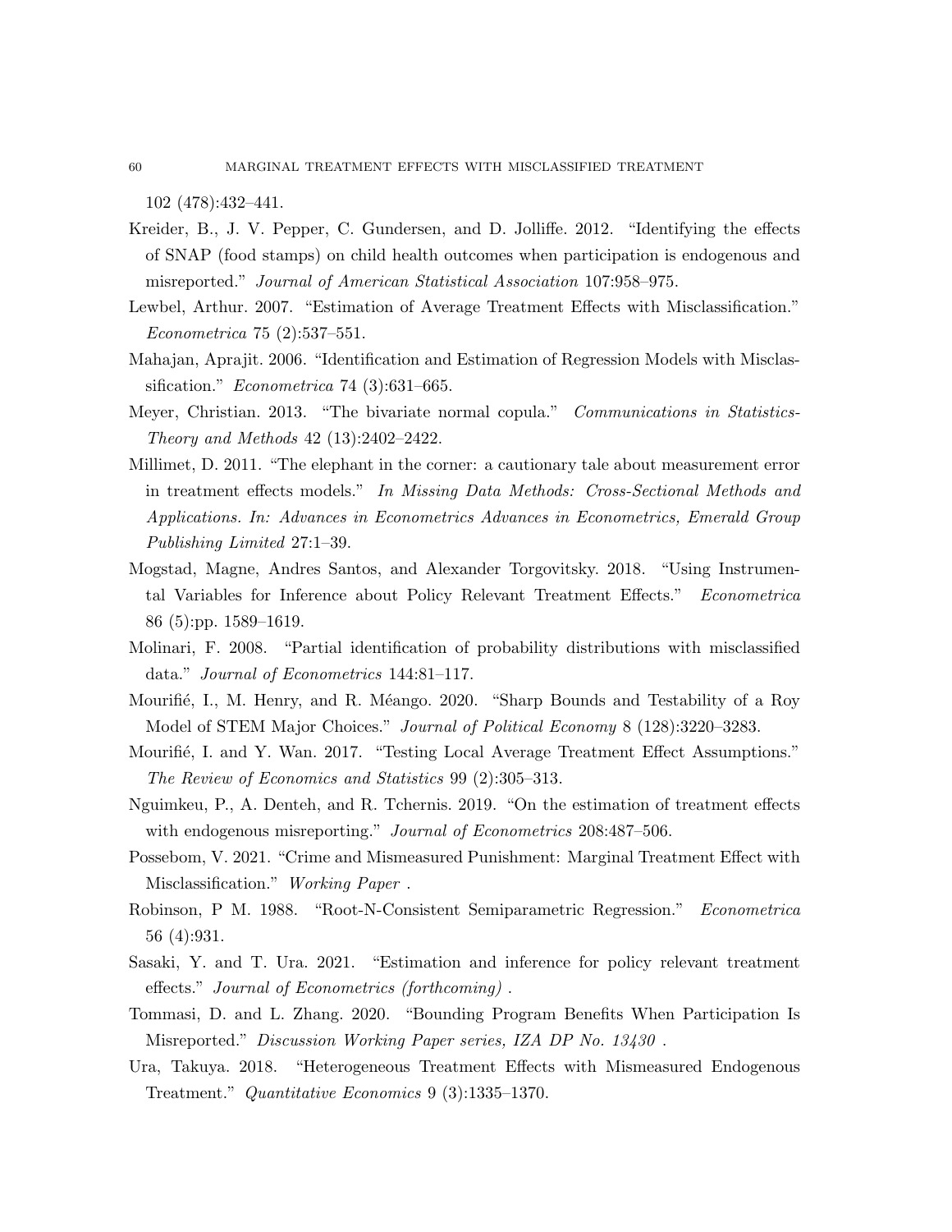102 (478):432–441.

Kreider, B., J. V. Pepper, C. Gundersen, and D. Jolliffe. 2012. "Identifying the effects of SNAP (food stamps) on child health outcomes when participation is endogenous and misreported." *Journal of American Statistical Association* 107:958–975.

Lewbel, Arthur. 2007. "Estimation of Average Treatment Effects with Misclassification." *Econometrica* 75 (2):537–551.

Mahajan, Aprajit. 2006. "Identification and Estimation of Regression Models with Misclassification." *Econometrica* 74 (3):631–665.

Meyer, Christian. 2013. "The bivariate normal copula." *Communications in Statistics-Theory and Methods* 42 (13):2402–2422.

Millimet, D. 2011. "The elephant in the corner: a cautionary tale about measurement error in treatment effects models." *In Missing Data Methods: Cross-Sectional Methods and Applications. In: Advances in Econometrics Advances in Econometrics, Emerald Group Publishing Limited* 27:1–39.

Mogstad, Magne, Andres Santos, and Alexander Torgovitsky. 2018. "Using Instrumental Variables for Inference about Policy Relevant Treatment Effects." *Econometrica* 86 (5):pp. 1589–1619.

Molinari, F. 2008. "Partial identification of probability distributions with misclassified data." *Journal of Econometrics* 144:81–117.

Mourifié, I., M. Henry, and R. Méango. 2020. "Sharp Bounds and Testability of a Roy Model of STEM Major Choices." *Journal of Political Economy* 8 (128):3220–3283.

Mourifié, I. and Y. Wan. 2017. "Testing Local Average Treatment Effect Assumptions." *The Review of Economics and Statistics* 99 (2):305–313.

Nguimkeu, P., A. Denteh, and R. Tchernis. 2019. "On the estimation of treatment effects with endogenous misreporting." *Journal of Econometrics* 208:487–506.

Possebom, V. 2021. "Crime and Mismeasured Punishment: Marginal Treatment Effect with Misclassification." *Working Paper* .

Robinson, P M. 1988. "Root-N-Consistent Semiparametric Regression." *Econometrica* 56 (4):931.

Sasaki, Y. and T. Ura. 2021. "Estimation and inference for policy relevant treatment effects." *Journal of Econometrics (forthcoming)* .

Tommasi, D. and L. Zhang. 2020. "Bounding Program Benefits When Participation Is Misreported." *Discussion Working Paper series, IZA DP No. 13430* .

Ura, Takuya. 2018. "Heterogeneous Treatment Effects with Mismeasured Endogenous Treatment." *Quantitative Economics* 9 (3):1335–1370.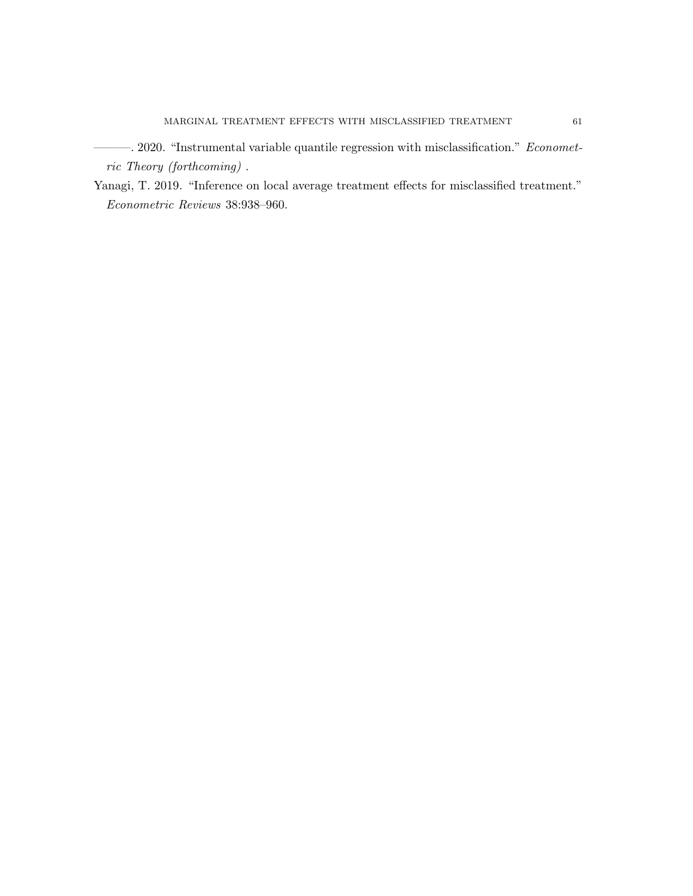———. 2020. "Instrumental variable quantile regression with misclassification." *Econometric Theory (forthcoming)* .

Yanagi, T. 2019. "Inference on local average treatment effects for misclassified treatment." *Econometric Reviews* 38:938–960.